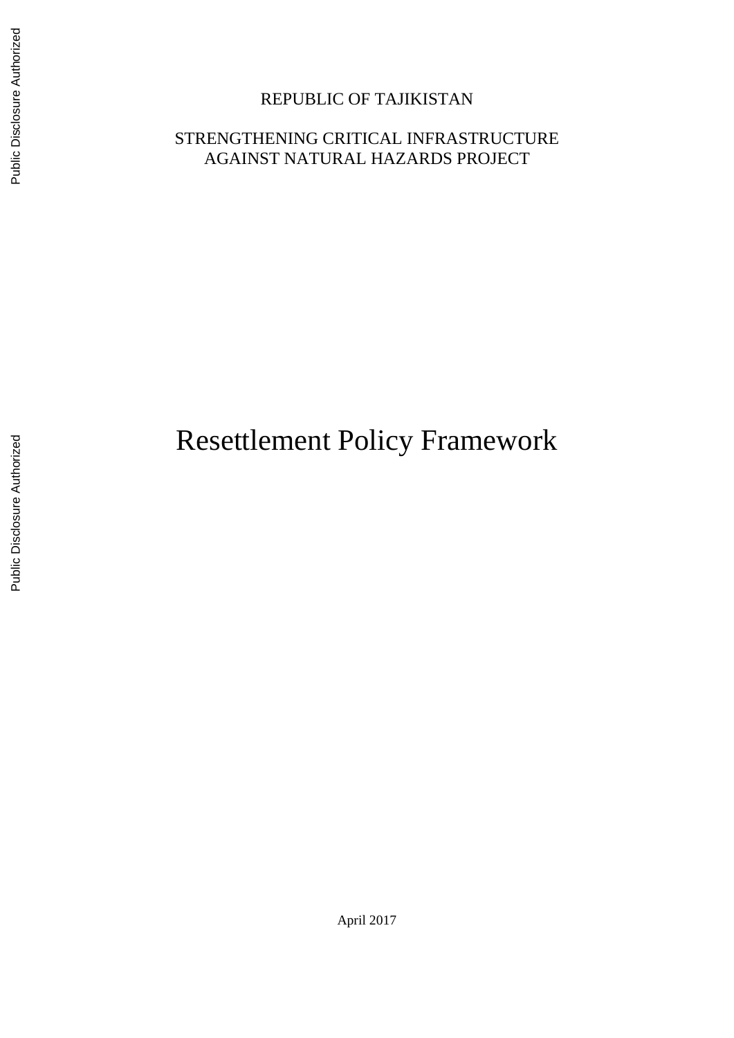REPUBLIC OF TAJIKISTAN

STRENGTHENING CRITICAL INFRASTRUCTURE AGAINST NATURAL HAZARDS PROJECT

# Resettlement Policy Framework

April 2017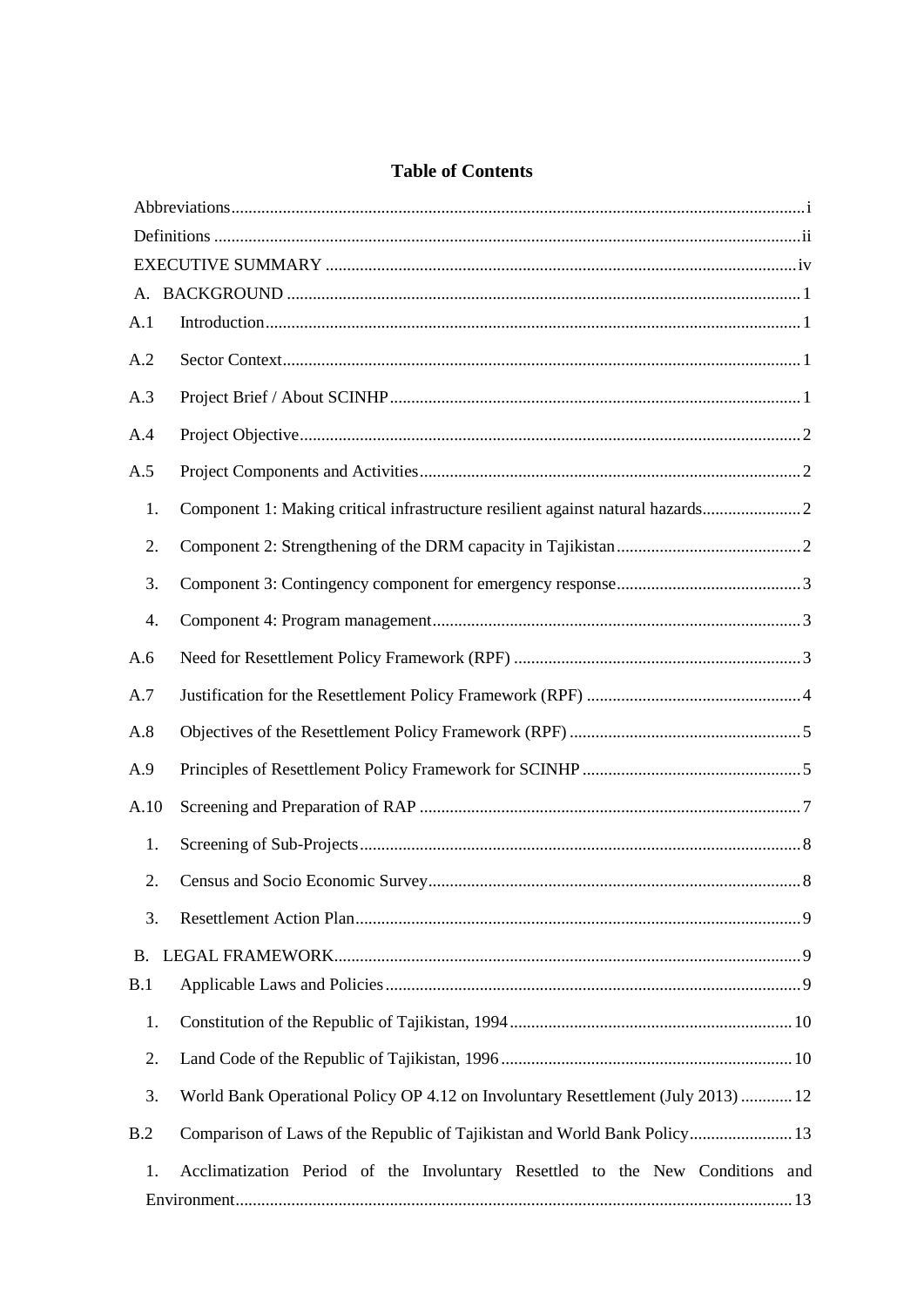# Table of Contents

Abbreviations ..... i

Definitions ..... ii

EXECUTIVE SUMMARY ..... iv

A. BACKGROUND ..... 1

A.1 Introduction ..... 1

A.2 Sector Context ..... 1

A.3 Project Brief / About SCINHP ..... 1

A.4 Project Objective ..... 2

A.5 Project Components and Activities ..... 2

1. Component 1: Making critical infrastructure resilient against natural hazards ..... 2
2. Component 2: Strengthening of the DRM capacity in Tajikistan ..... 2
3. Component 3: Contingency component for emergency response ..... 3
4. Component 4: Program management ..... 3

A.6 Need for Resettlement Policy Framework (RPF) ..... 3

A.7 Justification for the Resettlement Policy Framework (RPF) ..... 4

A.8 Objectives of the Resettlement Policy Framework (RPF) ..... 5

A.9 Principles of Resettlement Policy Framework for SCINHP ..... 5

A.10 Screening and Preparation of RAP ..... 7

1. Screening of Sub-Projects ..... 8
2. Census and Socio Economic Survey ..... 8
3. Resettlement Action Plan ..... 9

B. LEGAL FRAMEWORK ..... 9

B.1 Applicable Laws and Policies ..... 9

1. Constitution of the Republic of Tajikistan, 1994 ..... 10
2. Land Code of the Republic of Tajikistan, 1996 ..... 10
3. World Bank Operational Policy OP 4.12 on Involuntary Resettlement (July 2013) ..... 12

B.2 Comparison of Laws of the Republic of Tajikistan and World Bank Policy ..... 13

1. Acclimatization Period of the Involuntary Resettled to the New Conditions and Environment ..... 13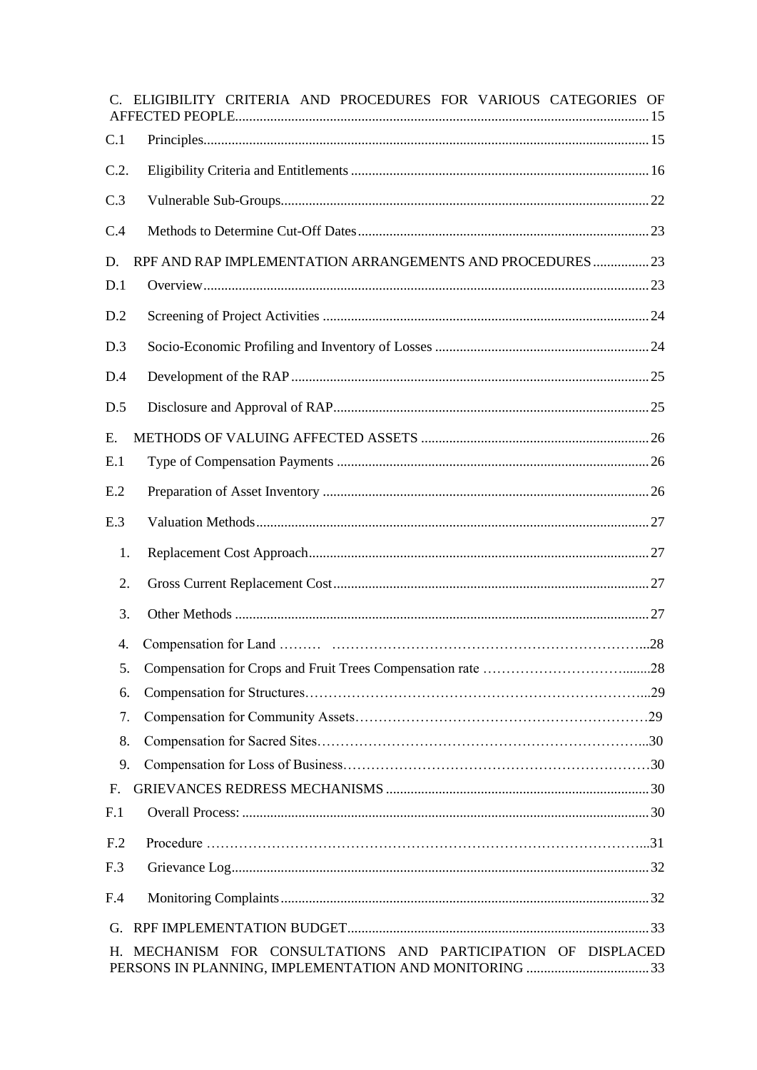C. ELIGIBILITY CRITERIA AND PROCEDURES FOR VARIOUS CATEGORIES OF AFFECTED PEOPLE ..... 15

C.1 Principles ..... 15

C.2. Eligibility Criteria and Entitlements ..... 16

C.3 Vulnerable Sub-Groups ..... 22

C.4 Methods to Determine Cut-Off Dates ..... 23

D. RPF AND RAP IMPLEMENTATION ARRANGEMENTS AND PROCEDURES ..... 23

D.1 Overview ..... 23

D.2 Screening of Project Activities ..... 24

D.3 Socio-Economic Profiling and Inventory of Losses ..... 24

D.4 Development of the RAP ..... 25

D.5 Disclosure and Approval of RAP ..... 25

E. METHODS OF VALUING AFFECTED ASSETS ..... 26

E.1 Type of Compensation Payments ..... 26

E.2 Preparation of Asset Inventory ..... 26

E.3 Valuation Methods ..... 27

1. Replacement Cost Approach ..... 27
2. Gross Current Replacement Cost ..... 27
3. Other Methods ..... 27
4. Compensation for Land ..... 28
5. Compensation for Crops and Fruit Trees Compensation rate ..... 28
6. Compensation for Structures ..... 29
7. Compensation for Community Assets ..... 29
8. Compensation for Sacred Sites ..... 30
9. Compensation for Loss of Business ..... 30

F. GRIEVANCES REDRESS MECHANISMS ..... 30

F.1 Overall Process: ..... 30

F.2 Procedure ..... 31

F.3 Grievance Log ..... 32

F.4 Monitoring Complaints ..... 32

G. RPF IMPLEMENTATION BUDGET ..... 33

H. MECHANISM FOR CONSULTATIONS AND PARTICIPATION OF DISPLACED PERSONS IN PLANNING, IMPLEMENTATION AND MONITORING ..... 33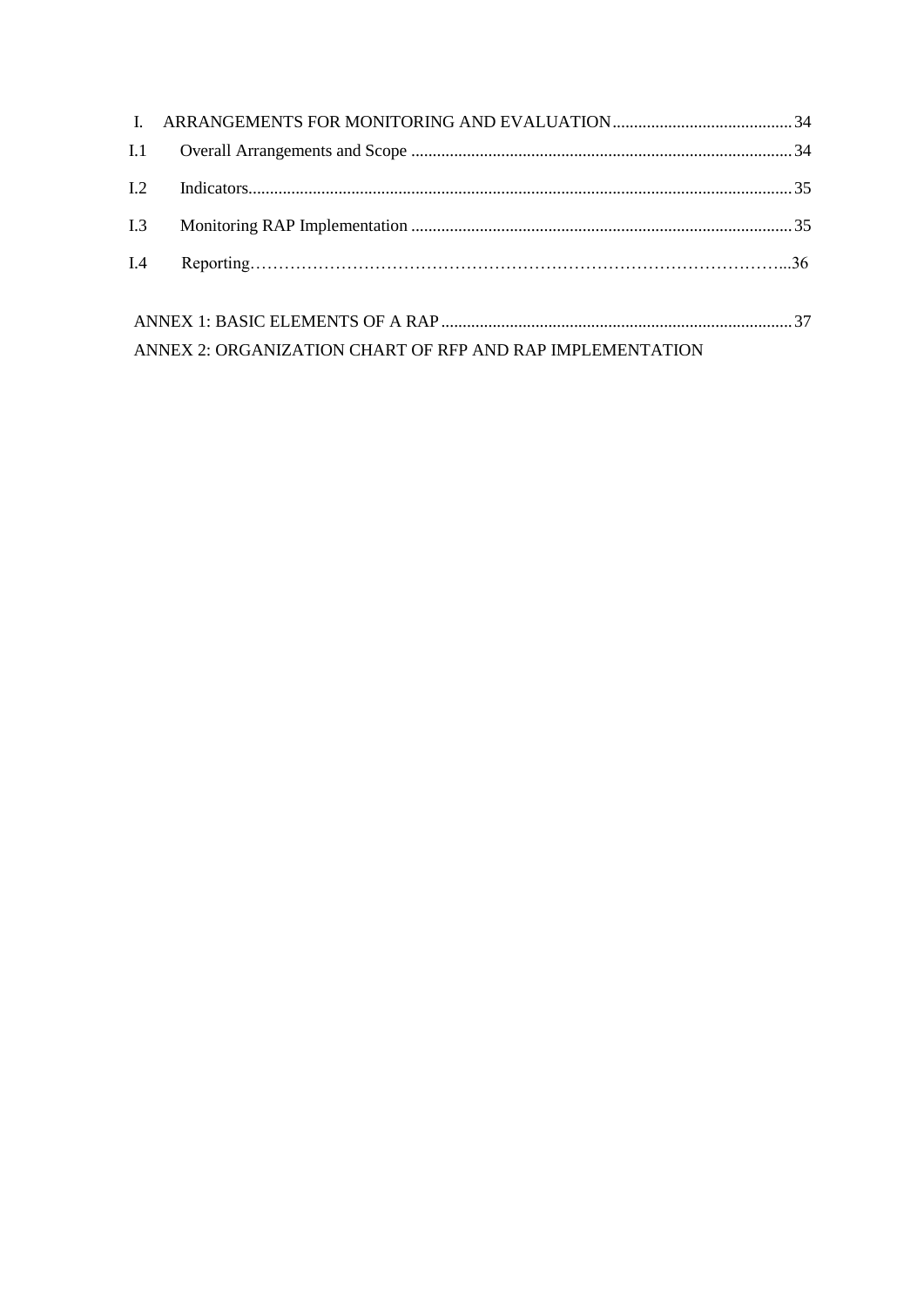I. ARRANGEMENTS FOR MONITORING AND EVALUATION .......... 34

I.1 Overall Arrangements and Scope .......... 34

I.2 Indicators .......... 35

I.3 Monitoring RAP Implementation .......... 35

I.4 Reporting .......... 36

ANNEX 1: BASIC ELEMENTS OF A RAP .......... 37

ANNEX 2: ORGANIZATION CHART OF RFP AND RAP IMPLEMENTATION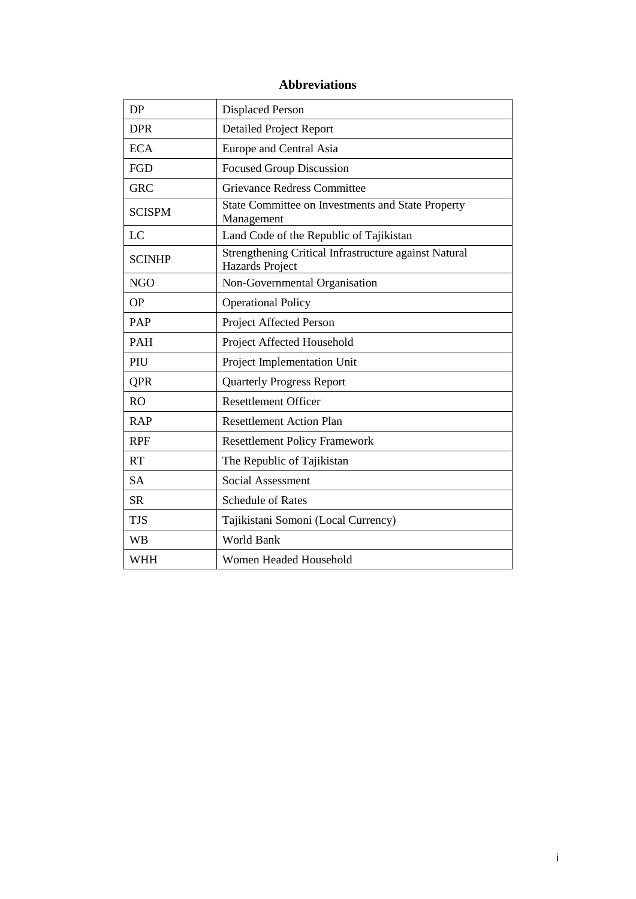## Abbreviations

| | |
|---|---|
| DP | Displaced Person |
| DPR | Detailed Project Report |
| ECA | Europe and Central Asia |
| FGD | Focused Group Discussion |
| GRC | Grievance Redress Committee |
| SCISPM | State Committee on Investments and State Property Management |
| LC | Land Code of the Republic of Tajikistan |
| SCINHP | Strengthening Critical Infrastructure against Natural Hazards Project |
| NGO | Non-Governmental Organisation |
| OP | Operational Policy |
| PAP | Project Affected Person |
| PAH | Project Affected Household |
| PIU | Project Implementation Unit |
| QPR | Quarterly Progress Report |
| RO | Resettlement Officer |
| RAP | Resettlement Action Plan |
| RPF | Resettlement Policy Framework |
| RT | The Republic of Tajikistan |
| SA | Social Assessment |
| SR | Schedule of Rates |
| TJS | Tajikistani Somoni (Local Currency) |
| WB | World Bank |
| WHH | Women Headed Household |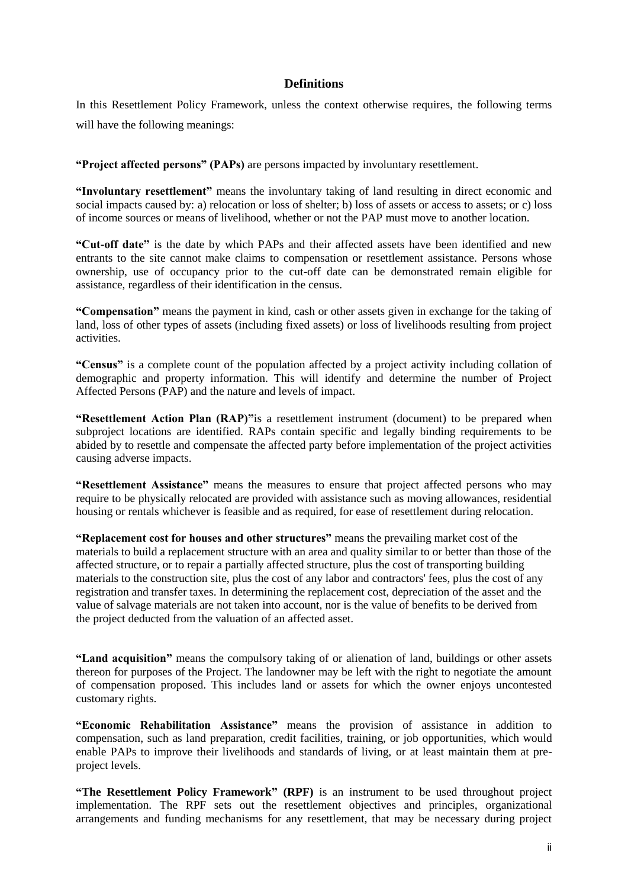## Definitions

In this Resettlement Policy Framework, unless the context otherwise requires, the following terms will have the following meanings:

**"Project affected persons" (PAPs)** are persons impacted by involuntary resettlement.

**"Involuntary resettlement"** means the involuntary taking of land resulting in direct economic and social impacts caused by: a) relocation or loss of shelter; b) loss of assets or access to assets; or c) loss of income sources or means of livelihood, whether or not the PAP must move to another location.

**"Cut-off date"** is the date by which PAPs and their affected assets have been identified and new entrants to the site cannot make claims to compensation or resettlement assistance. Persons whose ownership, use of occupancy prior to the cut-off date can be demonstrated remain eligible for assistance, regardless of their identification in the census.

**"Compensation"** means the payment in kind, cash or other assets given in exchange for the taking of land, loss of other types of assets (including fixed assets) or loss of livelihoods resulting from project activities.

**"Census"** is a complete count of the population affected by a project activity including collation of demographic and property information. This will identify and determine the number of Project Affected Persons (PAP) and the nature and levels of impact.

**"Resettlement Action Plan (RAP)"**is a resettlement instrument (document) to be prepared when subproject locations are identified. RAPs contain specific and legally binding requirements to be abided by to resettle and compensate the affected party before implementation of the project activities causing adverse impacts.

**"Resettlement Assistance"** means the measures to ensure that project affected persons who may require to be physically relocated are provided with assistance such as moving allowances, residential housing or rentals whichever is feasible and as required, for ease of resettlement during relocation.

**"Replacement cost for houses and other structures"** means the prevailing market cost of the materials to build a replacement structure with an area and quality similar to or better than those of the affected structure, or to repair a partially affected structure, plus the cost of transporting building materials to the construction site, plus the cost of any labor and contractors' fees, plus the cost of any registration and transfer taxes. In determining the replacement cost, depreciation of the asset and the value of salvage materials are not taken into account, nor is the value of benefits to be derived from the project deducted from the valuation of an affected asset.

**"Land acquisition"** means the compulsory taking of or alienation of land, buildings or other assets thereon for purposes of the Project. The landowner may be left with the right to negotiate the amount of compensation proposed. This includes land or assets for which the owner enjoys uncontested customary rights.

**"Economic Rehabilitation Assistance"** means the provision of assistance in addition to compensation, such as land preparation, credit facilities, training, or job opportunities, which would enable PAPs to improve their livelihoods and standards of living, or at least maintain them at pre-project levels.

**"The Resettlement Policy Framework" (RPF)** is an instrument to be used throughout project implementation. The RPF sets out the resettlement objectives and principles, organizational arrangements and funding mechanisms for any resettlement, that may be necessary during project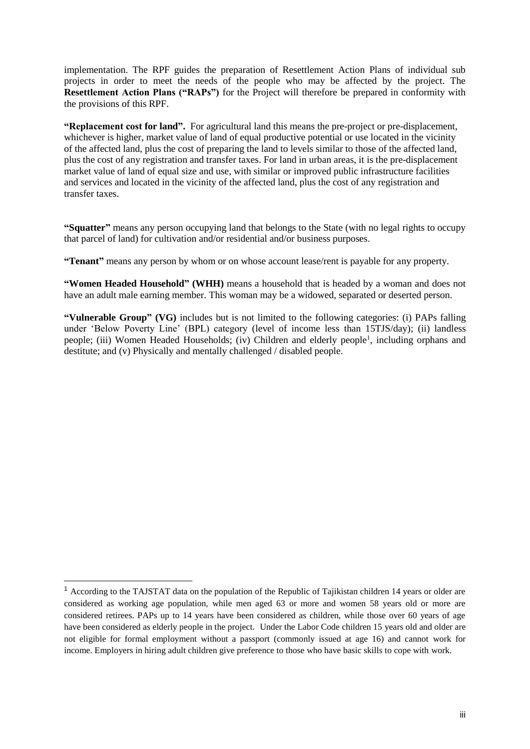implementation. The RPF guides the preparation of Resettlement Action Plans of individual sub projects in order to meet the needs of the people who may be affected by the project. The **Resettlement Action Plans ("RAPs")** for the Project will therefore be prepared in conformity with the provisions of this RPF.

**"Replacement cost for land".** For agricultural land this means the pre-project or pre-displacement, whichever is higher, market value of land of equal productive potential or use located in the vicinity of the affected land, plus the cost of preparing the land to levels similar to those of the affected land, plus the cost of any registration and transfer taxes. For land in urban areas, it is the pre-displacement market value of land of equal size and use, with similar or improved public infrastructure facilities and services and located in the vicinity of the affected land, plus the cost of any registration and transfer taxes.

**"Squatter"** means any person occupying land that belongs to the State (with no legal rights to occupy that parcel of land) for cultivation and/or residential and/or business purposes.

**"Tenant"** means any person by whom or on whose account lease/rent is payable for any property.

**"Women Headed Household" (WHH)** means a household that is headed by a woman and does not have an adult male earning member. This woman may be a widowed, separated or deserted person.

**"Vulnerable Group" (VG)** includes but is not limited to the following categories: (i) PAPs falling under 'Below Poverty Line' (BPL) category (level of income less than 15TJS/day); (ii) landless people; (iii) Women Headed Households; (iv) Children and elderly people[1], including orphans and destitute; and (v) Physically and mentally challenged / disabled people.

[1] According to the TAJSTAT data on the population of the Republic of Tajikistan children 14 years or older are considered as working age population, while men aged 63 or more and women 58 years old or more are considered retirees. PAPs up to 14 years have been considered as children, while those over 60 years of age have been considered as elderly people in the project. Under the Labor Code children 15 years old and older are not eligible for formal employment without a passport (commonly issued at age 16) and cannot work for income. Employers in hiring adult children give preference to those who have basic skills to cope with work.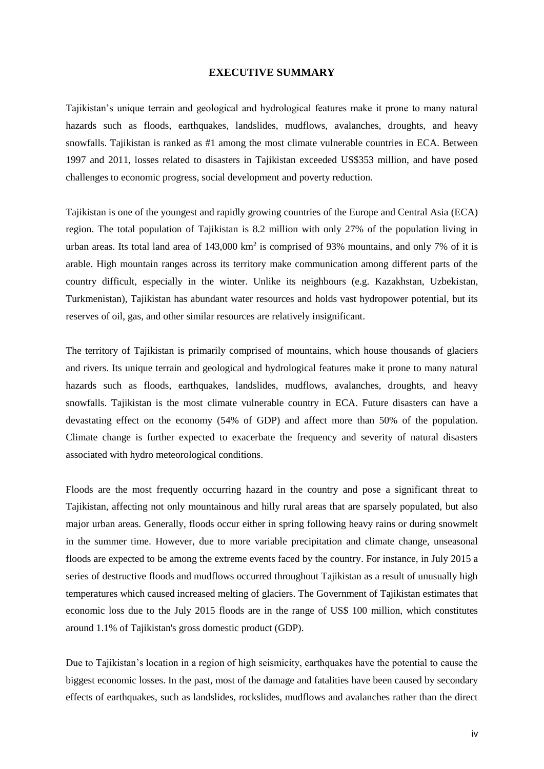# EXECUTIVE SUMMARY

Tajikistan's unique terrain and geological and hydrological features make it prone to many natural hazards such as floods, earthquakes, landslides, mudflows, avalanches, droughts, and heavy snowfalls. Tajikistan is ranked as #1 among the most climate vulnerable countries in ECA. Between 1997 and 2011, losses related to disasters in Tajikistan exceeded US$353 million, and have posed challenges to economic progress, social development and poverty reduction.

Tajikistan is one of the youngest and rapidly growing countries of the Europe and Central Asia (ECA) region. The total population of Tajikistan is 8.2 million with only 27% of the population living in urban areas. Its total land area of 143,000 km$^2$ is comprised of 93% mountains, and only 7% of it is arable. High mountain ranges across its territory make communication among different parts of the country difficult, especially in the winter. Unlike its neighbours (e.g. Kazakhstan, Uzbekistan, Turkmenistan), Tajikistan has abundant water resources and holds vast hydropower potential, but its reserves of oil, gas, and other similar resources are relatively insignificant.

The territory of Tajikistan is primarily comprised of mountains, which house thousands of glaciers and rivers. Its unique terrain and geological and hydrological features make it prone to many natural hazards such as floods, earthquakes, landslides, mudflows, avalanches, droughts, and heavy snowfalls. Tajikistan is the most climate vulnerable country in ECA. Future disasters can have a devastating effect on the economy (54% of GDP) and affect more than 50% of the population. Climate change is further expected to exacerbate the frequency and severity of natural disasters associated with hydro meteorological conditions.

Floods are the most frequently occurring hazard in the country and pose a significant threat to Tajikistan, affecting not only mountainous and hilly rural areas that are sparsely populated, but also major urban areas. Generally, floods occur either in spring following heavy rains or during snowmelt in the summer time. However, due to more variable precipitation and climate change, unseasonal floods are expected to be among the extreme events faced by the country. For instance, in July 2015 a series of destructive floods and mudflows occurred throughout Tajikistan as a result of unusually high temperatures which caused increased melting of glaciers. The Government of Tajikistan estimates that economic loss due to the July 2015 floods are in the range of US$ 100 million, which constitutes around 1.1% of Tajikistan's gross domestic product (GDP).

Due to Tajikistan's location in a region of high seismicity, earthquakes have the potential to cause the biggest economic losses. In the past, most of the damage and fatalities have been caused by secondary effects of earthquakes, such as landslides, rockslides, mudflows and avalanches rather than the direct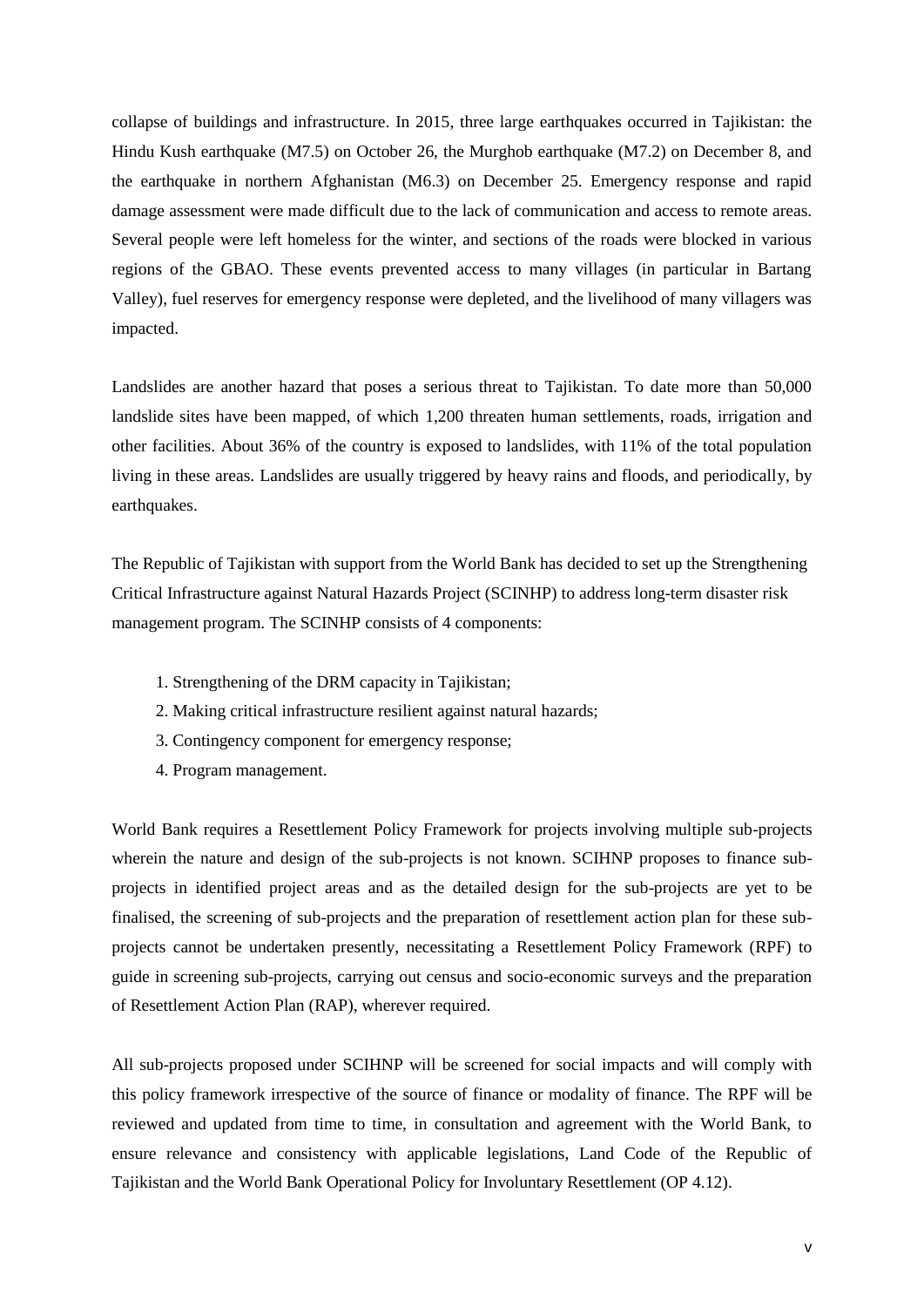collapse of buildings and infrastructure. In 2015, three large earthquakes occurred in Tajikistan: the Hindu Kush earthquake (M7.5) on October 26, the Murghob earthquake (M7.2) on December 8, and the earthquake in northern Afghanistan (M6.3) on December 25. Emergency response and rapid damage assessment were made difficult due to the lack of communication and access to remote areas. Several people were left homeless for the winter, and sections of the roads were blocked in various regions of the GBAO. These events prevented access to many villages (in particular in Bartang Valley), fuel reserves for emergency response were depleted, and the livelihood of many villagers was impacted.

Landslides are another hazard that poses a serious threat to Tajikistan. To date more than 50,000 landslide sites have been mapped, of which 1,200 threaten human settlements, roads, irrigation and other facilities. About 36% of the country is exposed to landslides, with 11% of the total population living in these areas. Landslides are usually triggered by heavy rains and floods, and periodically, by earthquakes.

The Republic of Tajikistan with support from the World Bank has decided to set up the Strengthening Critical Infrastructure against Natural Hazards Project (SCINHP) to address long-term disaster risk management program. The SCINHP consists of 4 components:

1. Strengthening of the DRM capacity in Tajikistan;
2. Making critical infrastructure resilient against natural hazards;
3. Contingency component for emergency response;
4. Program management.

World Bank requires a Resettlement Policy Framework for projects involving multiple sub-projects wherein the nature and design of the sub-projects is not known. SCIHNP proposes to finance sub-projects in identified project areas and as the detailed design for the sub-projects are yet to be finalised, the screening of sub-projects and the preparation of resettlement action plan for these sub-projects cannot be undertaken presently, necessitating a Resettlement Policy Framework (RPF) to guide in screening sub-projects, carrying out census and socio-economic surveys and the preparation of Resettlement Action Plan (RAP), wherever required.

All sub-projects proposed under SCIHNP will be screened for social impacts and will comply with this policy framework irrespective of the source of finance or modality of finance. The RPF will be reviewed and updated from time to time, in consultation and agreement with the World Bank, to ensure relevance and consistency with applicable legislations, Land Code of the Republic of Tajikistan and the World Bank Operational Policy for Involuntary Resettlement (OP 4.12).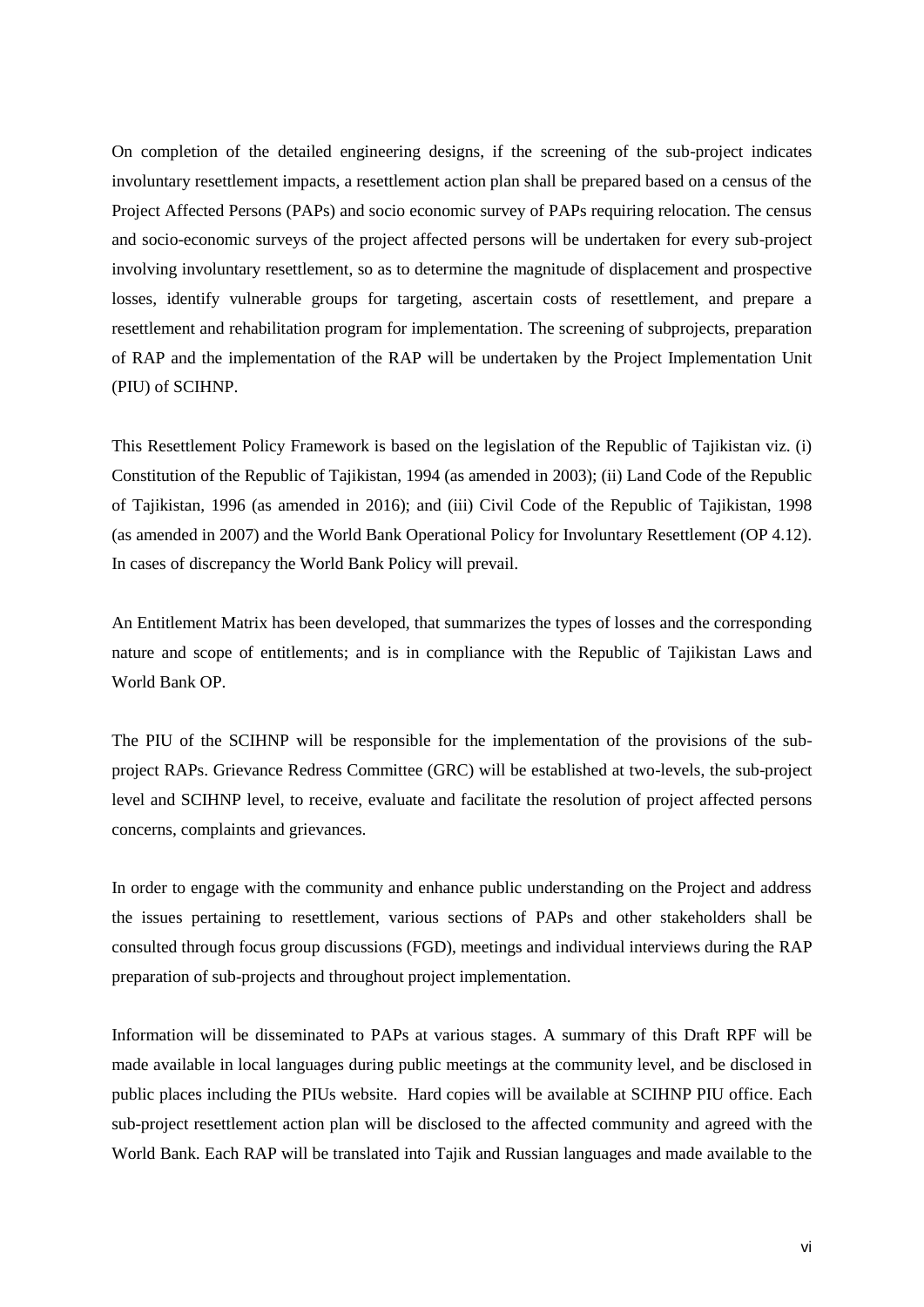On completion of the detailed engineering designs, if the screening of the sub-project indicates involuntary resettlement impacts, a resettlement action plan shall be prepared based on a census of the Project Affected Persons (PAPs) and socio economic survey of PAPs requiring relocation. The census and socio-economic surveys of the project affected persons will be undertaken for every sub-project involving involuntary resettlement, so as to determine the magnitude of displacement and prospective losses, identify vulnerable groups for targeting, ascertain costs of resettlement, and prepare a resettlement and rehabilitation program for implementation. The screening of subprojects, preparation of RAP and the implementation of the RAP will be undertaken by the Project Implementation Unit (PIU) of SCIHNP.

This Resettlement Policy Framework is based on the legislation of the Republic of Tajikistan viz. (i) Constitution of the Republic of Tajikistan, 1994 (as amended in 2003); (ii) Land Code of the Republic of Tajikistan, 1996 (as amended in 2016); and (iii) Civil Code of the Republic of Tajikistan, 1998 (as amended in 2007) and the World Bank Operational Policy for Involuntary Resettlement (OP 4.12). In cases of discrepancy the World Bank Policy will prevail.

An Entitlement Matrix has been developed, that summarizes the types of losses and the corresponding nature and scope of entitlements; and is in compliance with the Republic of Tajikistan Laws and World Bank OP.

The PIU of the SCIHNP will be responsible for the implementation of the provisions of the sub-project RAPs. Grievance Redress Committee (GRC) will be established at two-levels, the sub-project level and SCIHNP level, to receive, evaluate and facilitate the resolution of project affected persons concerns, complaints and grievances.

In order to engage with the community and enhance public understanding on the Project and address the issues pertaining to resettlement, various sections of PAPs and other stakeholders shall be consulted through focus group discussions (FGD), meetings and individual interviews during the RAP preparation of sub-projects and throughout project implementation.

Information will be disseminated to PAPs at various stages. A summary of this Draft RPF will be made available in local languages during public meetings at the community level, and be disclosed in public places including the PIUs website. Hard copies will be available at SCIHNP PIU office. Each sub-project resettlement action plan will be disclosed to the affected community and agreed with the World Bank. Each RAP will be translated into Tajik and Russian languages and made available to the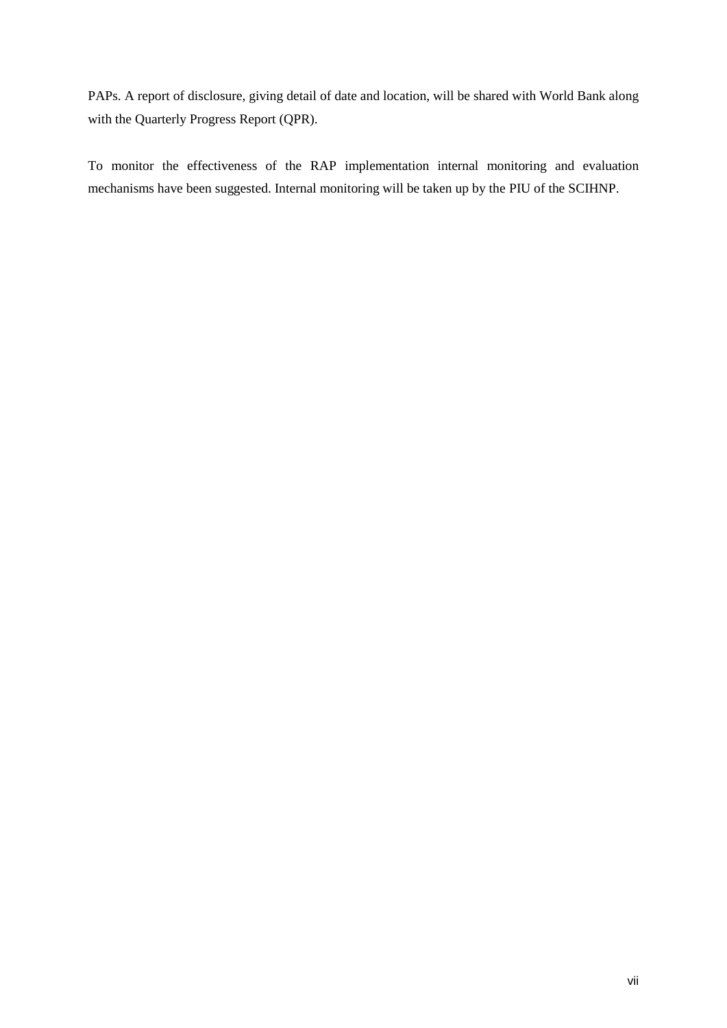PAPs. A report of disclosure, giving detail of date and location, will be shared with World Bank along with the Quarterly Progress Report (QPR).

To monitor the effectiveness of the RAP implementation internal monitoring and evaluation mechanisms have been suggested. Internal monitoring will be taken up by the PIU of the SCIHNP.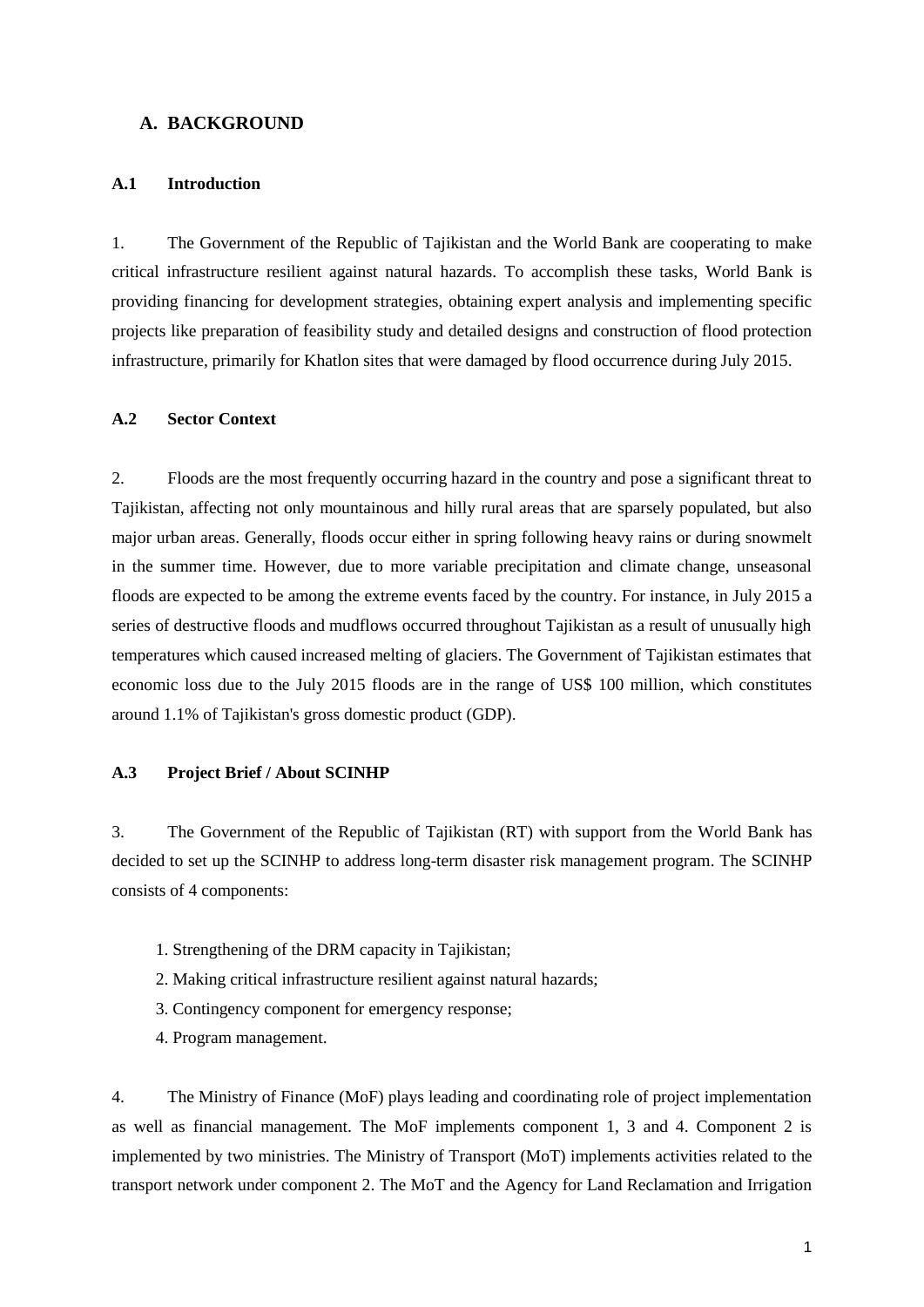## A. BACKGROUND

### A.1 Introduction

1. The Government of the Republic of Tajikistan and the World Bank are cooperating to make critical infrastructure resilient against natural hazards. To accomplish these tasks, World Bank is providing financing for development strategies, obtaining expert analysis and implementing specific projects like preparation of feasibility study and detailed designs and construction of flood protection infrastructure, primarily for Khatlon sites that were damaged by flood occurrence during July 2015.

### A.2 Sector Context

2. Floods are the most frequently occurring hazard in the country and pose a significant threat to Tajikistan, affecting not only mountainous and hilly rural areas that are sparsely populated, but also major urban areas. Generally, floods occur either in spring following heavy rains or during snowmelt in the summer time. However, due to more variable precipitation and climate change, unseasonal floods are expected to be among the extreme events faced by the country. For instance, in July 2015 a series of destructive floods and mudflows occurred throughout Tajikistan as a result of unusually high temperatures which caused increased melting of glaciers. The Government of Tajikistan estimates that economic loss due to the July 2015 floods are in the range of US$ 100 million, which constitutes around 1.1% of Tajikistan's gross domestic product (GDP).

### A.3 Project Brief / About SCINHP

3. The Government of the Republic of Tajikistan (RT) with support from the World Bank has decided to set up the SCINHP to address long-term disaster risk management program. The SCINHP consists of 4 components:

1. Strengthening of the DRM capacity in Tajikistan;
2. Making critical infrastructure resilient against natural hazards;
3. Contingency component for emergency response;
4. Program management.

4. The Ministry of Finance (MoF) plays leading and coordinating role of project implementation as well as financial management. The MoF implements component 1, 3 and 4. Component 2 is implemented by two ministries. The Ministry of Transport (MoT) implements activities related to the transport network under component 2. The MoT and the Agency for Land Reclamation and Irrigation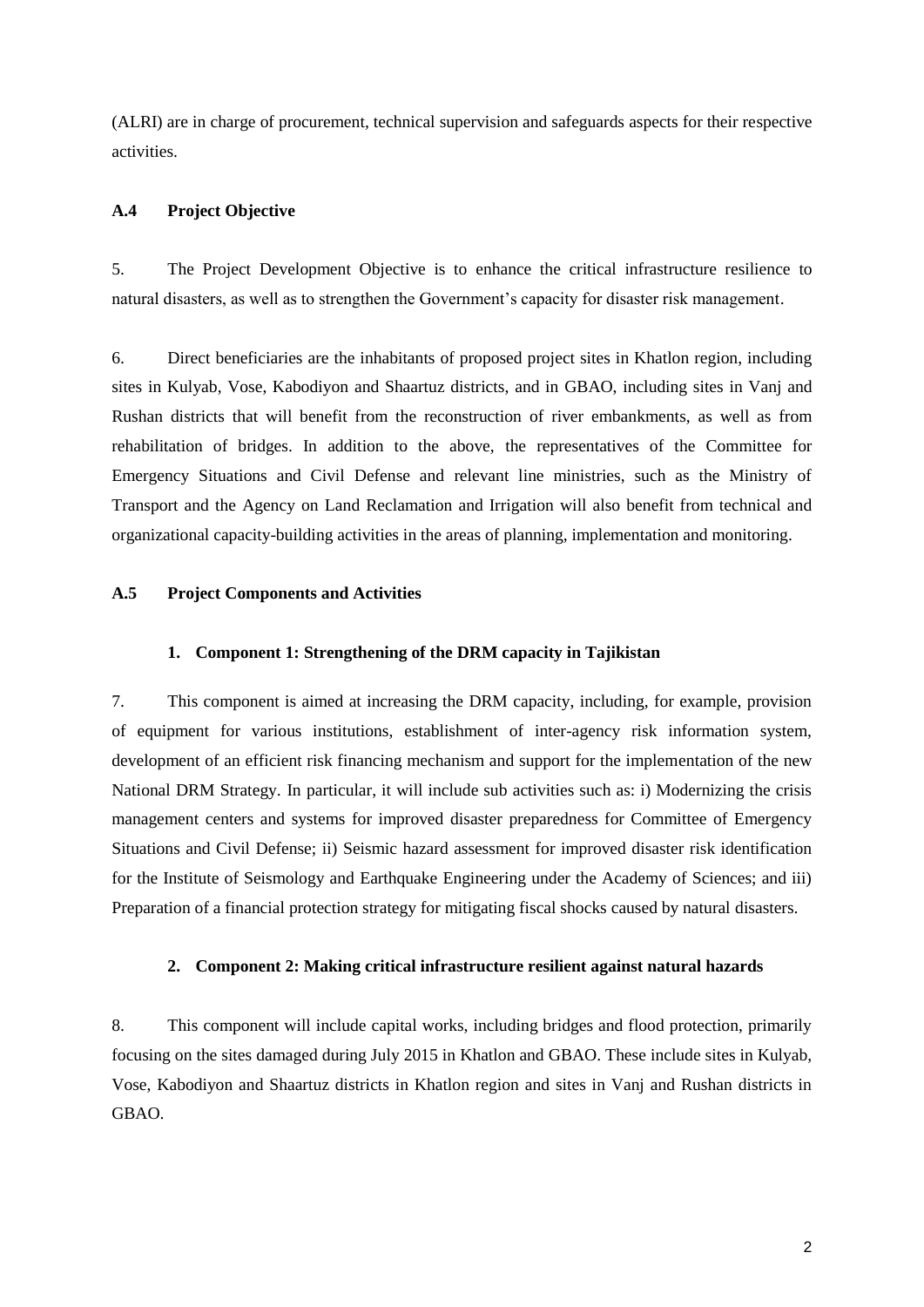(ALRI) are in charge of procurement, technical supervision and safeguards aspects for their respective activities.

### A.4 Project Objective

5. The Project Development Objective is to enhance the critical infrastructure resilience to natural disasters, as well as to strengthen the Government's capacity for disaster risk management.

6. Direct beneficiaries are the inhabitants of proposed project sites in Khatlon region, including sites in Kulyab, Vose, Kabodiyon and Shaartuz districts, and in GBAO, including sites in Vanj and Rushan districts that will benefit from the reconstruction of river embankments, as well as from rehabilitation of bridges. In addition to the above, the representatives of the Committee for Emergency Situations and Civil Defense and relevant line ministries, such as the Ministry of Transport and the Agency on Land Reclamation and Irrigation will also benefit from technical and organizational capacity-building activities in the areas of planning, implementation and monitoring.

### A.5 Project Components and Activities

#### 1. Component 1: Strengthening of the DRM capacity in Tajikistan

7. This component is aimed at increasing the DRM capacity, including, for example, provision of equipment for various institutions, establishment of inter-agency risk information system, development of an efficient risk financing mechanism and support for the implementation of the new National DRM Strategy. In particular, it will include sub activities such as: i) Modernizing the crisis management centers and systems for improved disaster preparedness for Committee of Emergency Situations and Civil Defense; ii) Seismic hazard assessment for improved disaster risk identification for the Institute of Seismology and Earthquake Engineering under the Academy of Sciences; and iii) Preparation of a financial protection strategy for mitigating fiscal shocks caused by natural disasters.

#### 2. Component 2: Making critical infrastructure resilient against natural hazards

8. This component will include capital works, including bridges and flood protection, primarily focusing on the sites damaged during July 2015 in Khatlon and GBAO. These include sites in Kulyab, Vose, Kabodiyon and Shaartuz districts in Khatlon region and sites in Vanj and Rushan districts in GBAO.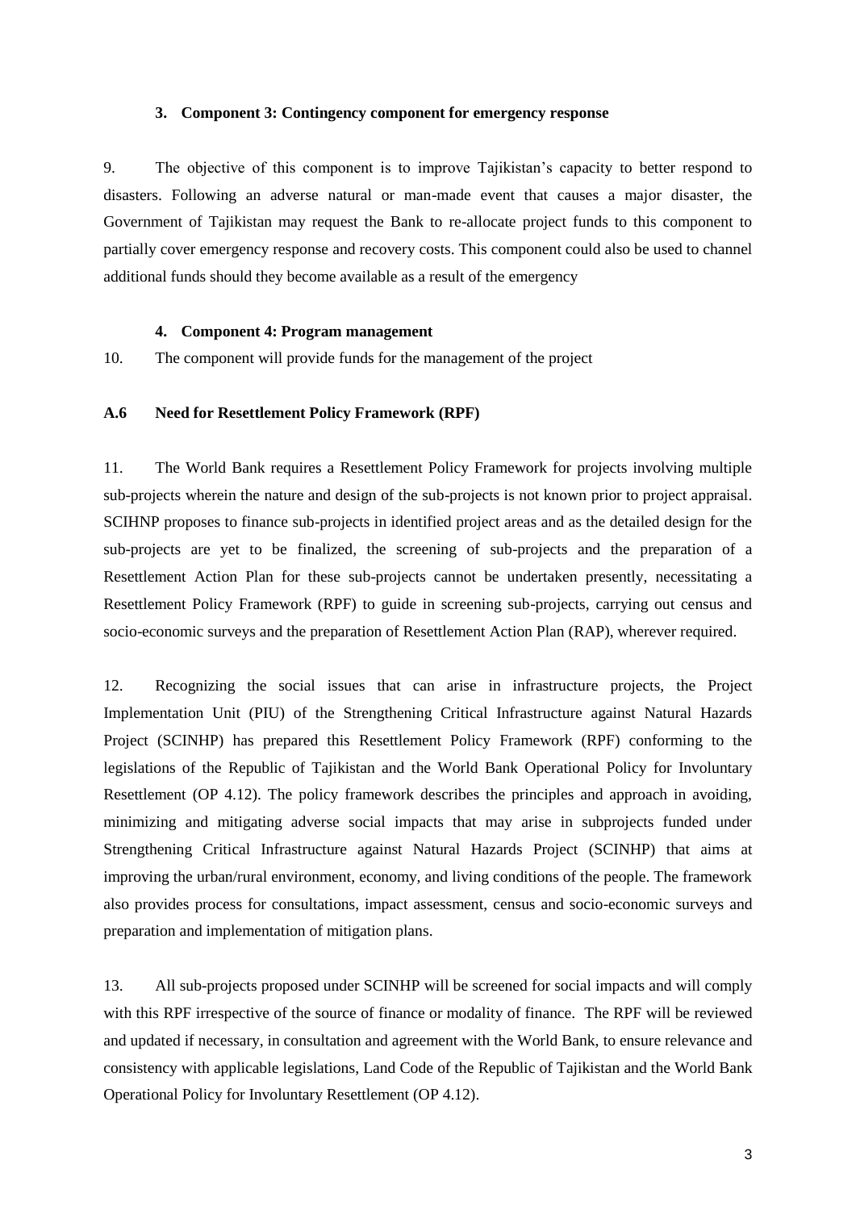### 3. Component 3: Contingency component for emergency response

9. The objective of this component is to improve Tajikistan's capacity to better respond to disasters. Following an adverse natural or man-made event that causes a major disaster, the Government of Tajikistan may request the Bank to re-allocate project funds to this component to partially cover emergency response and recovery costs. This component could also be used to channel additional funds should they become available as a result of the emergency

### 4. Component 4: Program management

10. The component will provide funds for the management of the project

## A.6 Need for Resettlement Policy Framework (RPF)

11. The World Bank requires a Resettlement Policy Framework for projects involving multiple sub-projects wherein the nature and design of the sub-projects is not known prior to project appraisal. SCIHNP proposes to finance sub-projects in identified project areas and as the detailed design for the sub-projects are yet to be finalized, the screening of sub-projects and the preparation of a Resettlement Action Plan for these sub-projects cannot be undertaken presently, necessitating a Resettlement Policy Framework (RPF) to guide in screening sub-projects, carrying out census and socio-economic surveys and the preparation of Resettlement Action Plan (RAP), wherever required.

12. Recognizing the social issues that can arise in infrastructure projects, the Project Implementation Unit (PIU) of the Strengthening Critical Infrastructure against Natural Hazards Project (SCINHP) has prepared this Resettlement Policy Framework (RPF) conforming to the legislations of the Republic of Tajikistan and the World Bank Operational Policy for Involuntary Resettlement (OP 4.12). The policy framework describes the principles and approach in avoiding, minimizing and mitigating adverse social impacts that may arise in subprojects funded under Strengthening Critical Infrastructure against Natural Hazards Project (SCINHP) that aims at improving the urban/rural environment, economy, and living conditions of the people. The framework also provides process for consultations, impact assessment, census and socio-economic surveys and preparation and implementation of mitigation plans.

13. All sub-projects proposed under SCINHP will be screened for social impacts and will comply with this RPF irrespective of the source of finance or modality of finance. The RPF will be reviewed and updated if necessary, in consultation and agreement with the World Bank, to ensure relevance and consistency with applicable legislations, Land Code of the Republic of Tajikistan and the World Bank Operational Policy for Involuntary Resettlement (OP 4.12).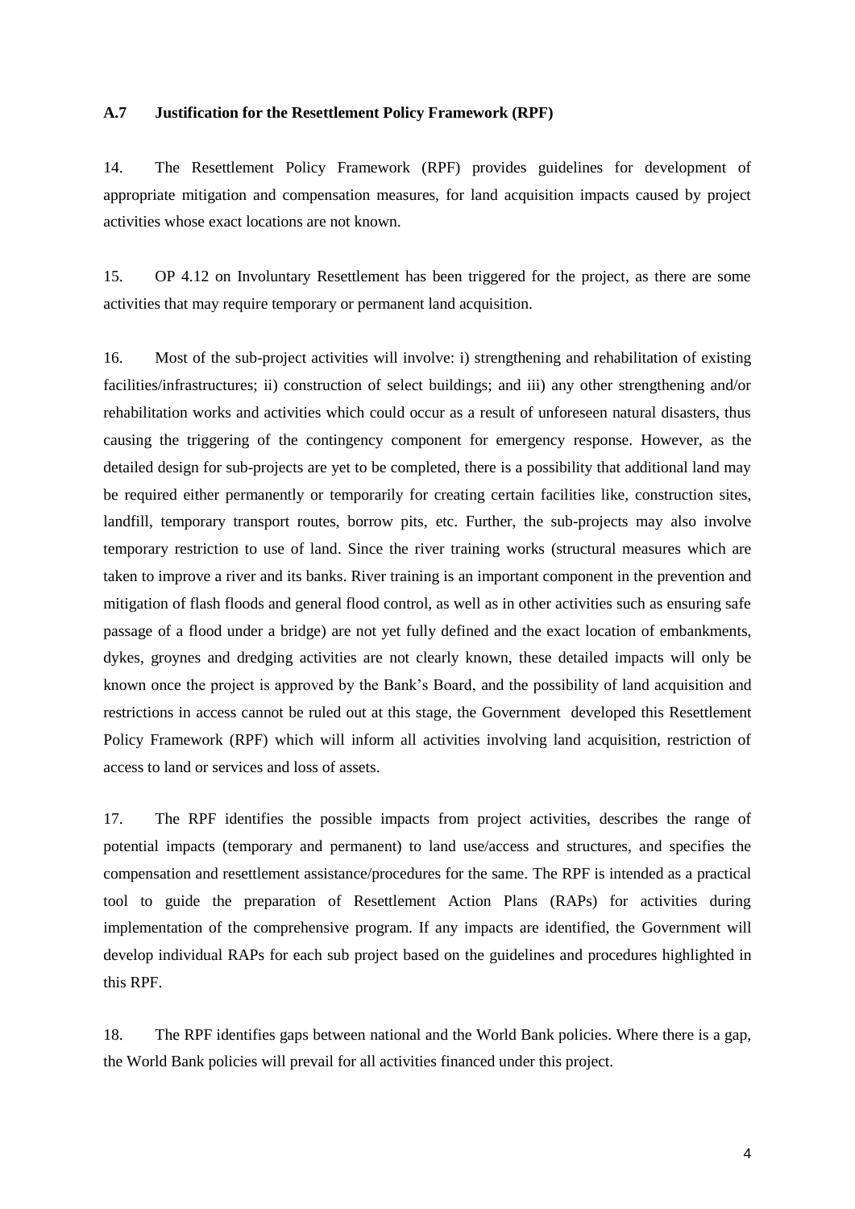### A.7 Justification for the Resettlement Policy Framework (RPF)

14. The Resettlement Policy Framework (RPF) provides guidelines for development of appropriate mitigation and compensation measures, for land acquisition impacts caused by project activities whose exact locations are not known.

15. OP 4.12 on Involuntary Resettlement has been triggered for the project, as there are some activities that may require temporary or permanent land acquisition.

16. Most of the sub-project activities will involve: i) strengthening and rehabilitation of existing facilities/infrastructures; ii) construction of select buildings; and iii) any other strengthening and/or rehabilitation works and activities which could occur as a result of unforeseen natural disasters, thus causing the triggering of the contingency component for emergency response. However, as the detailed design for sub-projects are yet to be completed, there is a possibility that additional land may be required either permanently or temporarily for creating certain facilities like, construction sites, landfill, temporary transport routes, borrow pits, etc. Further, the sub-projects may also involve temporary restriction to use of land. Since the river training works (structural measures which are taken to improve a river and its banks. River training is an important component in the prevention and mitigation of flash floods and general flood control, as well as in other activities such as ensuring safe passage of a flood under a bridge) are not yet fully defined and the exact location of embankments, dykes, groynes and dredging activities are not clearly known, these detailed impacts will only be known once the project is approved by the Bank's Board, and the possibility of land acquisition and restrictions in access cannot be ruled out at this stage, the Government developed this Resettlement Policy Framework (RPF) which will inform all activities involving land acquisition, restriction of access to land or services and loss of assets.

17. The RPF identifies the possible impacts from project activities, describes the range of potential impacts (temporary and permanent) to land use/access and structures, and specifies the compensation and resettlement assistance/procedures for the same. The RPF is intended as a practical tool to guide the preparation of Resettlement Action Plans (RAPs) for activities during implementation of the comprehensive program. If any impacts are identified, the Government will develop individual RAPs for each sub project based on the guidelines and procedures highlighted in this RPF.

18. The RPF identifies gaps between national and the World Bank policies. Where there is a gap, the World Bank policies will prevail for all activities financed under this project.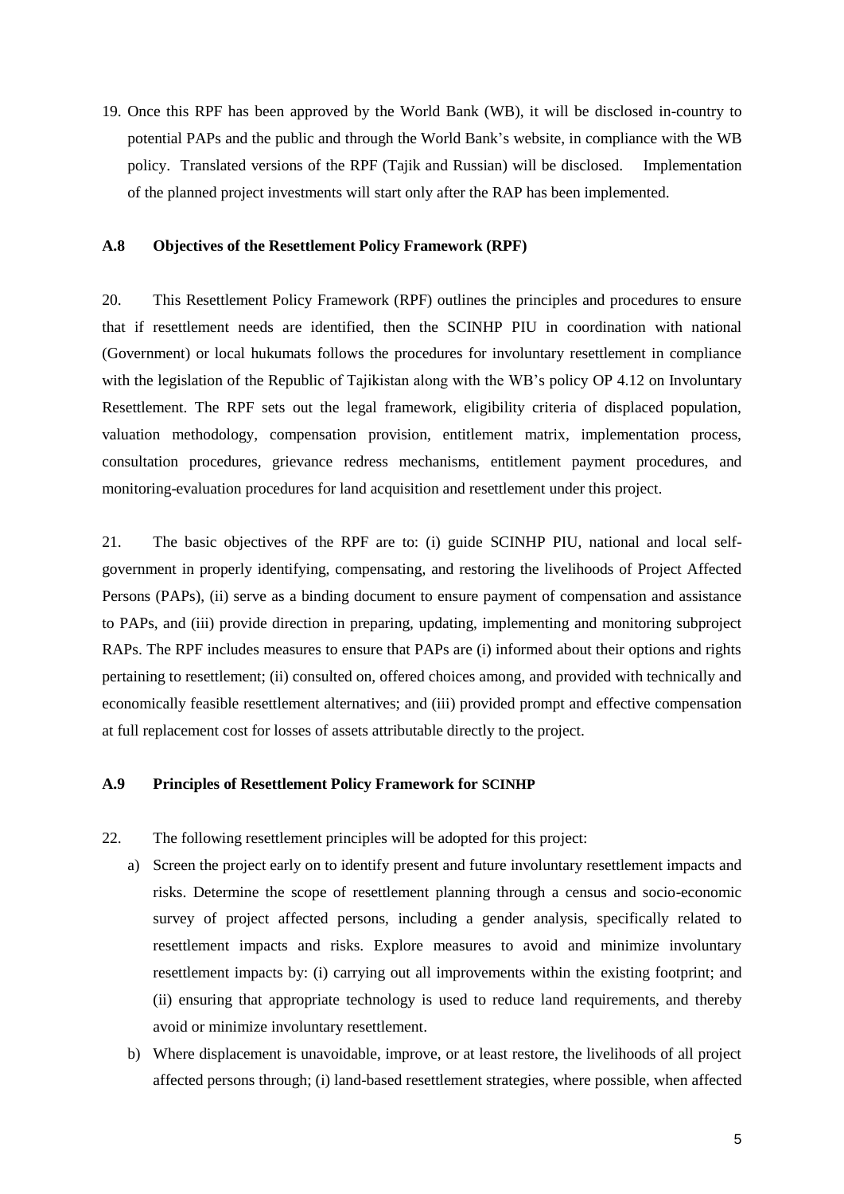19. Once this RPF has been approved by the World Bank (WB), it will be disclosed in-country to potential PAPs and the public and through the World Bank's website, in compliance with the WB policy. Translated versions of the RPF (Tajik and Russian) will be disclosed. Implementation of the planned project investments will start only after the RAP has been implemented.

### A.8 Objectives of the Resettlement Policy Framework (RPF)

20. This Resettlement Policy Framework (RPF) outlines the principles and procedures to ensure that if resettlement needs are identified, then the SCINHP PIU in coordination with national (Government) or local hukumats follows the procedures for involuntary resettlement in compliance with the legislation of the Republic of Tajikistan along with the WB's policy OP 4.12 on Involuntary Resettlement. The RPF sets out the legal framework, eligibility criteria of displaced population, valuation methodology, compensation provision, entitlement matrix, implementation process, consultation procedures, grievance redress mechanisms, entitlement payment procedures, and monitoring-evaluation procedures for land acquisition and resettlement under this project.

21. The basic objectives of the RPF are to: (i) guide SCINHP PIU, national and local self-government in properly identifying, compensating, and restoring the livelihoods of Project Affected Persons (PAPs), (ii) serve as a binding document to ensure payment of compensation and assistance to PAPs, and (iii) provide direction in preparing, updating, implementing and monitoring subproject RAPs. The RPF includes measures to ensure that PAPs are (i) informed about their options and rights pertaining to resettlement; (ii) consulted on, offered choices among, and provided with technically and economically feasible resettlement alternatives; and (iii) provided prompt and effective compensation at full replacement cost for losses of assets attributable directly to the project.

### A.9 Principles of Resettlement Policy Framework for SCINHP

22. The following resettlement principles will be adopted for this project:

a) Screen the project early on to identify present and future involuntary resettlement impacts and risks. Determine the scope of resettlement planning through a census and socio-economic survey of project affected persons, including a gender analysis, specifically related to resettlement impacts and risks. Explore measures to avoid and minimize involuntary resettlement impacts by: (i) carrying out all improvements within the existing footprint; and (ii) ensuring that appropriate technology is used to reduce land requirements, and thereby avoid or minimize involuntary resettlement.

b) Where displacement is unavoidable, improve, or at least restore, the livelihoods of all project affected persons through; (i) land-based resettlement strategies, where possible, when affected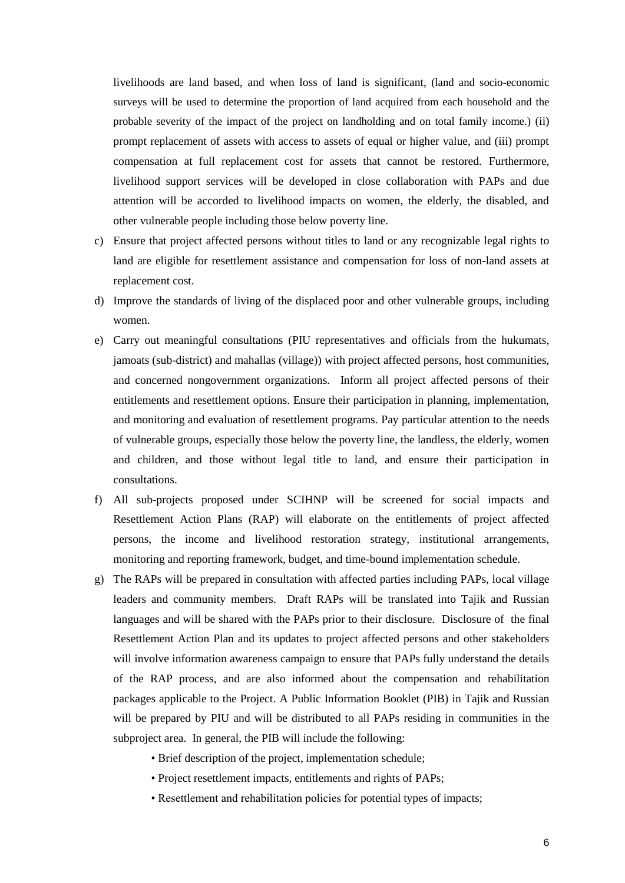livelihoods are land based, and when loss of land is significant, (land and socio-economic surveys will be used to determine the proportion of land acquired from each household and the probable severity of the impact of the project on landholding and on total family income.) (ii) prompt replacement of assets with access to assets of equal or higher value, and (iii) prompt compensation at full replacement cost for assets that cannot be restored. Furthermore, livelihood support services will be developed in close collaboration with PAPs and due attention will be accorded to livelihood impacts on women, the elderly, the disabled, and other vulnerable people including those below poverty line.

c) Ensure that project affected persons without titles to land or any recognizable legal rights to land are eligible for resettlement assistance and compensation for loss of non-land assets at replacement cost.

d) Improve the standards of living of the displaced poor and other vulnerable groups, including women.

e) Carry out meaningful consultations (PIU representatives and officials from the hukumats, jamoats (sub-district) and mahallas (village)) with project affected persons, host communities, and concerned nongovernment organizations. Inform all project affected persons of their entitlements and resettlement options. Ensure their participation in planning, implementation, and monitoring and evaluation of resettlement programs. Pay particular attention to the needs of vulnerable groups, especially those below the poverty line, the landless, the elderly, women and children, and those without legal title to land, and ensure their participation in consultations.

f) All sub-projects proposed under SCIHNP will be screened for social impacts and Resettlement Action Plans (RAP) will elaborate on the entitlements of project affected persons, the income and livelihood restoration strategy, institutional arrangements, monitoring and reporting framework, budget, and time-bound implementation schedule.

g) The RAPs will be prepared in consultation with affected parties including PAPs, local village leaders and community members. Draft RAPs will be translated into Tajik and Russian languages and will be shared with the PAPs prior to their disclosure. Disclosure of the final Resettlement Action Plan and its updates to project affected persons and other stakeholders will involve information awareness campaign to ensure that PAPs fully understand the details of the RAP process, and are also informed about the compensation and rehabilitation packages applicable to the Project. A Public Information Booklet (PIB) in Tajik and Russian will be prepared by PIU and will be distributed to all PAPs residing in communities in the subproject area. In general, the PIB will include the following:

   • Brief description of the project, implementation schedule;
   • Project resettlement impacts, entitlements and rights of PAPs;
   • Resettlement and rehabilitation policies for potential types of impacts;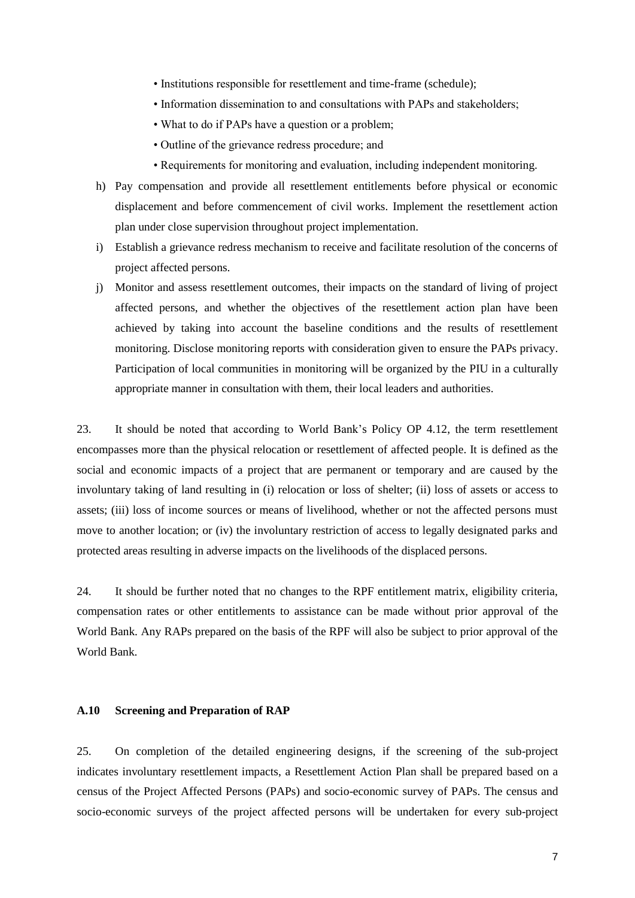- Institutions responsible for resettlement and time-frame (schedule);
- Information dissemination to and consultations with PAPs and stakeholders;
- What to do if PAPs have a question or a problem;
- Outline of the grievance redress procedure; and
- Requirements for monitoring and evaluation, including independent monitoring.

h) Pay compensation and provide all resettlement entitlements before physical or economic displacement and before commencement of civil works. Implement the resettlement action plan under close supervision throughout project implementation.

i) Establish a grievance redress mechanism to receive and facilitate resolution of the concerns of project affected persons.

j) Monitor and assess resettlement outcomes, their impacts on the standard of living of project affected persons, and whether the objectives of the resettlement action plan have been achieved by taking into account the baseline conditions and the results of resettlement monitoring. Disclose monitoring reports with consideration given to ensure the PAPs privacy. Participation of local communities in monitoring will be organized by the PIU in a culturally appropriate manner in consultation with them, their local leaders and authorities.

23. It should be noted that according to World Bank's Policy OP 4.12, the term resettlement encompasses more than the physical relocation or resettlement of affected people. It is defined as the social and economic impacts of a project that are permanent or temporary and are caused by the involuntary taking of land resulting in (i) relocation or loss of shelter; (ii) loss of assets or access to assets; (iii) loss of income sources or means of livelihood, whether or not the affected persons must move to another location; or (iv) the involuntary restriction of access to legally designated parks and protected areas resulting in adverse impacts on the livelihoods of the displaced persons.

24. It should be further noted that no changes to the RPF entitlement matrix, eligibility criteria, compensation rates or other entitlements to assistance can be made without prior approval of the World Bank. Any RAPs prepared on the basis of the RPF will also be subject to prior approval of the World Bank.

### A.10 Screening and Preparation of RAP

25. On completion of the detailed engineering designs, if the screening of the sub-project indicates involuntary resettlement impacts, a Resettlement Action Plan shall be prepared based on a census of the Project Affected Persons (PAPs) and socio-economic survey of PAPs. The census and socio-economic surveys of the project affected persons will be undertaken for every sub-project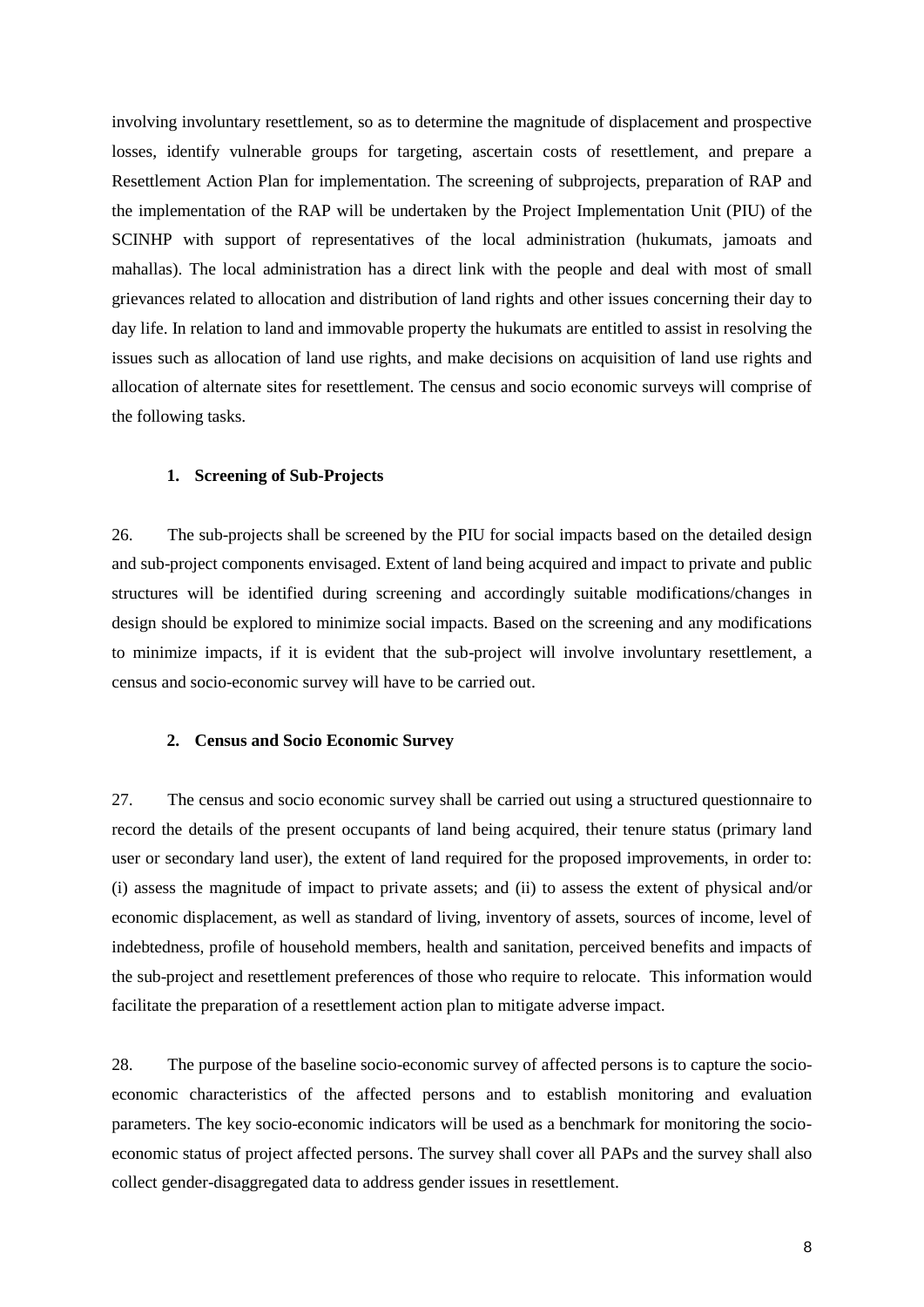involving involuntary resettlement, so as to determine the magnitude of displacement and prospective losses, identify vulnerable groups for targeting, ascertain costs of resettlement, and prepare a Resettlement Action Plan for implementation. The screening of subprojects, preparation of RAP and the implementation of the RAP will be undertaken by the Project Implementation Unit (PIU) of the SCINHP with support of representatives of the local administration (hukumats, jamoats and mahallas). The local administration has a direct link with the people and deal with most of small grievances related to allocation and distribution of land rights and other issues concerning their day to day life. In relation to land and immovable property the hukumats are entitled to assist in resolving the issues such as allocation of land use rights, and make decisions on acquisition of land use rights and allocation of alternate sites for resettlement. The census and socio economic surveys will comprise of the following tasks.

### 1. Screening of Sub-Projects

26. The sub-projects shall be screened by the PIU for social impacts based on the detailed design and sub-project components envisaged. Extent of land being acquired and impact to private and public structures will be identified during screening and accordingly suitable modifications/changes in design should be explored to minimize social impacts. Based on the screening and any modifications to minimize impacts, if it is evident that the sub-project will involve involuntary resettlement, a census and socio-economic survey will have to be carried out.

### 2. Census and Socio Economic Survey

27. The census and socio economic survey shall be carried out using a structured questionnaire to record the details of the present occupants of land being acquired, their tenure status (primary land user or secondary land user), the extent of land required for the proposed improvements, in order to: (i) assess the magnitude of impact to private assets; and (ii) to assess the extent of physical and/or economic displacement, as well as standard of living, inventory of assets, sources of income, level of indebtedness, profile of household members, health and sanitation, perceived benefits and impacts of the sub-project and resettlement preferences of those who require to relocate. This information would facilitate the preparation of a resettlement action plan to mitigate adverse impact.

28. The purpose of the baseline socio-economic survey of affected persons is to capture the socio-economic characteristics of the affected persons and to establish monitoring and evaluation parameters. The key socio-economic indicators will be used as a benchmark for monitoring the socio-economic status of project affected persons. The survey shall cover all PAPs and the survey shall also collect gender-disaggregated data to address gender issues in resettlement.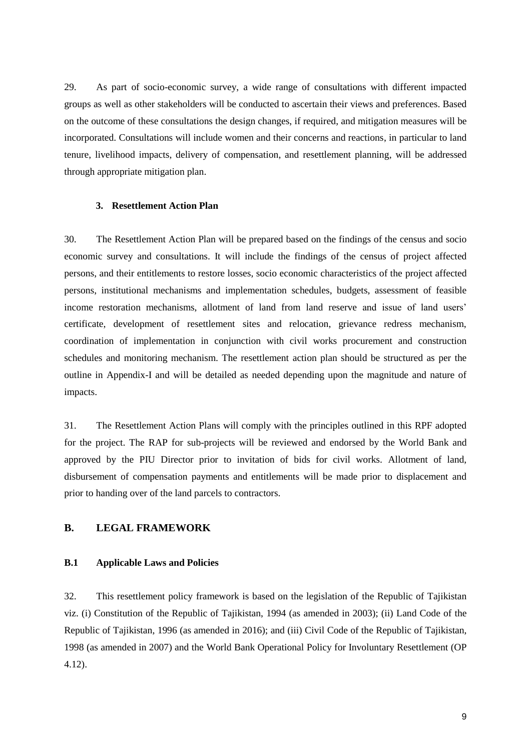29. As part of socio-economic survey, a wide range of consultations with different impacted groups as well as other stakeholders will be conducted to ascertain their views and preferences. Based on the outcome of these consultations the design changes, if required, and mitigation measures will be incorporated. Consultations will include women and their concerns and reactions, in particular to land tenure, livelihood impacts, delivery of compensation, and resettlement planning, will be addressed through appropriate mitigation plan.

### 3. Resettlement Action Plan

30. The Resettlement Action Plan will be prepared based on the findings of the census and socio economic survey and consultations. It will include the findings of the census of project affected persons, and their entitlements to restore losses, socio economic characteristics of the project affected persons, institutional mechanisms and implementation schedules, budgets, assessment of feasible income restoration mechanisms, allotment of land from land reserve and issue of land users' certificate, development of resettlement sites and relocation, grievance redress mechanism, coordination of implementation in conjunction with civil works procurement and construction schedules and monitoring mechanism. The resettlement action plan should be structured as per the outline in Appendix-I and will be detailed as needed depending upon the magnitude and nature of impacts.

31. The Resettlement Action Plans will comply with the principles outlined in this RPF adopted for the project. The RAP for sub-projects will be reviewed and endorsed by the World Bank and approved by the PIU Director prior to invitation of bids for civil works. Allotment of land, disbursement of compensation payments and entitlements will be made prior to displacement and prior to handing over of the land parcels to contractors.

## B. LEGAL FRAMEWORK

### B.1 Applicable Laws and Policies

32. This resettlement policy framework is based on the legislation of the Republic of Tajikistan viz. (i) Constitution of the Republic of Tajikistan, 1994 (as amended in 2003); (ii) Land Code of the Republic of Tajikistan, 1996 (as amended in 2016); and (iii) Civil Code of the Republic of Tajikistan, 1998 (as amended in 2007) and the World Bank Operational Policy for Involuntary Resettlement (OP 4.12).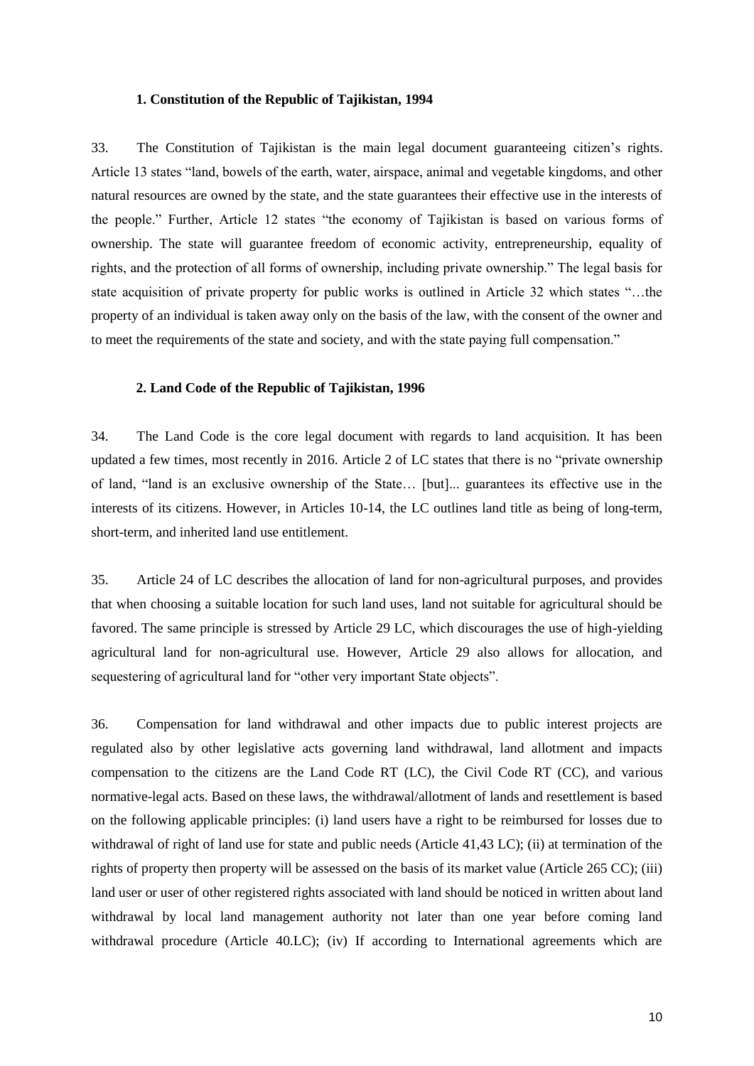### 1. Constitution of the Republic of Tajikistan, 1994

33. The Constitution of Tajikistan is the main legal document guaranteeing citizen's rights. Article 13 states "land, bowels of the earth, water, airspace, animal and vegetable kingdoms, and other natural resources are owned by the state, and the state guarantees their effective use in the interests of the people." Further, Article 12 states "the economy of Tajikistan is based on various forms of ownership. The state will guarantee freedom of economic activity, entrepreneurship, equality of rights, and the protection of all forms of ownership, including private ownership." The legal basis for state acquisition of private property for public works is outlined in Article 32 which states "…the property of an individual is taken away only on the basis of the law, with the consent of the owner and to meet the requirements of the state and society, and with the state paying full compensation."

### 2. Land Code of the Republic of Tajikistan, 1996

34. The Land Code is the core legal document with regards to land acquisition. It has been updated a few times, most recently in 2016. Article 2 of LC states that there is no "private ownership of land, "land is an exclusive ownership of the State… [but]... guarantees its effective use in the interests of its citizens. However, in Articles 10-14, the LC outlines land title as being of long-term, short-term, and inherited land use entitlement.

35. Article 24 of LC describes the allocation of land for non-agricultural purposes, and provides that when choosing a suitable location for such land uses, land not suitable for agricultural should be favored. The same principle is stressed by Article 29 LC, which discourages the use of high-yielding agricultural land for non-agricultural use. However, Article 29 also allows for allocation, and sequestering of agricultural land for "other very important State objects".

36. Compensation for land withdrawal and other impacts due to public interest projects are regulated also by other legislative acts governing land withdrawal, land allotment and impacts compensation to the citizens are the Land Code RT (LC), the Civil Code RT (CC), and various normative-legal acts. Based on these laws, the withdrawal/allotment of lands and resettlement is based on the following applicable principles: (i) land users have a right to be reimbursed for losses due to withdrawal of right of land use for state and public needs (Article 41,43 LC); (ii) at termination of the rights of property then property will be assessed on the basis of its market value (Article 265 CC); (iii) land user or user of other registered rights associated with land should be noticed in written about land withdrawal by local land management authority not later than one year before coming land withdrawal procedure (Article 40.LC); (iv) If according to International agreements which are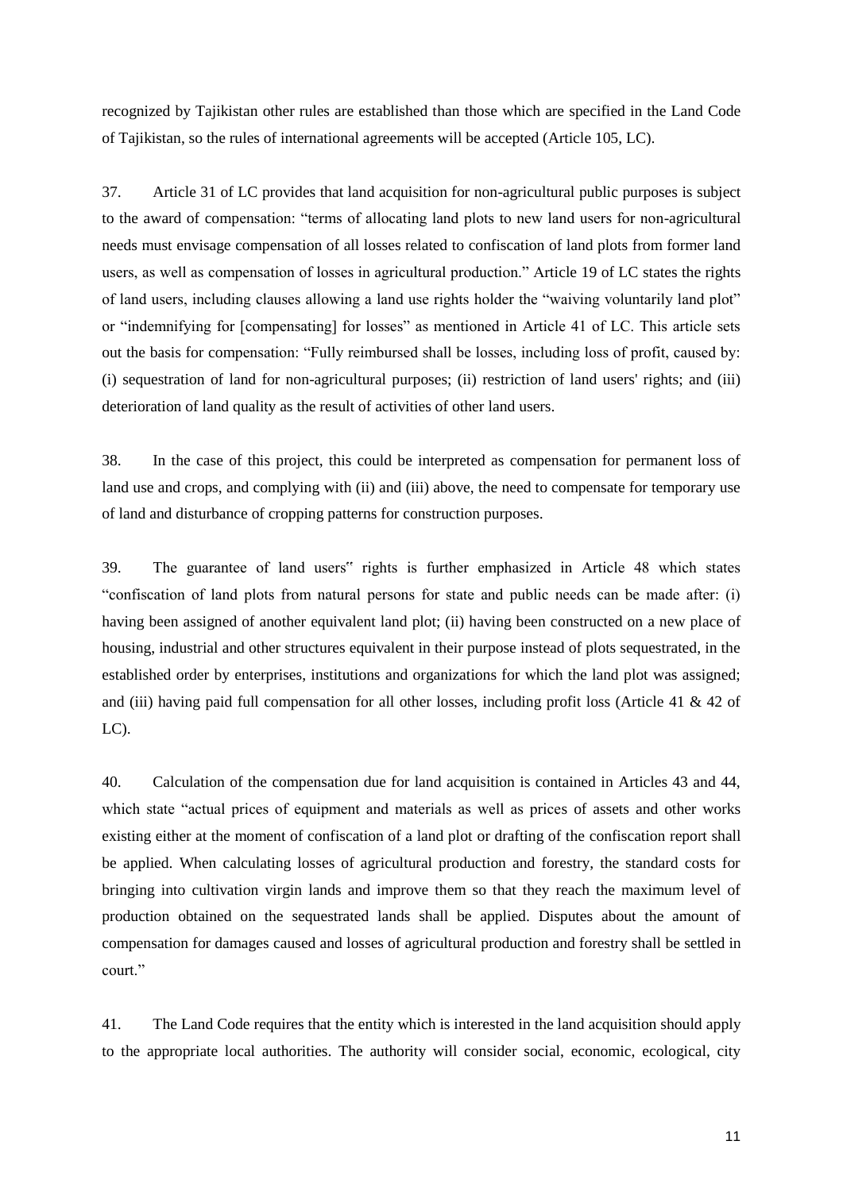recognized by Tajikistan other rules are established than those which are specified in the Land Code of Tajikistan, so the rules of international agreements will be accepted (Article 105, LC).

37. Article 31 of LC provides that land acquisition for non-agricultural public purposes is subject to the award of compensation: "terms of allocating land plots to new land users for non-agricultural needs must envisage compensation of all losses related to confiscation of land plots from former land users, as well as compensation of losses in agricultural production." Article 19 of LC states the rights of land users, including clauses allowing a land use rights holder the "waiving voluntarily land plot" or "indemnifying for [compensating] for losses" as mentioned in Article 41 of LC. This article sets out the basis for compensation: "Fully reimbursed shall be losses, including loss of profit, caused by: (i) sequestration of land for non-agricultural purposes; (ii) restriction of land users' rights; and (iii) deterioration of land quality as the result of activities of other land users.

38. In the case of this project, this could be interpreted as compensation for permanent loss of land use and crops, and complying with (ii) and (iii) above, the need to compensate for temporary use of land and disturbance of cropping patterns for construction purposes.

39. The guarantee of land users" rights is further emphasized in Article 48 which states "confiscation of land plots from natural persons for state and public needs can be made after: (i) having been assigned of another equivalent land plot; (ii) having been constructed on a new place of housing, industrial and other structures equivalent in their purpose instead of plots sequestrated, in the established order by enterprises, institutions and organizations for which the land plot was assigned; and (iii) having paid full compensation for all other losses, including profit loss (Article 41 & 42 of LC).

40. Calculation of the compensation due for land acquisition is contained in Articles 43 and 44, which state "actual prices of equipment and materials as well as prices of assets and other works existing either at the moment of confiscation of a land plot or drafting of the confiscation report shall be applied. When calculating losses of agricultural production and forestry, the standard costs for bringing into cultivation virgin lands and improve them so that they reach the maximum level of production obtained on the sequestrated lands shall be applied. Disputes about the amount of compensation for damages caused and losses of agricultural production and forestry shall be settled in court."

41. The Land Code requires that the entity which is interested in the land acquisition should apply to the appropriate local authorities. The authority will consider social, economic, ecological, city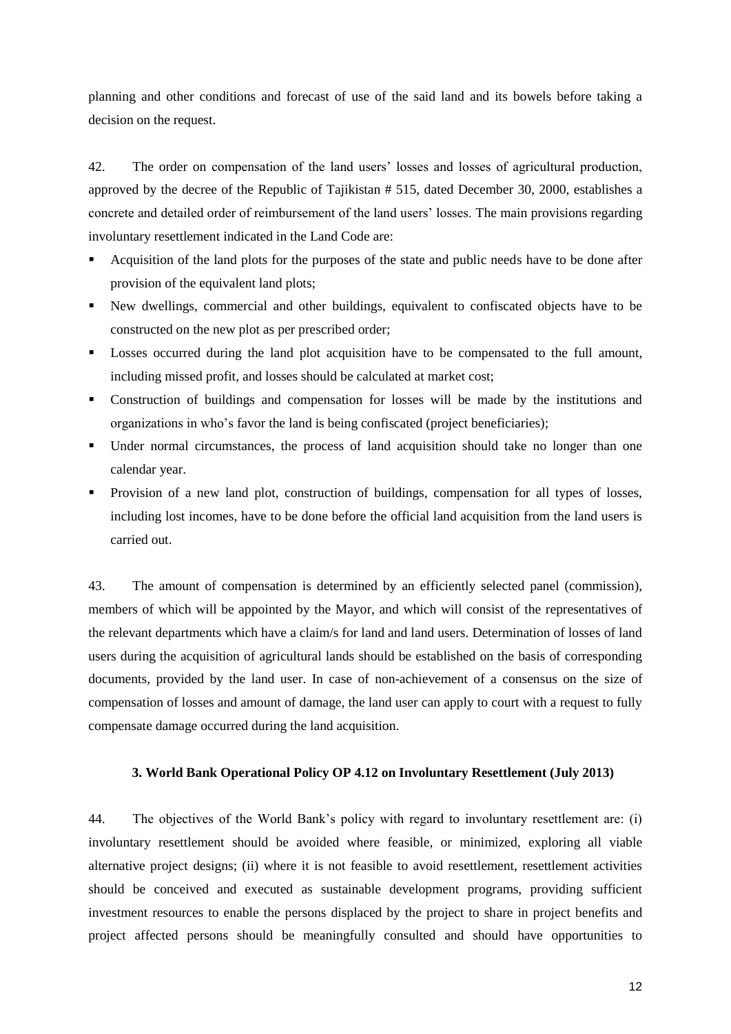planning and other conditions and forecast of use of the said land and its bowels before taking a decision on the request.

42. The order on compensation of the land users' losses and losses of agricultural production, approved by the decree of the Republic of Tajikistan # 515, dated December 30, 2000, establishes a concrete and detailed order of reimbursement of the land users' losses. The main provisions regarding involuntary resettlement indicated in the Land Code are:

- Acquisition of the land plots for the purposes of the state and public needs have to be done after provision of the equivalent land plots;
- New dwellings, commercial and other buildings, equivalent to confiscated objects have to be constructed on the new plot as per prescribed order;
- Losses occurred during the land plot acquisition have to be compensated to the full amount, including missed profit, and losses should be calculated at market cost;
- Construction of buildings and compensation for losses will be made by the institutions and organizations in who's favor the land is being confiscated (project beneficiaries);
- Under normal circumstances, the process of land acquisition should take no longer than one calendar year.
- Provision of a new land plot, construction of buildings, compensation for all types of losses, including lost incomes, have to be done before the official land acquisition from the land users is carried out.

43. The amount of compensation is determined by an efficiently selected panel (commission), members of which will be appointed by the Mayor, and which will consist of the representatives of the relevant departments which have a claim/s for land and land users. Determination of losses of land users during the acquisition of agricultural lands should be established on the basis of corresponding documents, provided by the land user. In case of non-achievement of a consensus on the size of compensation of losses and amount of damage, the land user can apply to court with a request to fully compensate damage occurred during the land acquisition.

### 3. World Bank Operational Policy OP 4.12 on Involuntary Resettlement (July 2013)

44. The objectives of the World Bank's policy with regard to involuntary resettlement are: (i) involuntary resettlement should be avoided where feasible, or minimized, exploring all viable alternative project designs; (ii) where it is not feasible to avoid resettlement, resettlement activities should be conceived and executed as sustainable development programs, providing sufficient investment resources to enable the persons displaced by the project to share in project benefits and project affected persons should be meaningfully consulted and should have opportunities to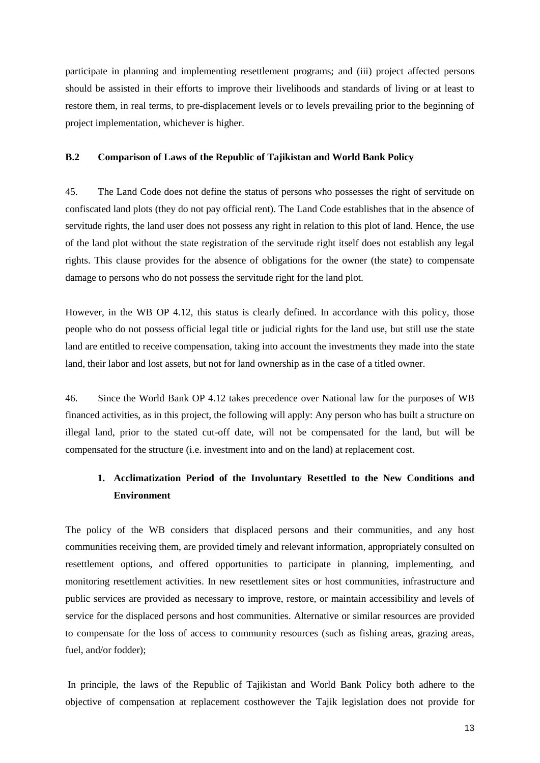participate in planning and implementing resettlement programs; and (iii) project affected persons should be assisted in their efforts to improve their livelihoods and standards of living or at least to restore them, in real terms, to pre-displacement levels or to levels prevailing prior to the beginning of project implementation, whichever is higher.

### B.2 Comparison of Laws of the Republic of Tajikistan and World Bank Policy

45. The Land Code does not define the status of persons who possesses the right of servitude on confiscated land plots (they do not pay official rent). The Land Code establishes that in the absence of servitude rights, the land user does not possess any right in relation to this plot of land. Hence, the use of the land plot without the state registration of the servitude right itself does not establish any legal rights. This clause provides for the absence of obligations for the owner (the state) to compensate damage to persons who do not possess the servitude right for the land plot.

However, in the WB OP 4.12, this status is clearly defined. In accordance with this policy, those people who do not possess official legal title or judicial rights for the land use, but still use the state land are entitled to receive compensation, taking into account the investments they made into the state land, their labor and lost assets, but not for land ownership as in the case of a titled owner.

46. Since the World Bank OP 4.12 takes precedence over National law for the purposes of WB financed activities, as in this project, the following will apply: Any person who has built a structure on illegal land, prior to the stated cut-off date, will not be compensated for the land, but will be compensated for the structure (i.e. investment into and on the land) at replacement cost.

#### 1. Acclimatization Period of the Involuntary Resettled to the New Conditions and Environment

The policy of the WB considers that displaced persons and their communities, and any host communities receiving them, are provided timely and relevant information, appropriately consulted on resettlement options, and offered opportunities to participate in planning, implementing, and monitoring resettlement activities. In new resettlement sites or host communities, infrastructure and public services are provided as necessary to improve, restore, or maintain accessibility and levels of service for the displaced persons and host communities. Alternative or similar resources are provided to compensate for the loss of access to community resources (such as fishing areas, grazing areas, fuel, and/or fodder);

In principle, the laws of the Republic of Tajikistan and World Bank Policy both adhere to the objective of compensation at replacement costhowever the Tajik legislation does not provide for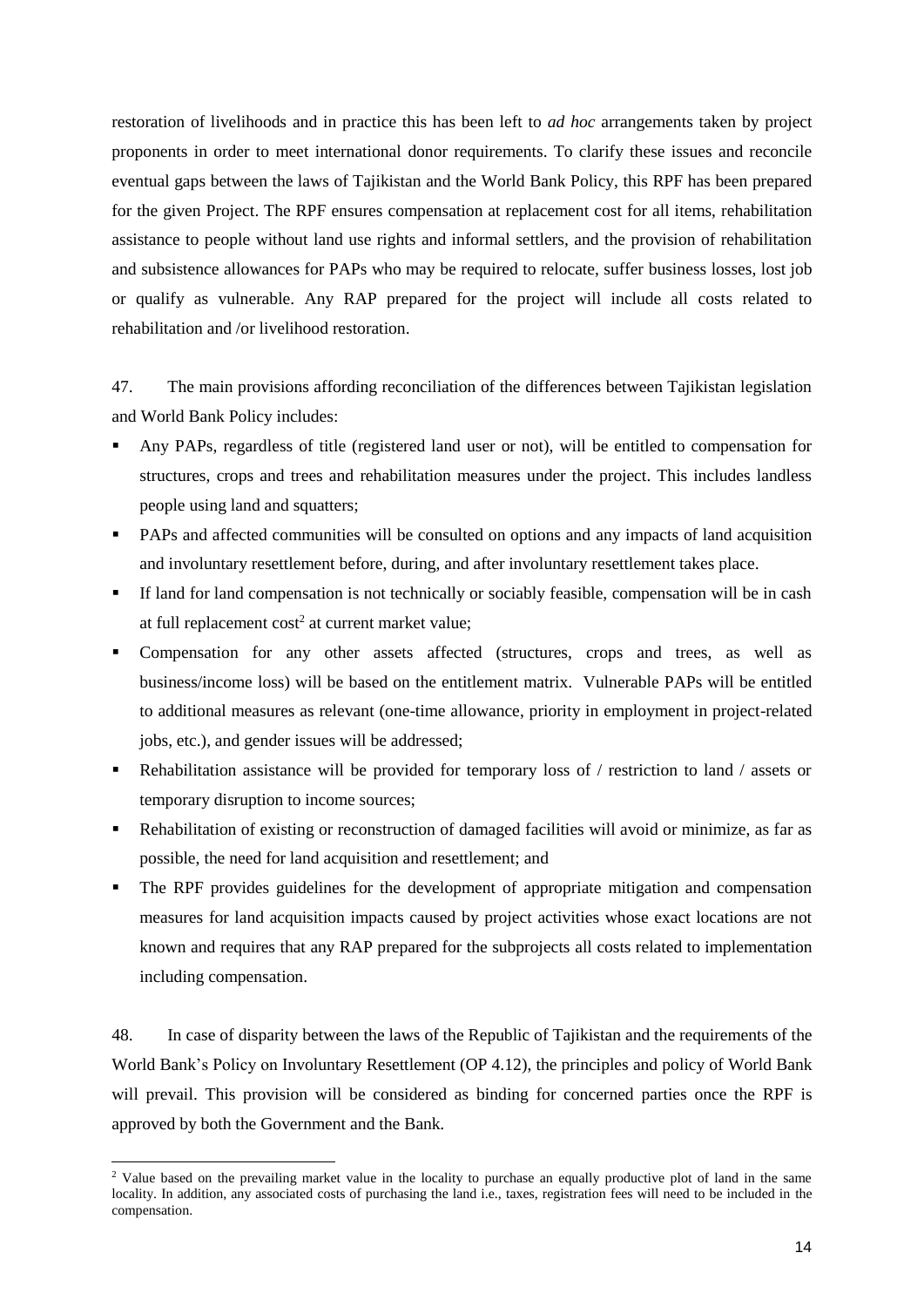restoration of livelihoods and in practice this has been left to *ad hoc* arrangements taken by project proponents in order to meet international donor requirements. To clarify these issues and reconcile eventual gaps between the laws of Tajikistan and the World Bank Policy, this RPF has been prepared for the given Project. The RPF ensures compensation at replacement cost for all items, rehabilitation assistance to people without land use rights and informal settlers, and the provision of rehabilitation and subsistence allowances for PAPs who may be required to relocate, suffer business losses, lost job or qualify as vulnerable. Any RAP prepared for the project will include all costs related to rehabilitation and /or livelihood restoration.

47. The main provisions affording reconciliation of the differences between Tajikistan legislation and World Bank Policy includes:

- Any PAPs, regardless of title (registered land user or not), will be entitled to compensation for structures, crops and trees and rehabilitation measures under the project. This includes landless people using land and squatters;
- PAPs and affected communities will be consulted on options and any impacts of land acquisition and involuntary resettlement before, during, and after involuntary resettlement takes place.
- If land for land compensation is not technically or sociably feasible, compensation will be in cash at full replacement cost[2] at current market value;
- Compensation for any other assets affected (structures, crops and trees, as well as business/income loss) will be based on the entitlement matrix. Vulnerable PAPs will be entitled to additional measures as relevant (one-time allowance, priority in employment in project-related jobs, etc.), and gender issues will be addressed;
- Rehabilitation assistance will be provided for temporary loss of / restriction to land / assets or temporary disruption to income sources;
- Rehabilitation of existing or reconstruction of damaged facilities will avoid or minimize, as far as possible, the need for land acquisition and resettlement; and
- The RPF provides guidelines for the development of appropriate mitigation and compensation measures for land acquisition impacts caused by project activities whose exact locations are not known and requires that any RAP prepared for the subprojects all costs related to implementation including compensation.

48. In case of disparity between the laws of the Republic of Tajikistan and the requirements of the World Bank's Policy on Involuntary Resettlement (OP 4.12), the principles and policy of World Bank will prevail. This provision will be considered as binding for concerned parties once the RPF is approved by both the Government and the Bank.

[2] Value based on the prevailing market value in the locality to purchase an equally productive plot of land in the same locality. In addition, any associated costs of purchasing the land i.e., taxes, registration fees will need to be included in the compensation.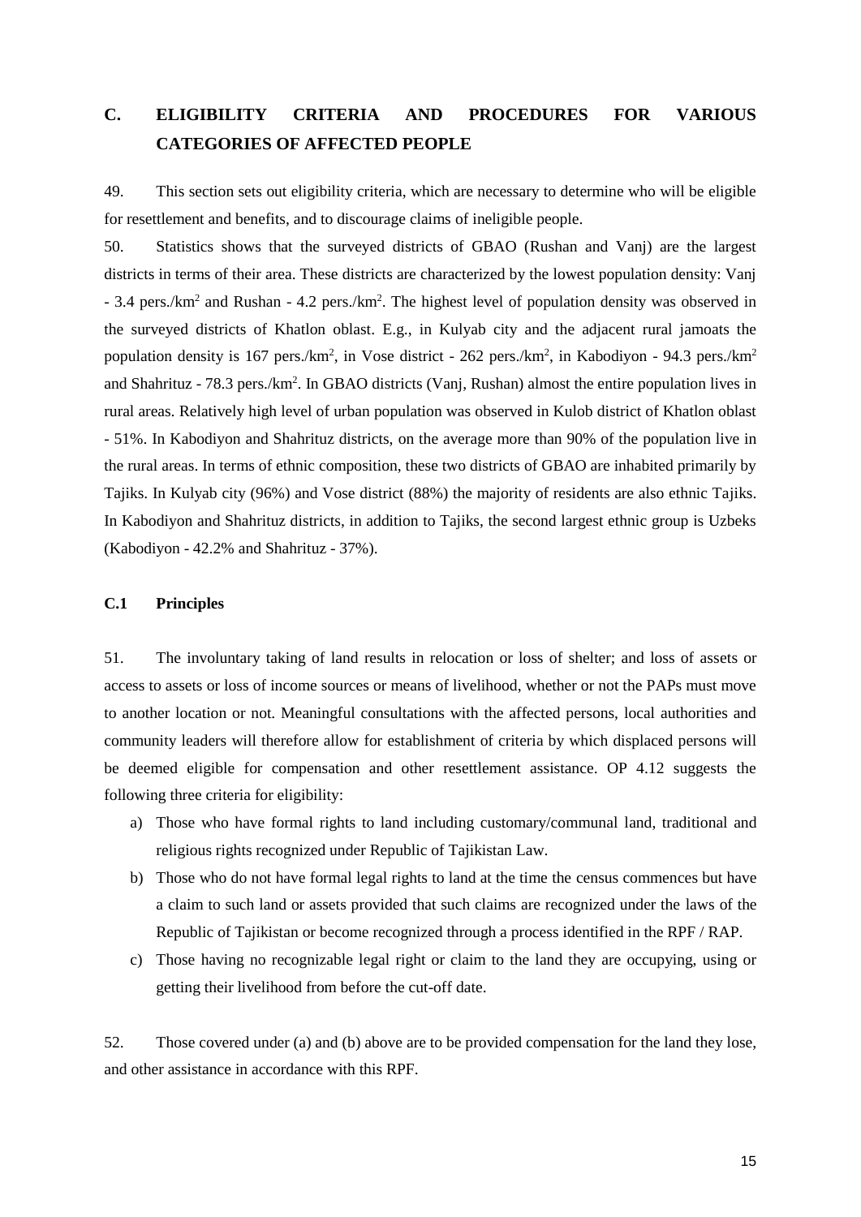## C. ELIGIBILITY CRITERIA AND PROCEDURES FOR VARIOUS CATEGORIES OF AFFECTED PEOPLE

49. This section sets out eligibility criteria, which are necessary to determine who will be eligible for resettlement and benefits, and to discourage claims of ineligible people.

50. Statistics shows that the surveyed districts of GBAO (Rushan and Vanj) are the largest districts in terms of their area. These districts are characterized by the lowest population density: Vanj - 3.4 pers./km$^2$ and Rushan - 4.2 pers./km$^2$. The highest level of population density was observed in the surveyed districts of Khatlon oblast. E.g., in Kulyab city and the adjacent rural jamoats the population density is 167 pers./km$^2$, in Vose district - 262 pers./km$^2$, in Kabodiyon - 94.3 pers./km$^2$ and Shahrituz - 78.3 pers./km$^2$. In GBAO districts (Vanj, Rushan) almost the entire population lives in rural areas. Relatively high level of urban population was observed in Kulob district of Khatlon oblast - 51%. In Kabodiyon and Shahrituz districts, on the average more than 90% of the population live in the rural areas. In terms of ethnic composition, these two districts of GBAO are inhabited primarily by Tajiks. In Kulyab city (96%) and Vose district (88%) the majority of residents are also ethnic Tajiks. In Kabodiyon and Shahrituz districts, in addition to Tajiks, the second largest ethnic group is Uzbeks (Kabodiyon - 42.2% and Shahrituz - 37%).

### C.1 Principles

51. The involuntary taking of land results in relocation or loss of shelter; and loss of assets or access to assets or loss of income sources or means of livelihood, whether or not the PAPs must move to another location or not. Meaningful consultations with the affected persons, local authorities and community leaders will therefore allow for establishment of criteria by which displaced persons will be deemed eligible for compensation and other resettlement assistance. OP 4.12 suggests the following three criteria for eligibility:

a) Those who have formal rights to land including customary/communal land, traditional and religious rights recognized under Republic of Tajikistan Law.

b) Those who do not have formal legal rights to land at the time the census commences but have a claim to such land or assets provided that such claims are recognized under the laws of the Republic of Tajikistan or become recognized through a process identified in the RPF / RAP.

c) Those having no recognizable legal right or claim to the land they are occupying, using or getting their livelihood from before the cut-off date.

52. Those covered under (a) and (b) above are to be provided compensation for the land they lose, and other assistance in accordance with this RPF.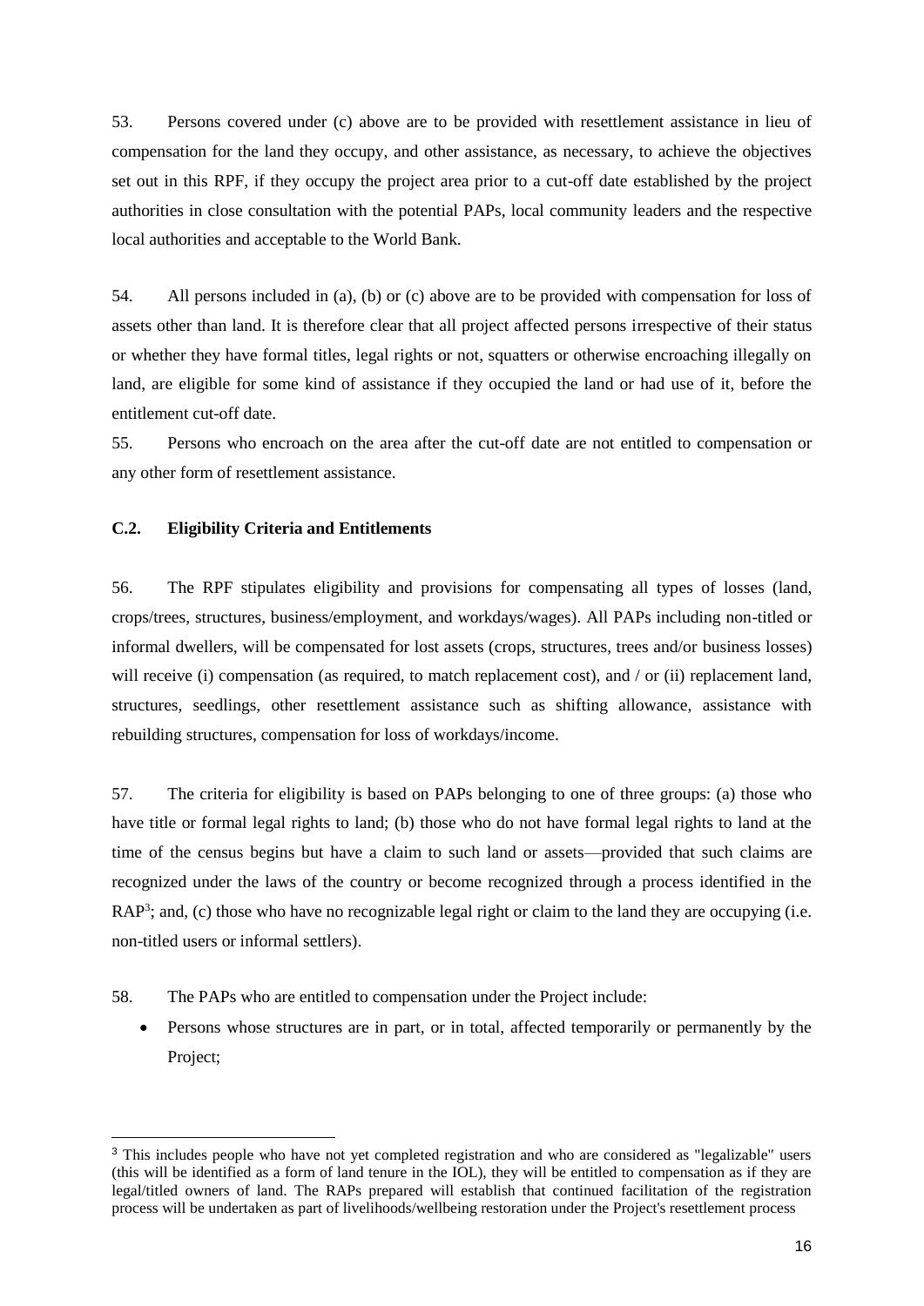53. Persons covered under (c) above are to be provided with resettlement assistance in lieu of compensation for the land they occupy, and other assistance, as necessary, to achieve the objectives set out in this RPF, if they occupy the project area prior to a cut-off date established by the project authorities in close consultation with the potential PAPs, local community leaders and the respective local authorities and acceptable to the World Bank.

54. All persons included in (a), (b) or (c) above are to be provided with compensation for loss of assets other than land. It is therefore clear that all project affected persons irrespective of their status or whether they have formal titles, legal rights or not, squatters or otherwise encroaching illegally on land, are eligible for some kind of assistance if they occupied the land or had use of it, before the entitlement cut-off date.

55. Persons who encroach on the area after the cut-off date are not entitled to compensation or any other form of resettlement assistance.

### C.2. Eligibility Criteria and Entitlements

56. The RPF stipulates eligibility and provisions for compensating all types of losses (land, crops/trees, structures, business/employment, and workdays/wages). All PAPs including non-titled or informal dwellers, will be compensated for lost assets (crops, structures, trees and/or business losses) will receive (i) compensation (as required, to match replacement cost), and / or (ii) replacement land, structures, seedlings, other resettlement assistance such as shifting allowance, assistance with rebuilding structures, compensation for loss of workdays/income.

57. The criteria for eligibility is based on PAPs belonging to one of three groups: (a) those who have title or formal legal rights to land; (b) those who do not have formal legal rights to land at the time of the census begins but have a claim to such land or assets—provided that such claims are recognized under the laws of the country or become recognized through a process identified in the RAP[3]; and, (c) those who have no recognizable legal right or claim to the land they are occupying (i.e. non-titled users or informal settlers).

58. The PAPs who are entitled to compensation under the Project include:

- Persons whose structures are in part, or in total, affected temporarily or permanently by the Project;

[3] This includes people who have not yet completed registration and who are considered as "legalizable" users (this will be identified as a form of land tenure in the IOL), they will be entitled to compensation as if they are legal/titled owners of land. The RAPs prepared will establish that continued facilitation of the registration process will be undertaken as part of livelihoods/wellbeing restoration under the Project's resettlement process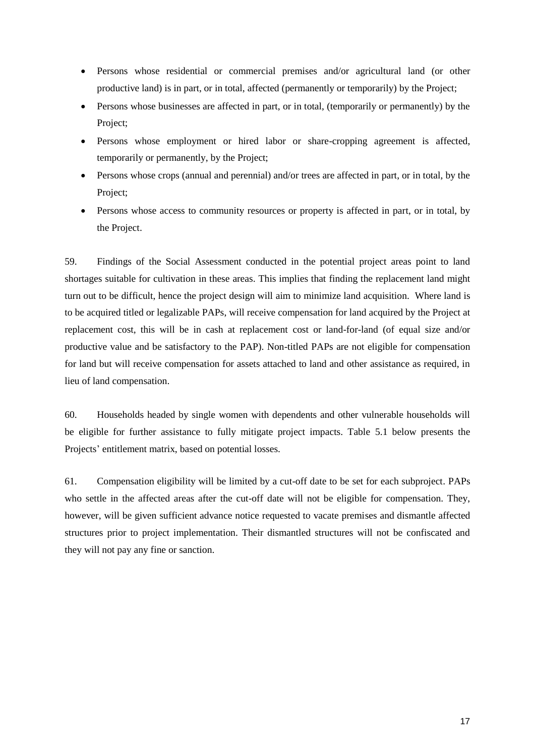- Persons whose residential or commercial premises and/or agricultural land (or other productive land) is in part, or in total, affected (permanently or temporarily) by the Project;
- Persons whose businesses are affected in part, or in total, (temporarily or permanently) by the Project;
- Persons whose employment or hired labor or share-cropping agreement is affected, temporarily or permanently, by the Project;
- Persons whose crops (annual and perennial) and/or trees are affected in part, or in total, by the Project;
- Persons whose access to community resources or property is affected in part, or in total, by the Project.

59. Findings of the Social Assessment conducted in the potential project areas point to land shortages suitable for cultivation in these areas. This implies that finding the replacement land might turn out to be difficult, hence the project design will aim to minimize land acquisition. Where land is to be acquired titled or legalizable PAPs, will receive compensation for land acquired by the Project at replacement cost, this will be in cash at replacement cost or land-for-land (of equal size and/or productive value and be satisfactory to the PAP). Non-titled PAPs are not eligible for compensation for land but will receive compensation for assets attached to land and other assistance as required, in lieu of land compensation.

60. Households headed by single women with dependents and other vulnerable households will be eligible for further assistance to fully mitigate project impacts. Table 5.1 below presents the Projects' entitlement matrix, based on potential losses.

61. Compensation eligibility will be limited by a cut-off date to be set for each subproject. PAPs who settle in the affected areas after the cut-off date will not be eligible for compensation. They, however, will be given sufficient advance notice requested to vacate premises and dismantle affected structures prior to project implementation. Their dismantled structures will not be confiscated and they will not pay any fine or sanction.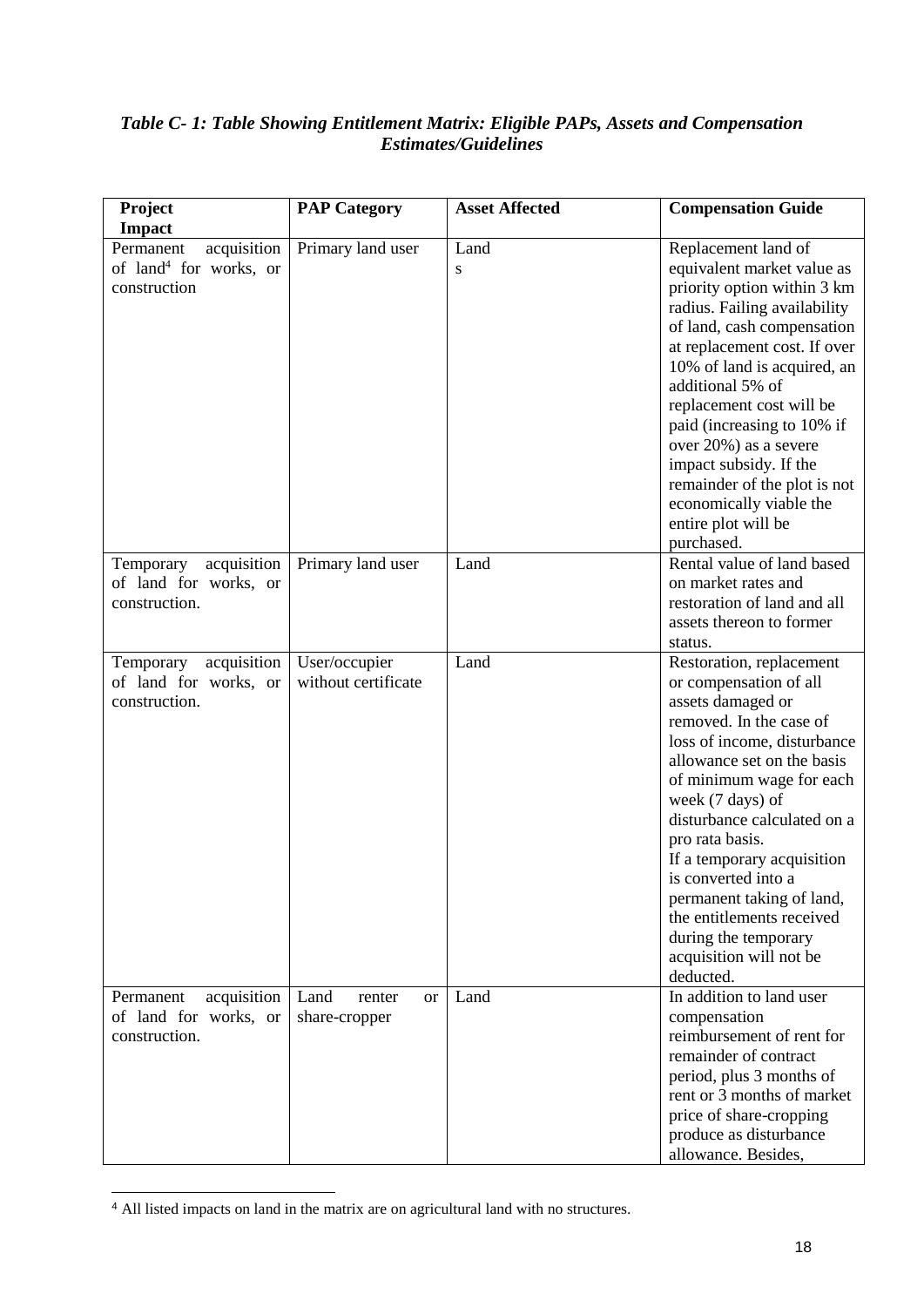***Table C- 1: Table Showing Entitlement Matrix: Eligible PAPs, Assets and Compensation Estimates/Guidelines***

| Project Impact | PAP Category | Asset Affected | Compensation Guide |
|---|---|---|---|
| Permanent acquisition of land[4] for works, or construction | Primary land user | Land s | Replacement land of equivalent market value as priority option within 3 km radius. Failing availability of land, cash compensation at replacement cost. If over 10% of land is acquired, an additional 5% of replacement cost will be paid (increasing to 10% if over 20%) as a severe impact subsidy. If the remainder of the plot is not economically viable the entire plot will be purchased. |
| Temporary acquisition of land for works, or construction. | Primary land user | Land | Rental value of land based on market rates and restoration of land and all assets thereon to former status. |
| Temporary acquisition of land for works, or construction. | User/occupier without certificate | Land | Restoration, replacement or compensation of all assets damaged or removed. In the case of loss of income, disturbance allowance set on the basis of minimum wage for each week (7 days) of disturbance calculated on a pro rata basis.<br>If a temporary acquisition is converted into a permanent taking of land, the entitlements received during the temporary acquisition will not be deducted. |
| Permanent acquisition of land for works, or construction. | Land renter or share-cropper | Land | In addition to land user compensation reimbursement of rent for remainder of contract period, plus 3 months of rent or 3 months of market price of share-cropping produce as disturbance allowance. Besides, |

[4] All listed impacts on land in the matrix are on agricultural land with no structures.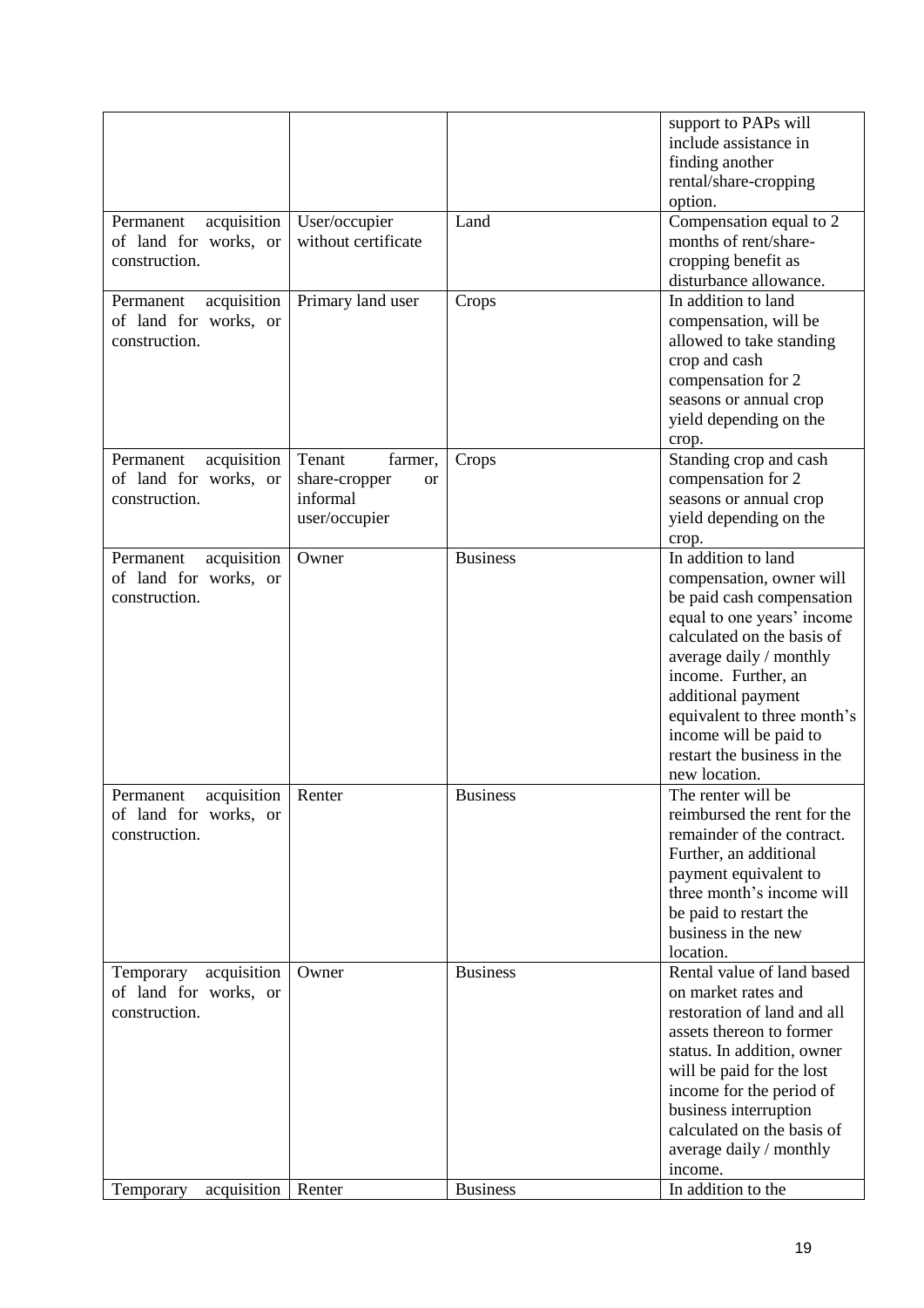| | | | support to PAPs will include assistance in finding another rental/share-cropping option. |
|---|---|---|---|
| Permanent acquisition of land for works, or construction. | User/occupier without certificate | Land | Compensation equal to 2 months of rent/share-cropping benefit as disturbance allowance. |
| Permanent acquisition of land for works, or construction. | Primary land user | Crops | In addition to land compensation, will be allowed to take standing crop and cash compensation for 2 seasons or annual crop yield depending on the crop. |
| Permanent acquisition of land for works, or construction. | Tenant farmer, share-cropper or informal user/occupier | Crops | Standing crop and cash compensation for 2 seasons or annual crop yield depending on the crop. |
| Permanent acquisition of land for works, or construction. | Owner | Business | In addition to land compensation, owner will be paid cash compensation equal to one years' income calculated on the basis of average daily / monthly income. Further, an additional payment equivalent to three month's income will be paid to restart the business in the new location. |
| Permanent acquisition of land for works, or construction. | Renter | Business | The renter will be reimbursed the rent for the remainder of the contract. Further, an additional payment equivalent to three month's income will be paid to restart the business in the new location. |
| Temporary acquisition of land for works, or construction. | Owner | Business | Rental value of land based on market rates and restoration of land and all assets thereon to former status. In addition, owner will be paid for the lost income for the period of business interruption calculated on the basis of average daily / monthly income. |
| Temporary acquisition | Renter | Business | In addition to the |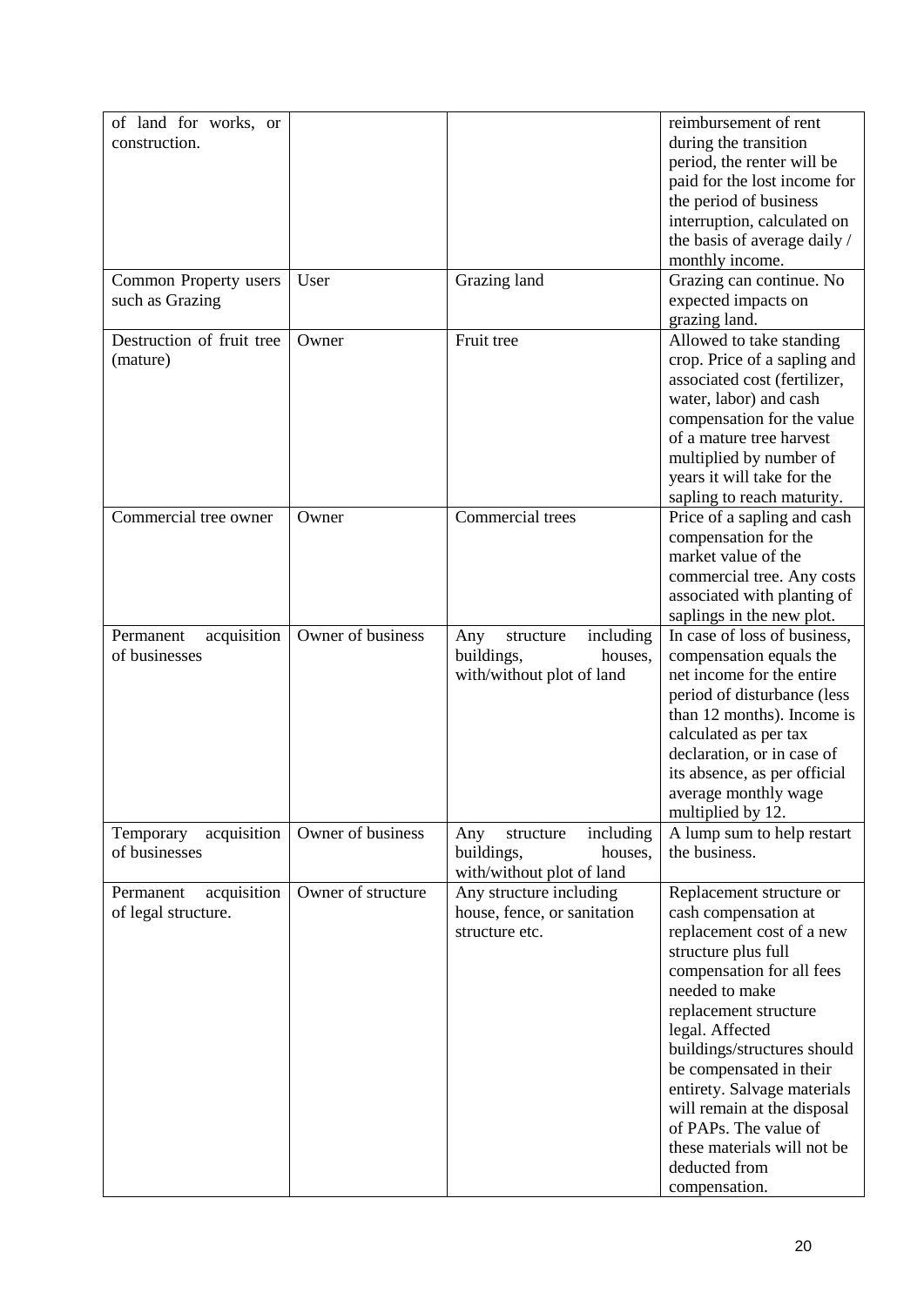| of land for works, or construction. | | | reimbursement of rent during the transition period, the renter will be paid for the lost income for the period of business interruption, calculated on the basis of average daily / monthly income. |
|---|---|---|---|
| Common Property users such as Grazing | User | Grazing land | Grazing can continue. No expected impacts on grazing land. |
| Destruction of fruit tree (mature) | Owner | Fruit tree | Allowed to take standing crop. Price of a sapling and associated cost (fertilizer, water, labor) and cash compensation for the value of a mature tree harvest multiplied by number of years it will take for the sapling to reach maturity. |
| Commercial tree owner | Owner | Commercial trees | Price of a sapling and cash compensation for the market value of the commercial tree. Any costs associated with planting of saplings in the new plot. |
| Permanent acquisition of businesses | Owner of business | Any structure including buildings, houses, with/without plot of land | In case of loss of business, compensation equals the net income for the entire period of disturbance (less than 12 months). Income is calculated as per tax declaration, or in case of its absence, as per official average monthly wage multiplied by 12. |
| Temporary acquisition of businesses | Owner of business | Any structure including buildings, houses, with/without plot of land | A lump sum to help restart the business. |
| Permanent acquisition of legal structure. | Owner of structure | Any structure including house, fence, or sanitation structure etc. | Replacement structure or cash compensation at replacement cost of a new structure plus full compensation for all fees needed to make replacement structure legal. Affected buildings/structures should be compensated in their entirety. Salvage materials will remain at the disposal of PAPs. The value of these materials will not be deducted from compensation. |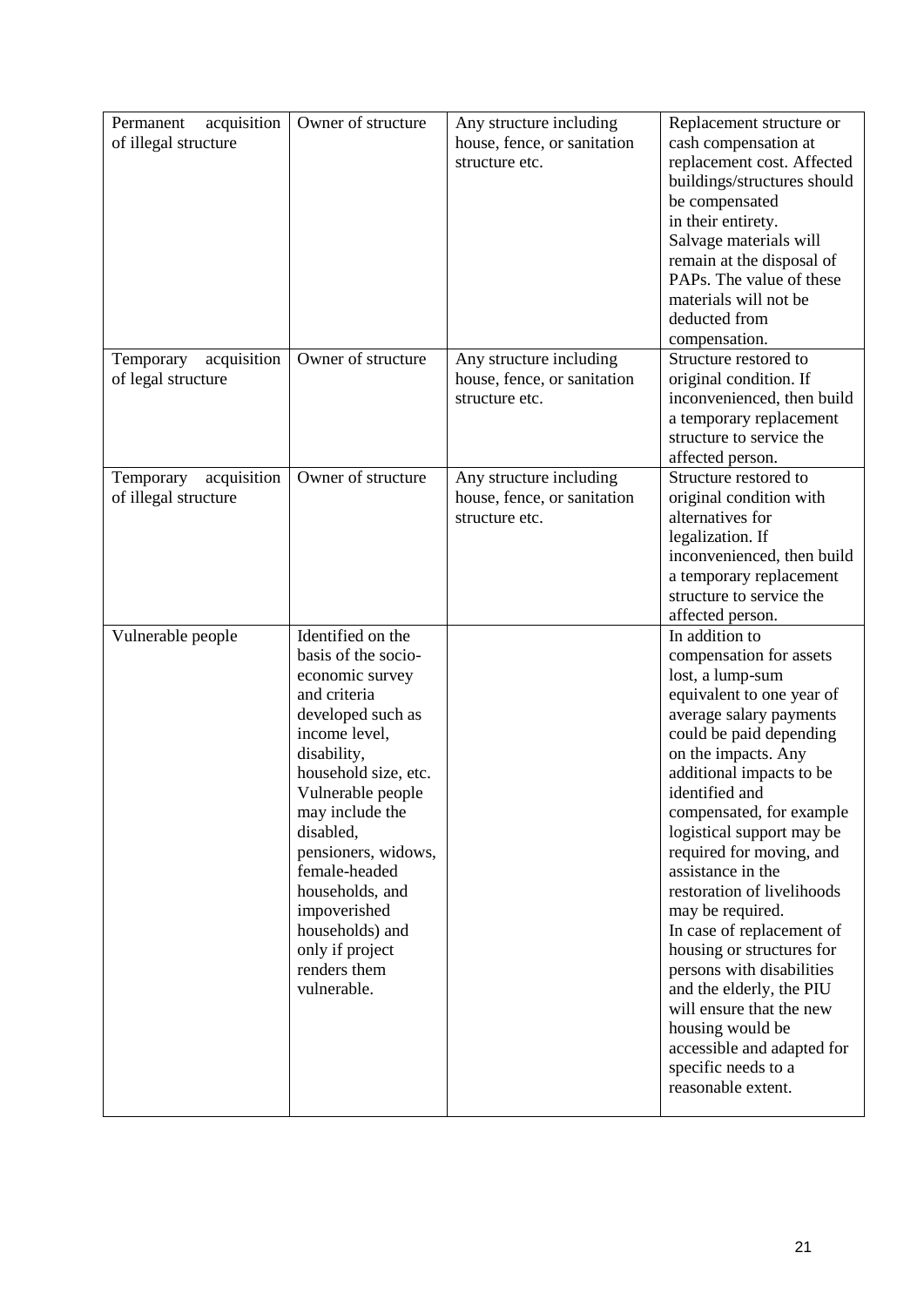| Permanent acquisition of illegal structure | Owner of structure | Any structure including house, fence, or sanitation structure etc. | Replacement structure or cash compensation at replacement cost. Affected buildings/structures should be compensated in their entirety. Salvage materials will remain at the disposal of PAPs. The value of these materials will not be deducted from compensation. |
|---|---|---|---|
| Temporary acquisition of legal structure | Owner of structure | Any structure including house, fence, or sanitation structure etc. | Structure restored to original condition. If inconvenienced, then build a temporary replacement structure to service the affected person. |
| Temporary acquisition of illegal structure | Owner of structure | Any structure including house, fence, or sanitation structure etc. | Structure restored to original condition with alternatives for legalization. If inconvenienced, then build a temporary replacement structure to service the affected person. |
| Vulnerable people | Identified on the basis of the socio-economic survey and criteria developed such as income level, disability, household size, etc. Vulnerable people may include the disabled, pensioners, widows, female-headed households, and impoverished households) and only if project renders them vulnerable. | | In addition to compensation for assets lost, a lump-sum equivalent to one year of average salary payments could be paid depending on the impacts. Any additional impacts to be identified and compensated, for example logistical support may be required for moving, and assistance in the restoration of livelihoods may be required. In case of replacement of housing or structures for persons with disabilities and the elderly, the PIU will ensure that the new housing would be accessible and adapted for specific needs to a reasonable extent. |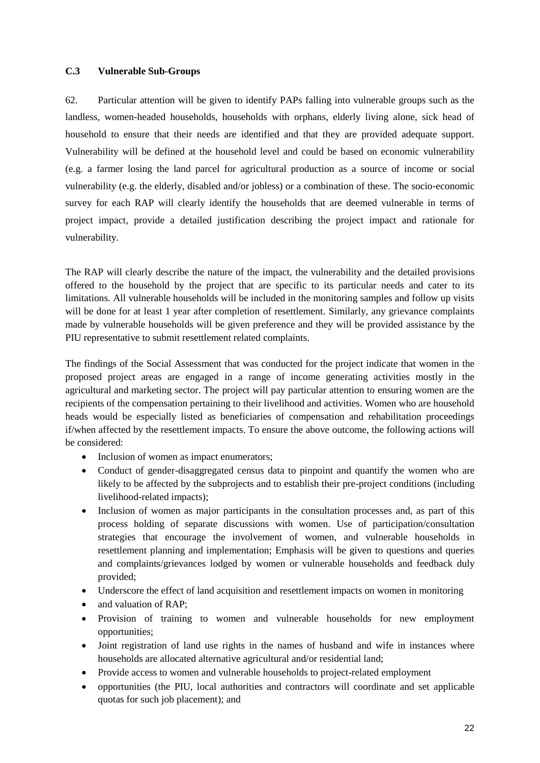### C.3 Vulnerable Sub-Groups

62. Particular attention will be given to identify PAPs falling into vulnerable groups such as the landless, women-headed households, households with orphans, elderly living alone, sick head of household to ensure that their needs are identified and that they are provided adequate support. Vulnerability will be defined at the household level and could be based on economic vulnerability (e.g. a farmer losing the land parcel for agricultural production as a source of income or social vulnerability (e.g. the elderly, disabled and/or jobless) or a combination of these. The socio-economic survey for each RAP will clearly identify the households that are deemed vulnerable in terms of project impact, provide a detailed justification describing the project impact and rationale for vulnerability.

The RAP will clearly describe the nature of the impact, the vulnerability and the detailed provisions offered to the household by the project that are specific to its particular needs and cater to its limitations. All vulnerable households will be included in the monitoring samples and follow up visits will be done for at least 1 year after completion of resettlement. Similarly, any grievance complaints made by vulnerable households will be given preference and they will be provided assistance by the PIU representative to submit resettlement related complaints.

The findings of the Social Assessment that was conducted for the project indicate that women in the proposed project areas are engaged in a range of income generating activities mostly in the agricultural and marketing sector. The project will pay particular attention to ensuring women are the recipients of the compensation pertaining to their livelihood and activities. Women who are household heads would be especially listed as beneficiaries of compensation and rehabilitation proceedings if/when affected by the resettlement impacts. To ensure the above outcome, the following actions will be considered:

- Inclusion of women as impact enumerators;
- Conduct of gender-disaggregated census data to pinpoint and quantify the women who are likely to be affected by the subprojects and to establish their pre-project conditions (including livelihood-related impacts);
- Inclusion of women as major participants in the consultation processes and, as part of this process holding of separate discussions with women. Use of participation/consultation strategies that encourage the involvement of women, and vulnerable households in resettlement planning and implementation; Emphasis will be given to questions and queries and complaints/grievances lodged by women or vulnerable households and feedback duly provided;
- Underscore the effect of land acquisition and resettlement impacts on women in monitoring
- and valuation of RAP;
- Provision of training to women and vulnerable households for new employment opportunities;
- Joint registration of land use rights in the names of husband and wife in instances where households are allocated alternative agricultural and/or residential land;
- Provide access to women and vulnerable households to project-related employment
- opportunities (the PIU, local authorities and contractors will coordinate and set applicable quotas for such job placement); and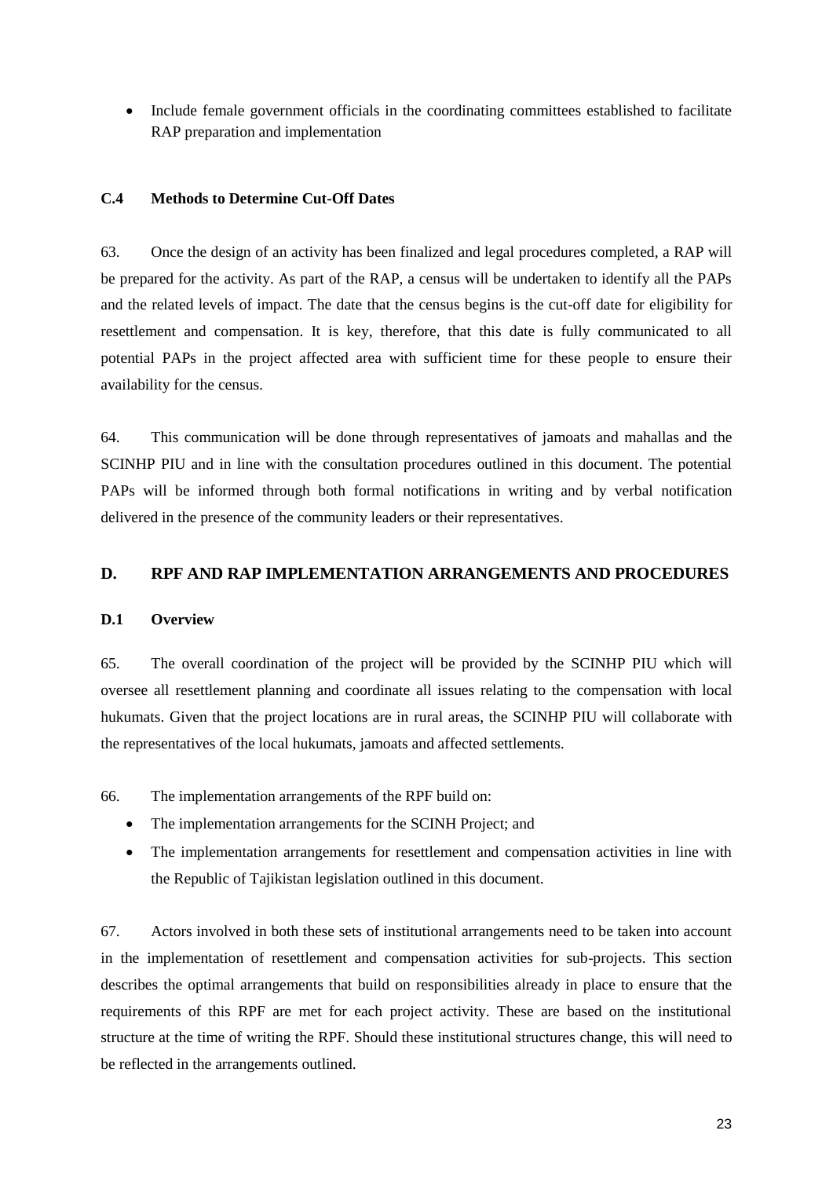- Include female government officials in the coordinating committees established to facilitate RAP preparation and implementation

### C.4 Methods to Determine Cut-Off Dates

63. Once the design of an activity has been finalized and legal procedures completed, a RAP will be prepared for the activity. As part of the RAP, a census will be undertaken to identify all the PAPs and the related levels of impact. The date that the census begins is the cut-off date for eligibility for resettlement and compensation. It is key, therefore, that this date is fully communicated to all potential PAPs in the project affected area with sufficient time for these people to ensure their availability for the census.

64. This communication will be done through representatives of jamoats and mahallas and the SCINHP PIU and in line with the consultation procedures outlined in this document. The potential PAPs will be informed through both formal notifications in writing and by verbal notification delivered in the presence of the community leaders or their representatives.

## D. RPF AND RAP IMPLEMENTATION ARRANGEMENTS AND PROCEDURES

### D.1 Overview

65. The overall coordination of the project will be provided by the SCINHP PIU which will oversee all resettlement planning and coordinate all issues relating to the compensation with local hukumats. Given that the project locations are in rural areas, the SCINHP PIU will collaborate with the representatives of the local hukumats, jamoats and affected settlements.

66. The implementation arrangements of the RPF build on:

- The implementation arrangements for the SCINH Project; and
- The implementation arrangements for resettlement and compensation activities in line with the Republic of Tajikistan legislation outlined in this document.

67. Actors involved in both these sets of institutional arrangements need to be taken into account in the implementation of resettlement and compensation activities for sub-projects. This section describes the optimal arrangements that build on responsibilities already in place to ensure that the requirements of this RPF are met for each project activity. These are based on the institutional structure at the time of writing the RPF. Should these institutional structures change, this will need to be reflected in the arrangements outlined.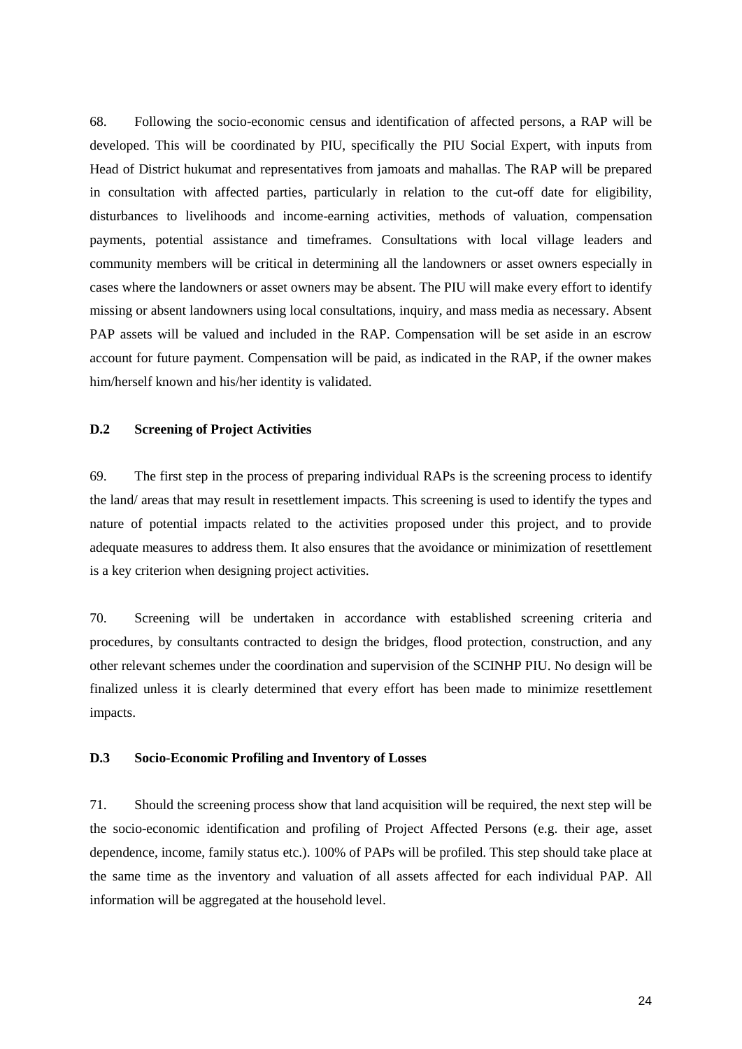68. Following the socio-economic census and identification of affected persons, a RAP will be developed. This will be coordinated by PIU, specifically the PIU Social Expert, with inputs from Head of District hukumat and representatives from jamoats and mahallas. The RAP will be prepared in consultation with affected parties, particularly in relation to the cut-off date for eligibility, disturbances to livelihoods and income-earning activities, methods of valuation, compensation payments, potential assistance and timeframes. Consultations with local village leaders and community members will be critical in determining all the landowners or asset owners especially in cases where the landowners or asset owners may be absent. The PIU will make every effort to identify missing or absent landowners using local consultations, inquiry, and mass media as necessary. Absent PAP assets will be valued and included in the RAP. Compensation will be set aside in an escrow account for future payment. Compensation will be paid, as indicated in the RAP, if the owner makes him/herself known and his/her identity is validated.

### D.2 Screening of Project Activities

69. The first step in the process of preparing individual RAPs is the screening process to identify the land/ areas that may result in resettlement impacts. This screening is used to identify the types and nature of potential impacts related to the activities proposed under this project, and to provide adequate measures to address them. It also ensures that the avoidance or minimization of resettlement is a key criterion when designing project activities.

70. Screening will be undertaken in accordance with established screening criteria and procedures, by consultants contracted to design the bridges, flood protection, construction, and any other relevant schemes under the coordination and supervision of the SCINHP PIU. No design will be finalized unless it is clearly determined that every effort has been made to minimize resettlement impacts.

### D.3 Socio-Economic Profiling and Inventory of Losses

71. Should the screening process show that land acquisition will be required, the next step will be the socio-economic identification and profiling of Project Affected Persons (e.g. their age, asset dependence, income, family status etc.). 100% of PAPs will be profiled. This step should take place at the same time as the inventory and valuation of all assets affected for each individual PAP. All information will be aggregated at the household level.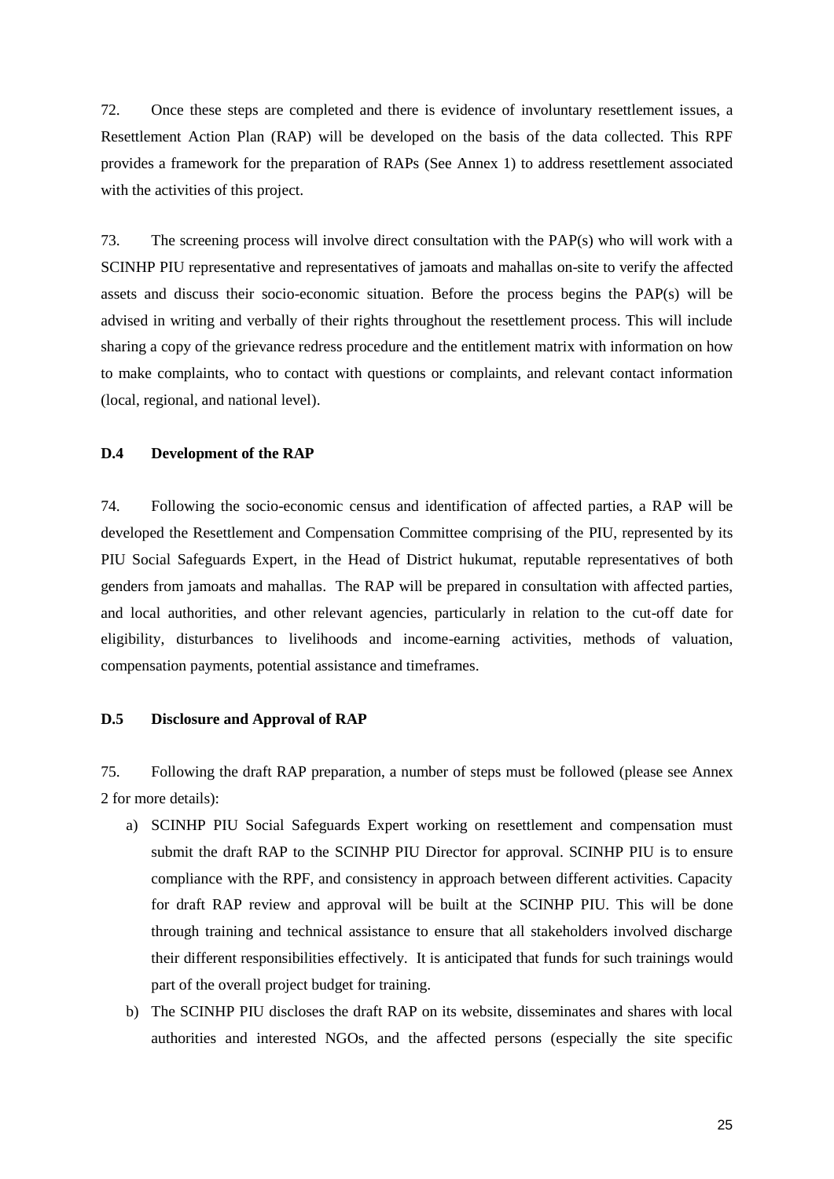72. Once these steps are completed and there is evidence of involuntary resettlement issues, a Resettlement Action Plan (RAP) will be developed on the basis of the data collected. This RPF provides a framework for the preparation of RAPs (See Annex 1) to address resettlement associated with the activities of this project.

73. The screening process will involve direct consultation with the PAP(s) who will work with a SCINHP PIU representative and representatives of jamoats and mahallas on-site to verify the affected assets and discuss their socio-economic situation. Before the process begins the PAP(s) will be advised in writing and verbally of their rights throughout the resettlement process. This will include sharing a copy of the grievance redress procedure and the entitlement matrix with information on how to make complaints, who to contact with questions or complaints, and relevant contact information (local, regional, and national level).

### D.4 Development of the RAP

74. Following the socio-economic census and identification of affected parties, a RAP will be developed the Resettlement and Compensation Committee comprising of the PIU, represented by its PIU Social Safeguards Expert, in the Head of District hukumat, reputable representatives of both genders from jamoats and mahallas. The RAP will be prepared in consultation with affected parties, and local authorities, and other relevant agencies, particularly in relation to the cut-off date for eligibility, disturbances to livelihoods and income-earning activities, methods of valuation, compensation payments, potential assistance and timeframes.

### D.5 Disclosure and Approval of RAP

75. Following the draft RAP preparation, a number of steps must be followed (please see Annex 2 for more details):

a) SCINHP PIU Social Safeguards Expert working on resettlement and compensation must submit the draft RAP to the SCINHP PIU Director for approval. SCINHP PIU is to ensure compliance with the RPF, and consistency in approach between different activities. Capacity for draft RAP review and approval will be built at the SCINHP PIU. This will be done through training and technical assistance to ensure that all stakeholders involved discharge their different responsibilities effectively. It is anticipated that funds for such trainings would part of the overall project budget for training.

b) The SCINHP PIU discloses the draft RAP on its website, disseminates and shares with local authorities and interested NGOs, and the affected persons (especially the site specific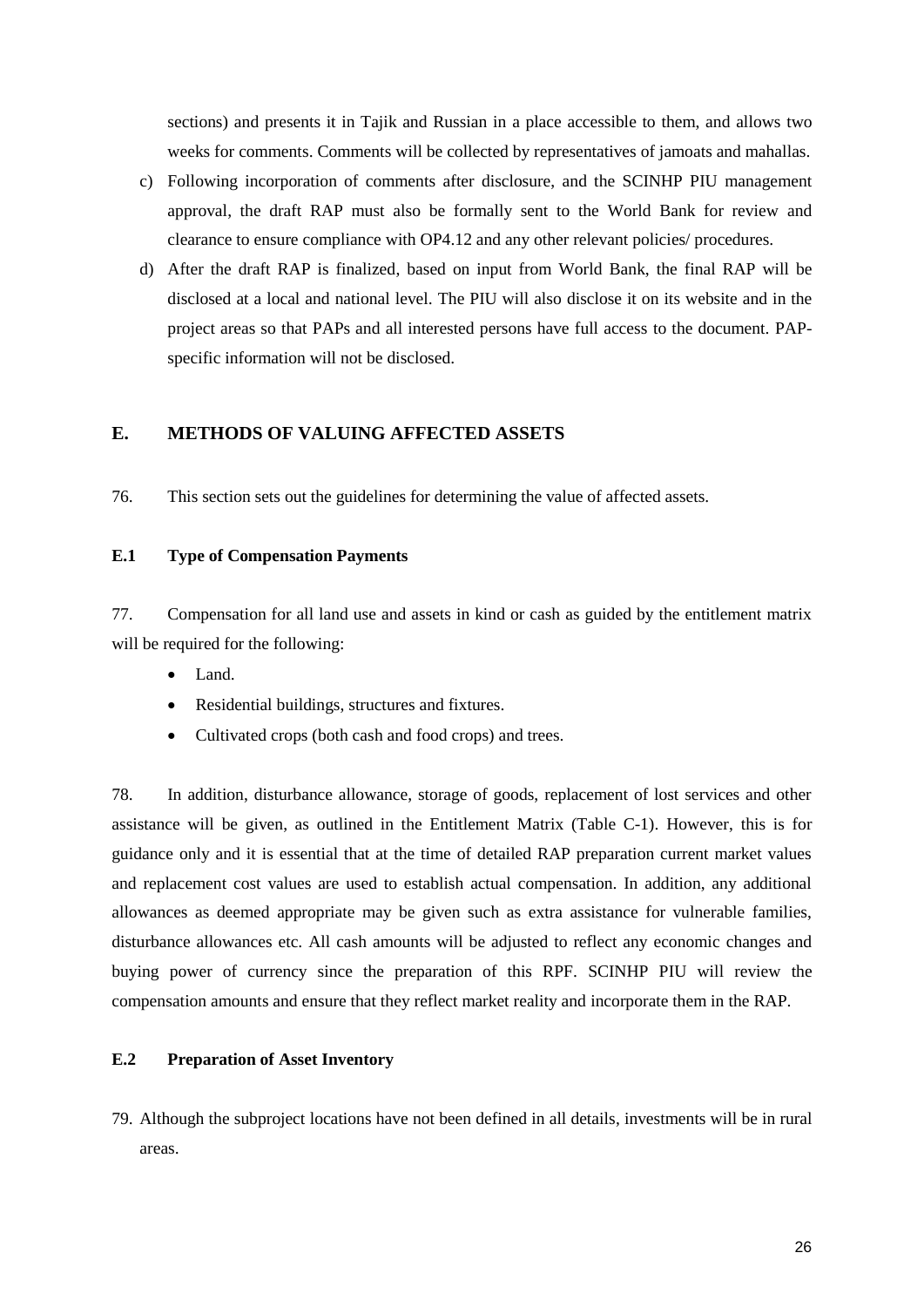sections) and presents it in Tajik and Russian in a place accessible to them, and allows two weeks for comments. Comments will be collected by representatives of jamoats and mahallas.

c) Following incorporation of comments after disclosure, and the SCINHP PIU management approval, the draft RAP must also be formally sent to the World Bank for review and clearance to ensure compliance with OP4.12 and any other relevant policies/ procedures.

d) After the draft RAP is finalized, based on input from World Bank, the final RAP will be disclosed at a local and national level. The PIU will also disclose it on its website and in the project areas so that PAPs and all interested persons have full access to the document. PAP-specific information will not be disclosed.

## E. METHODS OF VALUING AFFECTED ASSETS

76. This section sets out the guidelines for determining the value of affected assets.

### E.1 Type of Compensation Payments

77. Compensation for all land use and assets in kind or cash as guided by the entitlement matrix will be required for the following:

- Land.
- Residential buildings, structures and fixtures.
- Cultivated crops (both cash and food crops) and trees.

78. In addition, disturbance allowance, storage of goods, replacement of lost services and other assistance will be given, as outlined in the Entitlement Matrix (Table C-1). However, this is for guidance only and it is essential that at the time of detailed RAP preparation current market values and replacement cost values are used to establish actual compensation. In addition, any additional allowances as deemed appropriate may be given such as extra assistance for vulnerable families, disturbance allowances etc. All cash amounts will be adjusted to reflect any economic changes and buying power of currency since the preparation of this RPF. SCINHP PIU will review the compensation amounts and ensure that they reflect market reality and incorporate them in the RAP.

### E.2 Preparation of Asset Inventory

79. Although the subproject locations have not been defined in all details, investments will be in rural areas.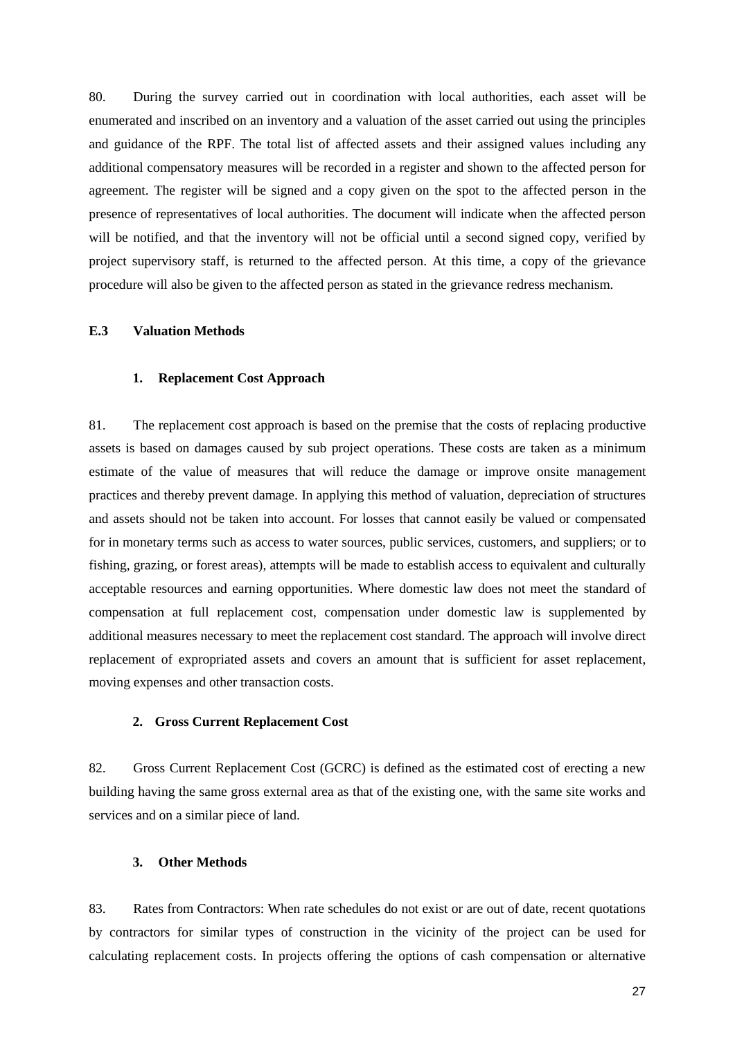80. During the survey carried out in coordination with local authorities, each asset will be enumerated and inscribed on an inventory and a valuation of the asset carried out using the principles and guidance of the RPF. The total list of affected assets and their assigned values including any additional compensatory measures will be recorded in a register and shown to the affected person for agreement. The register will be signed and a copy given on the spot to the affected person in the presence of representatives of local authorities. The document will indicate when the affected person will be notified, and that the inventory will not be official until a second signed copy, verified by project supervisory staff, is returned to the affected person. At this time, a copy of the grievance procedure will also be given to the affected person as stated in the grievance redress mechanism.

### E.3 Valuation Methods

#### 1. Replacement Cost Approach

81. The replacement cost approach is based on the premise that the costs of replacing productive assets is based on damages caused by sub project operations. These costs are taken as a minimum estimate of the value of measures that will reduce the damage or improve onsite management practices and thereby prevent damage. In applying this method of valuation, depreciation of structures and assets should not be taken into account. For losses that cannot easily be valued or compensated for in monetary terms such as access to water sources, public services, customers, and suppliers; or to fishing, grazing, or forest areas), attempts will be made to establish access to equivalent and culturally acceptable resources and earning opportunities. Where domestic law does not meet the standard of compensation at full replacement cost, compensation under domestic law is supplemented by additional measures necessary to meet the replacement cost standard. The approach will involve direct replacement of expropriated assets and covers an amount that is sufficient for asset replacement, moving expenses and other transaction costs.

#### 2. Gross Current Replacement Cost

82. Gross Current Replacement Cost (GCRC) is defined as the estimated cost of erecting a new building having the same gross external area as that of the existing one, with the same site works and services and on a similar piece of land.

#### 3. Other Methods

83. Rates from Contractors: When rate schedules do not exist or are out of date, recent quotations by contractors for similar types of construction in the vicinity of the project can be used for calculating replacement costs. In projects offering the options of cash compensation or alternative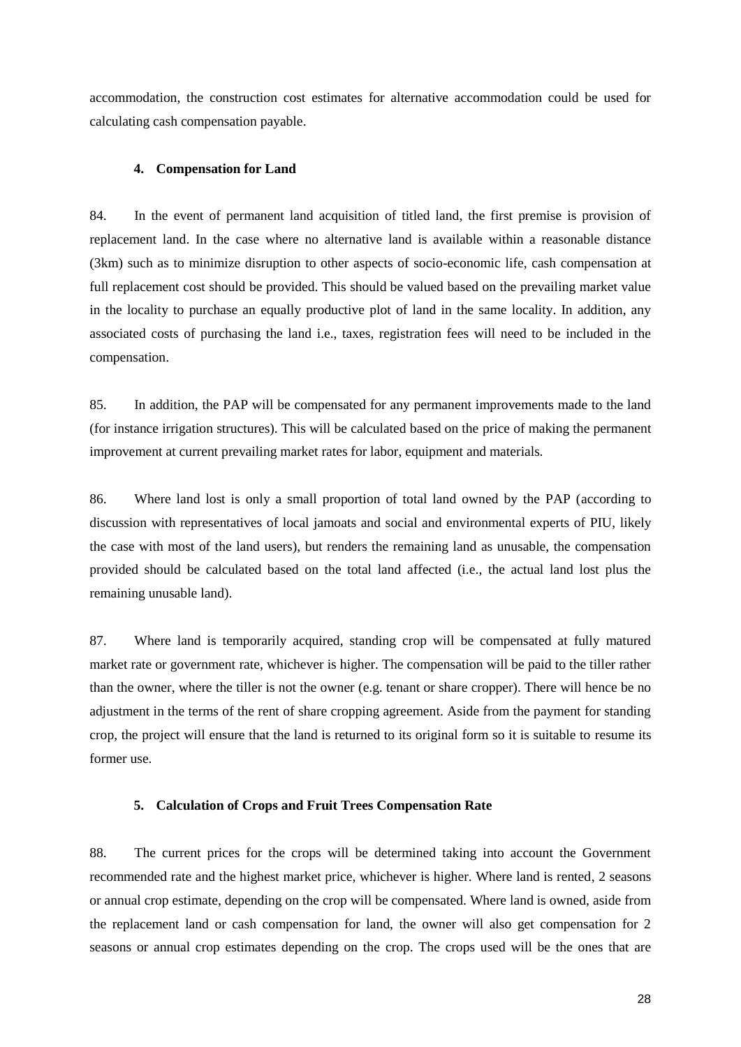accommodation, the construction cost estimates for alternative accommodation could be used for calculating cash compensation payable.

#### 4. Compensation for Land

84. In the event of permanent land acquisition of titled land, the first premise is provision of replacement land. In the case where no alternative land is available within a reasonable distance (3km) such as to minimize disruption to other aspects of socio-economic life, cash compensation at full replacement cost should be provided. This should be valued based on the prevailing market value in the locality to purchase an equally productive plot of land in the same locality. In addition, any associated costs of purchasing the land i.e., taxes, registration fees will need to be included in the compensation.

85. In addition, the PAP will be compensated for any permanent improvements made to the land (for instance irrigation structures). This will be calculated based on the price of making the permanent improvement at current prevailing market rates for labor, equipment and materials.

86. Where land lost is only a small proportion of total land owned by the PAP (according to discussion with representatives of local jamoats and social and environmental experts of PIU, likely the case with most of the land users), but renders the remaining land as unusable, the compensation provided should be calculated based on the total land affected (i.e., the actual land lost plus the remaining unusable land).

87. Where land is temporarily acquired, standing crop will be compensated at fully matured market rate or government rate, whichever is higher. The compensation will be paid to the tiller rather than the owner, where the tiller is not the owner (e.g. tenant or share cropper). There will hence be no adjustment in the terms of the rent of share cropping agreement. Aside from the payment for standing crop, the project will ensure that the land is returned to its original form so it is suitable to resume its former use.

#### 5. Calculation of Crops and Fruit Trees Compensation Rate

88. The current prices for the crops will be determined taking into account the Government recommended rate and the highest market price, whichever is higher. Where land is rented, 2 seasons or annual crop estimate, depending on the crop will be compensated. Where land is owned, aside from the replacement land or cash compensation for land, the owner will also get compensation for 2 seasons or annual crop estimates depending on the crop. The crops used will be the ones that are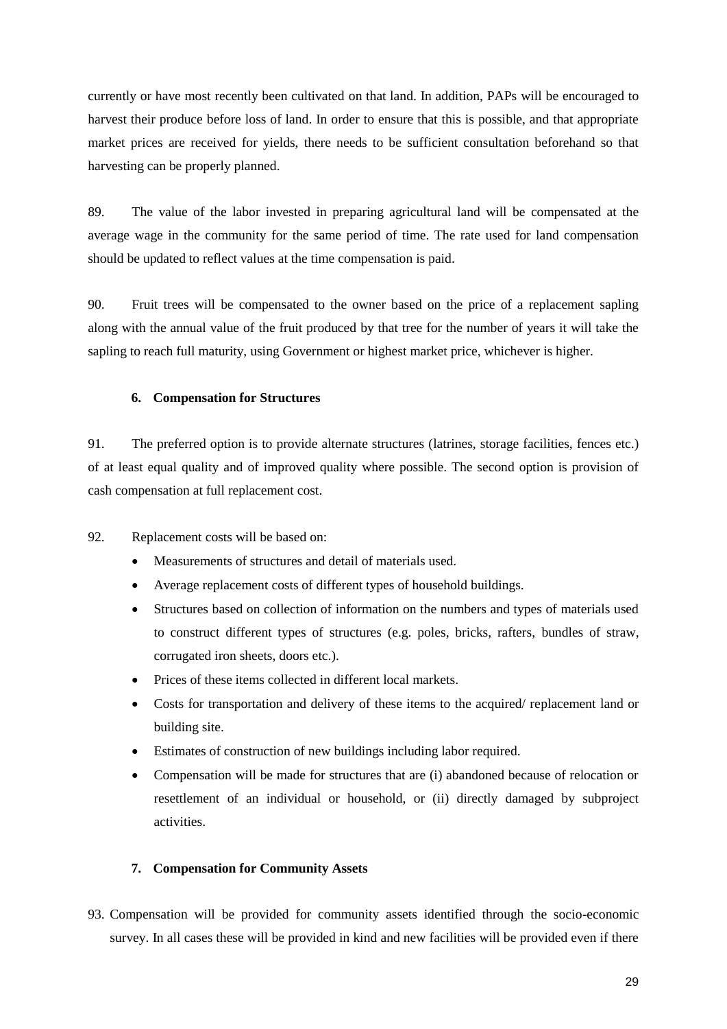currently or have most recently been cultivated on that land. In addition, PAPs will be encouraged to harvest their produce before loss of land. In order to ensure that this is possible, and that appropriate market prices are received for yields, there needs to be sufficient consultation beforehand so that harvesting can be properly planned.

89. The value of the labor invested in preparing agricultural land will be compensated at the average wage in the community for the same period of time. The rate used for land compensation should be updated to reflect values at the time compensation is paid.

90. Fruit trees will be compensated to the owner based on the price of a replacement sapling along with the annual value of the fruit produced by that tree for the number of years it will take the sapling to reach full maturity, using Government or highest market price, whichever is higher.

#### 6. Compensation for Structures

91. The preferred option is to provide alternate structures (latrines, storage facilities, fences etc.) of at least equal quality and of improved quality where possible. The second option is provision of cash compensation at full replacement cost.

92. Replacement costs will be based on:

- Measurements of structures and detail of materials used.
- Average replacement costs of different types of household buildings.
- Structures based on collection of information on the numbers and types of materials used to construct different types of structures (e.g. poles, bricks, rafters, bundles of straw, corrugated iron sheets, doors etc.).
- Prices of these items collected in different local markets.
- Costs for transportation and delivery of these items to the acquired/ replacement land or building site.
- Estimates of construction of new buildings including labor required.
- Compensation will be made for structures that are (i) abandoned because of relocation or resettlement of an individual or household, or (ii) directly damaged by subproject activities.

#### 7. Compensation for Community Assets

93. Compensation will be provided for community assets identified through the socio-economic survey. In all cases these will be provided in kind and new facilities will be provided even if there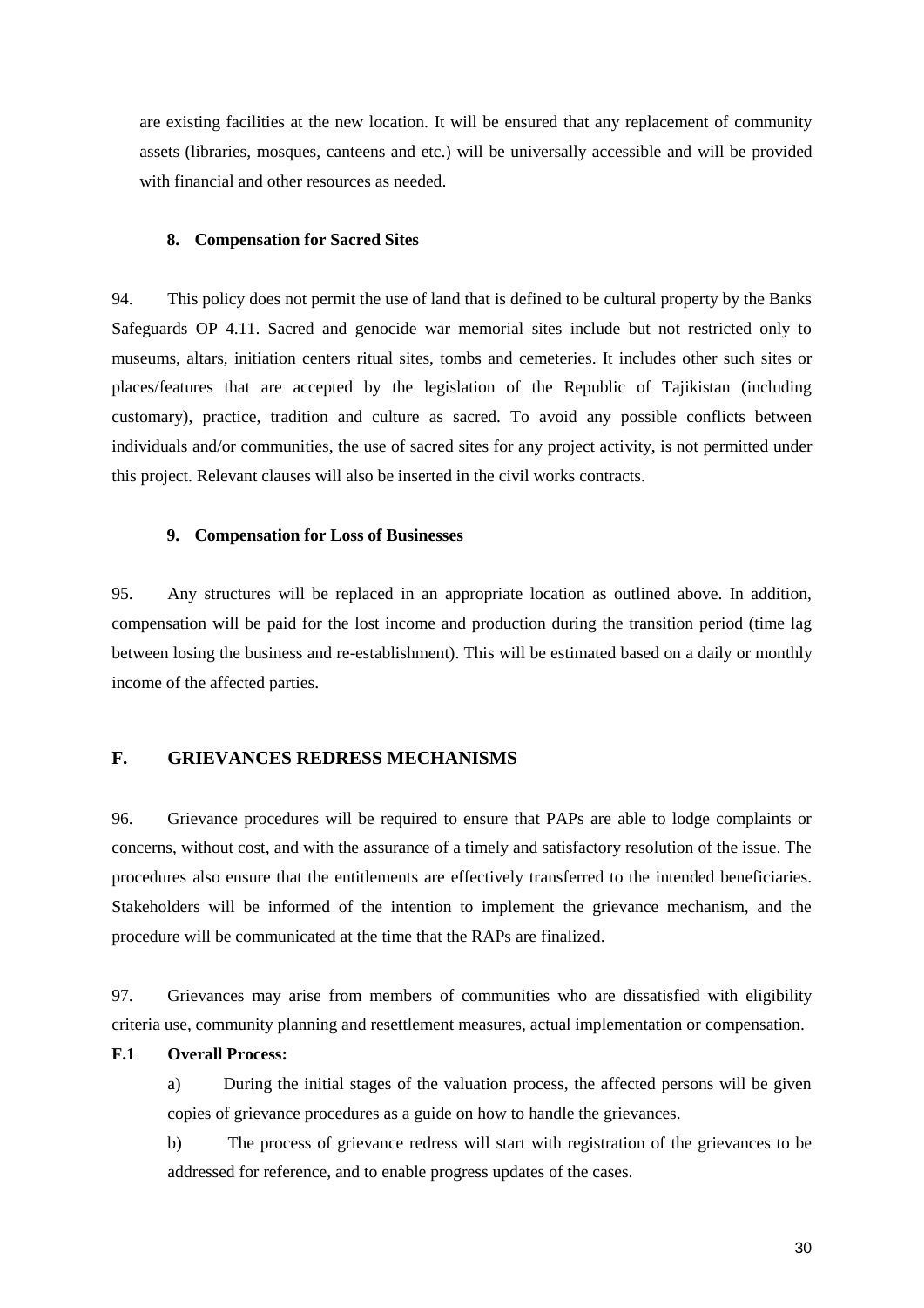are existing facilities at the new location. It will be ensured that any replacement of community assets (libraries, mosques, canteens and etc.) will be universally accessible and will be provided with financial and other resources as needed.

#### 8. Compensation for Sacred Sites

94. This policy does not permit the use of land that is defined to be cultural property by the Banks Safeguards OP 4.11. Sacred and genocide war memorial sites include but not restricted only to museums, altars, initiation centers ritual sites, tombs and cemeteries. It includes other such sites or places/features that are accepted by the legislation of the Republic of Tajikistan (including customary), practice, tradition and culture as sacred. To avoid any possible conflicts between individuals and/or communities, the use of sacred sites for any project activity, is not permitted under this project. Relevant clauses will also be inserted in the civil works contracts.

#### 9. Compensation for Loss of Businesses

95. Any structures will be replaced in an appropriate location as outlined above. In addition, compensation will be paid for the lost income and production during the transition period (time lag between losing the business and re-establishment). This will be estimated based on a daily or monthly income of the affected parties.

## F. GRIEVANCES REDRESS MECHANISMS

96. Grievance procedures will be required to ensure that PAPs are able to lodge complaints or concerns, without cost, and with the assurance of a timely and satisfactory resolution of the issue. The procedures also ensure that the entitlements are effectively transferred to the intended beneficiaries. Stakeholders will be informed of the intention to implement the grievance mechanism, and the procedure will be communicated at the time that the RAPs are finalized.

97. Grievances may arise from members of communities who are dissatisfied with eligibility criteria use, community planning and resettlement measures, actual implementation or compensation.

### F.1 Overall Process:

a) During the initial stages of the valuation process, the affected persons will be given copies of grievance procedures as a guide on how to handle the grievances.

b) The process of grievance redress will start with registration of the grievances to be addressed for reference, and to enable progress updates of the cases.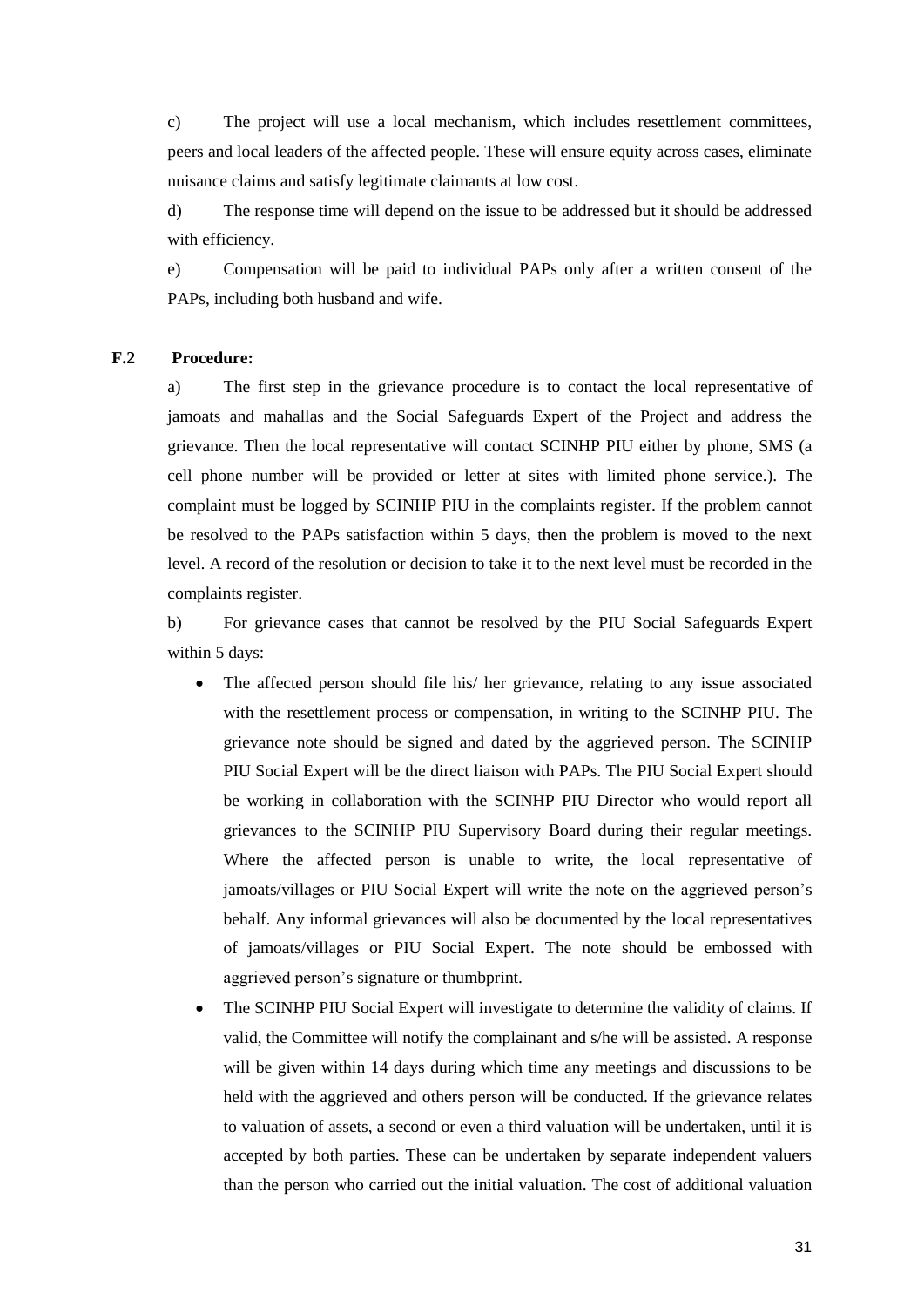c) The project will use a local mechanism, which includes resettlement committees, peers and local leaders of the affected people. These will ensure equity across cases, eliminate nuisance claims and satisfy legitimate claimants at low cost.

d) The response time will depend on the issue to be addressed but it should be addressed with efficiency.

e) Compensation will be paid to individual PAPs only after a written consent of the PAPs, including both husband and wife.

**F.2 Procedure:**

a) The first step in the grievance procedure is to contact the local representative of jamoats and mahallas and the Social Safeguards Expert of the Project and address the grievance. Then the local representative will contact SCINHP PIU either by phone, SMS (a cell phone number will be provided or letter at sites with limited phone service.). The complaint must be logged by SCINHP PIU in the complaints register. If the problem cannot be resolved to the PAPs satisfaction within 5 days, then the problem is moved to the next level. A record of the resolution or decision to take it to the next level must be recorded in the complaints register.

b) For grievance cases that cannot be resolved by the PIU Social Safeguards Expert within 5 days:

- The affected person should file his/ her grievance, relating to any issue associated with the resettlement process or compensation, in writing to the SCINHP PIU. The grievance note should be signed and dated by the aggrieved person. The SCINHP PIU Social Expert will be the direct liaison with PAPs. The PIU Social Expert should be working in collaboration with the SCINHP PIU Director who would report all grievances to the SCINHP PIU Supervisory Board during their regular meetings. Where the affected person is unable to write, the local representative of jamoats/villages or PIU Social Expert will write the note on the aggrieved person's behalf. Any informal grievances will also be documented by the local representatives of jamoats/villages or PIU Social Expert. The note should be embossed with aggrieved person's signature or thumbprint.
- The SCINHP PIU Social Expert will investigate to determine the validity of claims. If valid, the Committee will notify the complainant and s/he will be assisted. A response will be given within 14 days during which time any meetings and discussions to be held with the aggrieved and others person will be conducted. If the grievance relates to valuation of assets, a second or even a third valuation will be undertaken, until it is accepted by both parties. These can be undertaken by separate independent valuers than the person who carried out the initial valuation. The cost of additional valuation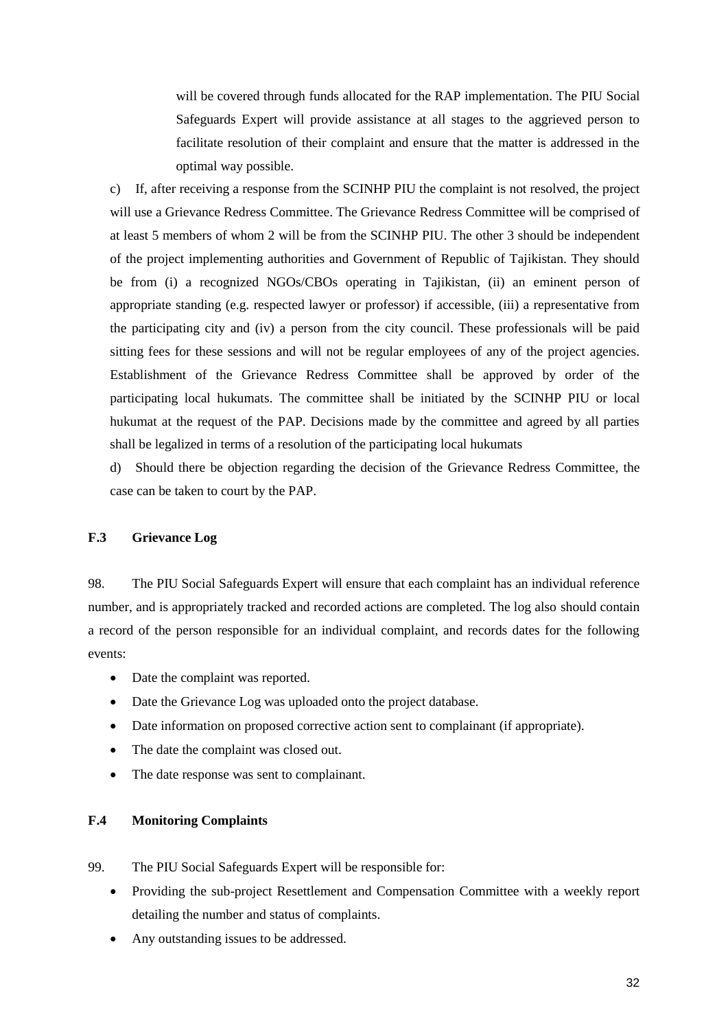will be covered through funds allocated for the RAP implementation. The PIU Social Safeguards Expert will provide assistance at all stages to the aggrieved person to facilitate resolution of their complaint and ensure that the matter is addressed in the optimal way possible.

c) If, after receiving a response from the SCINHP PIU the complaint is not resolved, the project will use a Grievance Redress Committee. The Grievance Redress Committee will be comprised of at least 5 members of whom 2 will be from the SCINHP PIU. The other 3 should be independent of the project implementing authorities and Government of Republic of Tajikistan. They should be from (i) a recognized NGOs/CBOs operating in Tajikistan, (ii) an eminent person of appropriate standing (e.g. respected lawyer or professor) if accessible, (iii) a representative from the participating city and (iv) a person from the city council. These professionals will be paid sitting fees for these sessions and will not be regular employees of any of the project agencies. Establishment of the Grievance Redress Committee shall be approved by order of the participating local hukumats. The committee shall be initiated by the SCINHP PIU or local hukumat at the request of the PAP. Decisions made by the committee and agreed by all parties shall be legalized in terms of a resolution of the participating local hukumats

d) Should there be objection regarding the decision of the Grievance Redress Committee, the case can be taken to court by the PAP.

### F.3 Grievance Log

98. The PIU Social Safeguards Expert will ensure that each complaint has an individual reference number, and is appropriately tracked and recorded actions are completed. The log also should contain a record of the person responsible for an individual complaint, and records dates for the following events:

- Date the complaint was reported.
- Date the Grievance Log was uploaded onto the project database.
- Date information on proposed corrective action sent to complainant (if appropriate).
- The date the complaint was closed out.
- The date response was sent to complainant.

### F.4 Monitoring Complaints

99. The PIU Social Safeguards Expert will be responsible for:

- Providing the sub-project Resettlement and Compensation Committee with a weekly report detailing the number and status of complaints.
- Any outstanding issues to be addressed.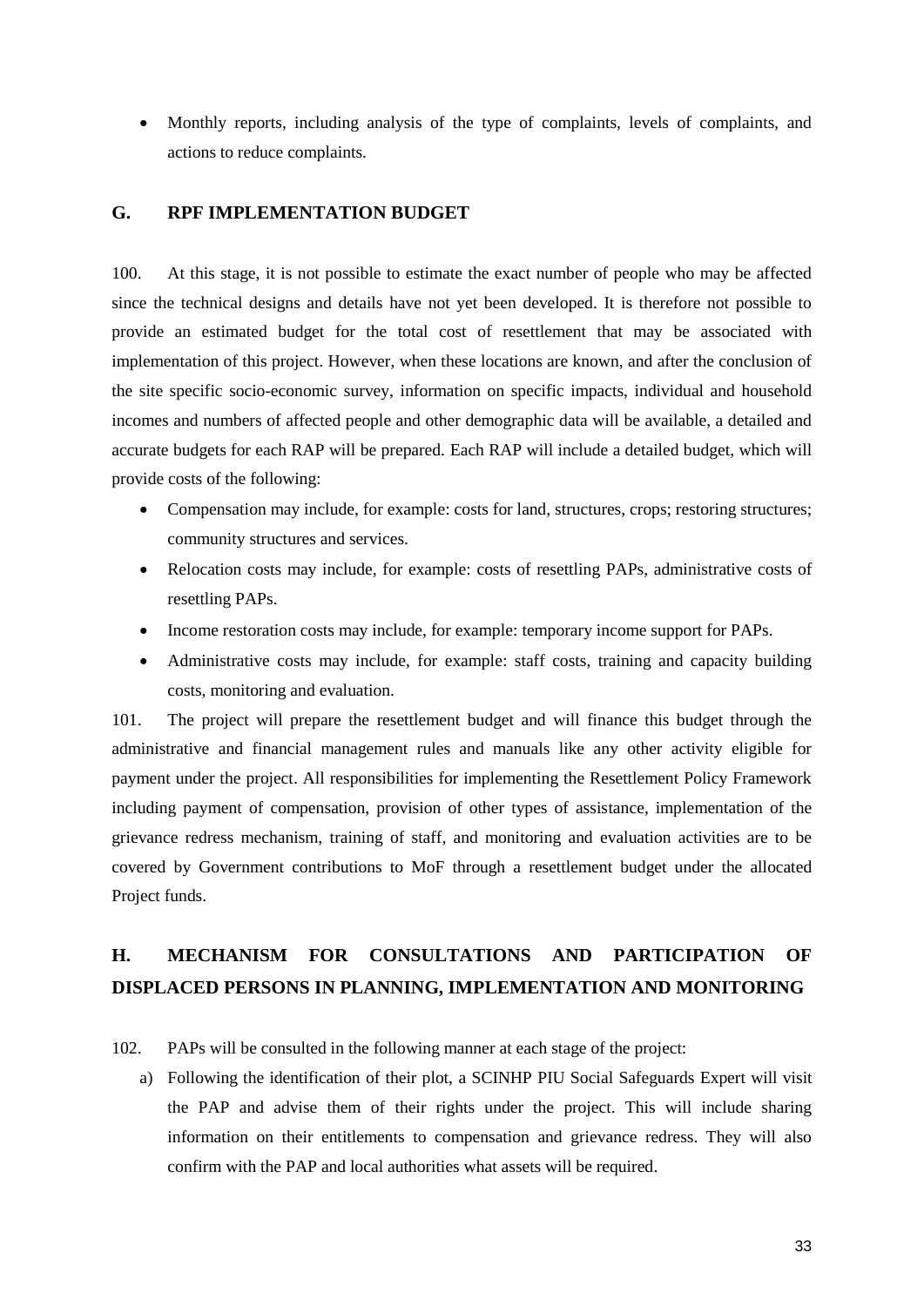- Monthly reports, including analysis of the type of complaints, levels of complaints, and actions to reduce complaints.

## G. RPF IMPLEMENTATION BUDGET

100. At this stage, it is not possible to estimate the exact number of people who may be affected since the technical designs and details have not yet been developed. It is therefore not possible to provide an estimated budget for the total cost of resettlement that may be associated with implementation of this project. However, when these locations are known, and after the conclusion of the site specific socio-economic survey, information on specific impacts, individual and household incomes and numbers of affected people and other demographic data will be available, a detailed and accurate budgets for each RAP will be prepared. Each RAP will include a detailed budget, which will provide costs of the following:

- Compensation may include, for example: costs for land, structures, crops; restoring structures; community structures and services.
- Relocation costs may include, for example: costs of resettling PAPs, administrative costs of resettling PAPs.
- Income restoration costs may include, for example: temporary income support for PAPs.
- Administrative costs may include, for example: staff costs, training and capacity building costs, monitoring and evaluation.

101. The project will prepare the resettlement budget and will finance this budget through the administrative and financial management rules and manuals like any other activity eligible for payment under the project. All responsibilities for implementing the Resettlement Policy Framework including payment of compensation, provision of other types of assistance, implementation of the grievance redress mechanism, training of staff, and monitoring and evaluation activities are to be covered by Government contributions to MoF through a resettlement budget under the allocated Project funds.

## H. MECHANISM FOR CONSULTATIONS AND PARTICIPATION OF DISPLACED PERSONS IN PLANNING, IMPLEMENTATION AND MONITORING

102. PAPs will be consulted in the following manner at each stage of the project:

a) Following the identification of their plot, a SCINHP PIU Social Safeguards Expert will visit the PAP and advise them of their rights under the project. This will include sharing information on their entitlements to compensation and grievance redress. They will also confirm with the PAP and local authorities what assets will be required.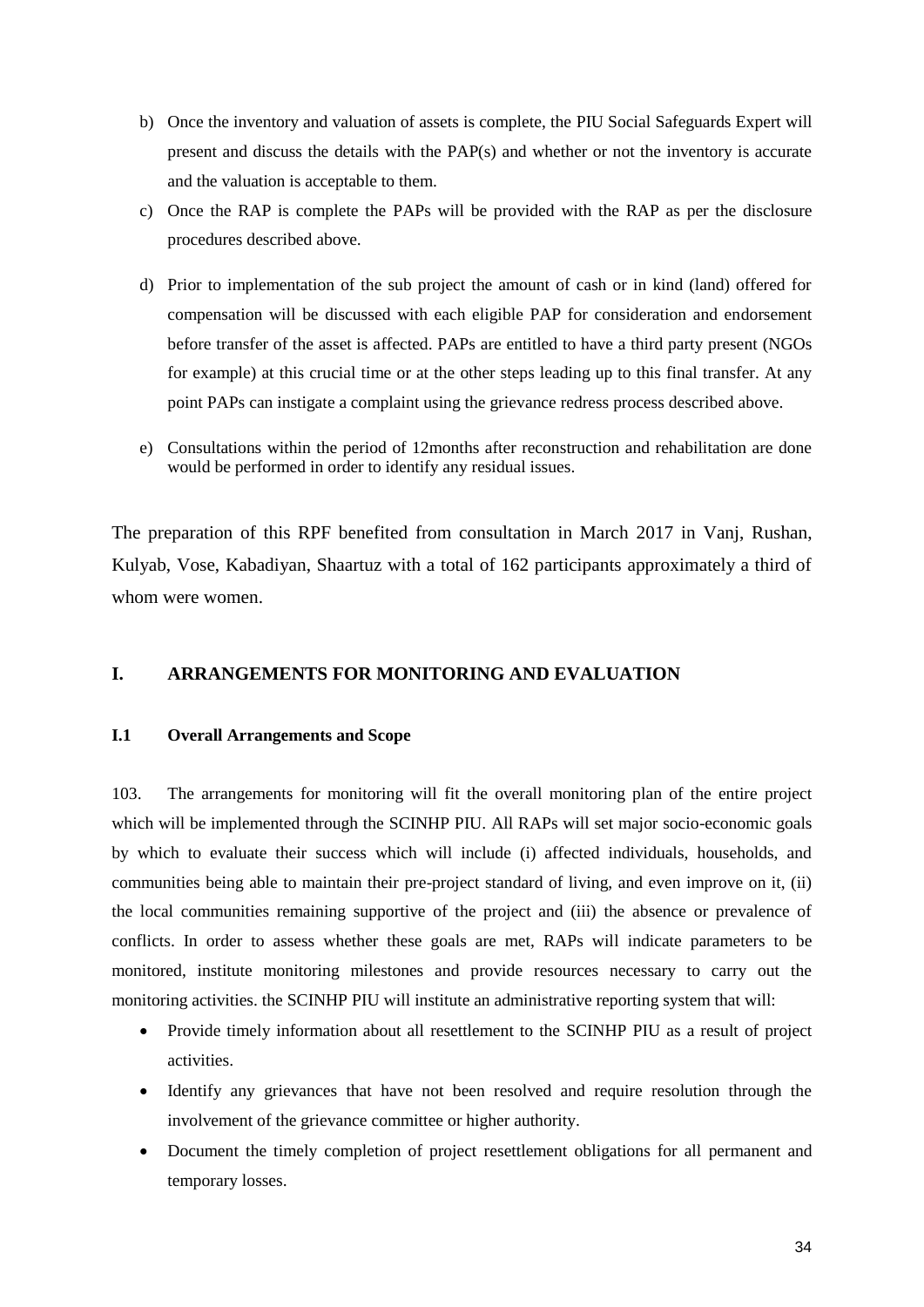b) Once the inventory and valuation of assets is complete, the PIU Social Safeguards Expert will present and discuss the details with the PAP(s) and whether or not the inventory is accurate and the valuation is acceptable to them.

c) Once the RAP is complete the PAPs will be provided with the RAP as per the disclosure procedures described above.

d) Prior to implementation of the sub project the amount of cash or in kind (land) offered for compensation will be discussed with each eligible PAP for consideration and endorsement before transfer of the asset is affected. PAPs are entitled to have a third party present (NGOs for example) at this crucial time or at the other steps leading up to this final transfer. At any point PAPs can instigate a complaint using the grievance redress process described above.

e) Consultations within the period of 12months after reconstruction and rehabilitation are done would be performed in order to identify any residual issues.

The preparation of this RPF benefited from consultation in March 2017 in Vanj, Rushan, Kulyab, Vose, Kabadiyan, Shaartuz with a total of 162 participants approximately a third of whom were women.

## I. ARRANGEMENTS FOR MONITORING AND EVALUATION

### I.1 Overall Arrangements and Scope

103. The arrangements for monitoring will fit the overall monitoring plan of the entire project which will be implemented through the SCINHP PIU. All RAPs will set major socio-economic goals by which to evaluate their success which will include (i) affected individuals, households, and communities being able to maintain their pre-project standard of living, and even improve on it, (ii) the local communities remaining supportive of the project and (iii) the absence or prevalence of conflicts. In order to assess whether these goals are met, RAPs will indicate parameters to be monitored, institute monitoring milestones and provide resources necessary to carry out the monitoring activities. the SCINHP PIU will institute an administrative reporting system that will:

- Provide timely information about all resettlement to the SCINHP PIU as a result of project activities.
- Identify any grievances that have not been resolved and require resolution through the involvement of the grievance committee or higher authority.
- Document the timely completion of project resettlement obligations for all permanent and temporary losses.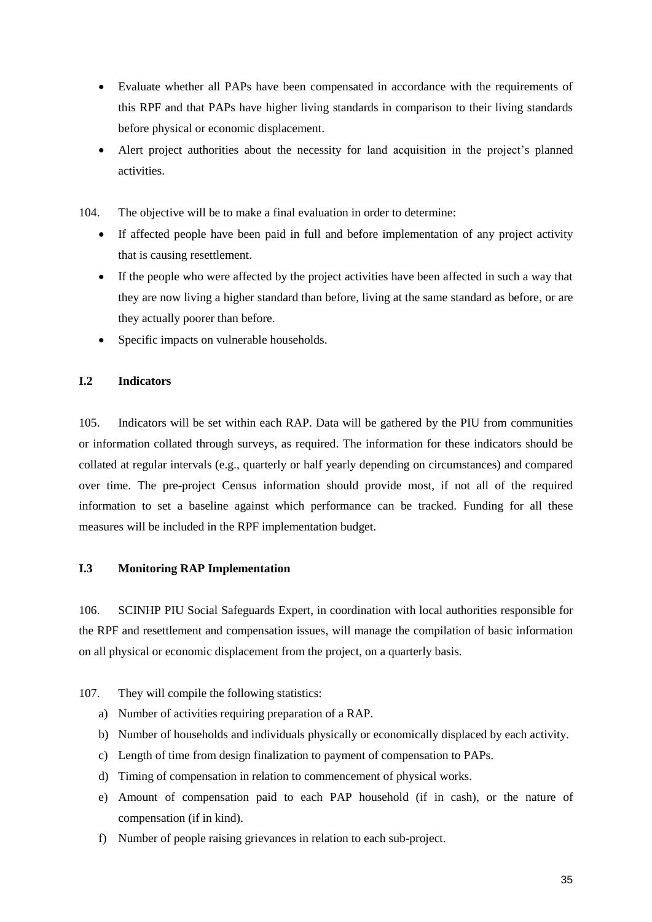- Evaluate whether all PAPs have been compensated in accordance with the requirements of this RPF and that PAPs have higher living standards in comparison to their living standards before physical or economic displacement.
- Alert project authorities about the necessity for land acquisition in the project's planned activities.

104. The objective will be to make a final evaluation in order to determine:

- If affected people have been paid in full and before implementation of any project activity that is causing resettlement.
- If the people who were affected by the project activities have been affected in such a way that they are now living a higher standard than before, living at the same standard as before, or are they actually poorer than before.
- Specific impacts on vulnerable households.

### I.2 Indicators

105. Indicators will be set within each RAP. Data will be gathered by the PIU from communities or information collated through surveys, as required. The information for these indicators should be collated at regular intervals (e.g., quarterly or half yearly depending on circumstances) and compared over time. The pre-project Census information should provide most, if not all of the required information to set a baseline against which performance can be tracked. Funding for all these measures will be included in the RPF implementation budget.

### I.3 Monitoring RAP Implementation

106. SCINHP PIU Social Safeguards Expert, in coordination with local authorities responsible for the RPF and resettlement and compensation issues, will manage the compilation of basic information on all physical or economic displacement from the project, on a quarterly basis.

107. They will compile the following statistics:

a) Number of activities requiring preparation of a RAP.
b) Number of households and individuals physically or economically displaced by each activity.
c) Length of time from design finalization to payment of compensation to PAPs.
d) Timing of compensation in relation to commencement of physical works.
e) Amount of compensation paid to each PAP household (if in cash), or the nature of compensation (if in kind).
f) Number of people raising grievances in relation to each sub-project.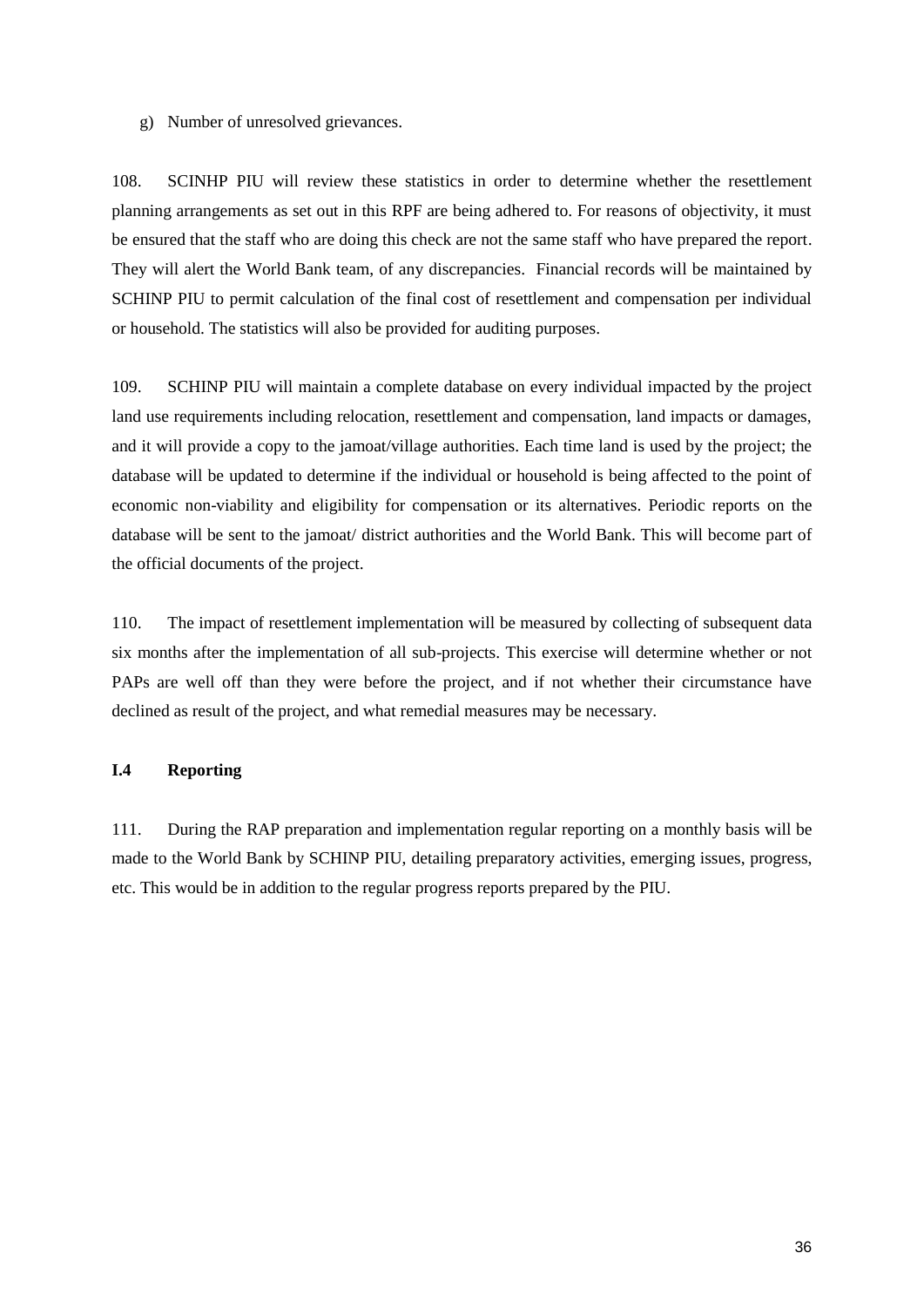g) Number of unresolved grievances.

108. SCINHP PIU will review these statistics in order to determine whether the resettlement planning arrangements as set out in this RPF are being adhered to. For reasons of objectivity, it must be ensured that the staff who are doing this check are not the same staff who have prepared the report. They will alert the World Bank team, of any discrepancies. Financial records will be maintained by SCHINP PIU to permit calculation of the final cost of resettlement and compensation per individual or household. The statistics will also be provided for auditing purposes.

109. SCHINP PIU will maintain a complete database on every individual impacted by the project land use requirements including relocation, resettlement and compensation, land impacts or damages, and it will provide a copy to the jamoat/village authorities. Each time land is used by the project; the database will be updated to determine if the individual or household is being affected to the point of economic non-viability and eligibility for compensation or its alternatives. Periodic reports on the database will be sent to the jamoat/ district authorities and the World Bank. This will become part of the official documents of the project.

110. The impact of resettlement implementation will be measured by collecting of subsequent data six months after the implementation of all sub-projects. This exercise will determine whether or not PAPs are well off than they were before the project, and if not whether their circumstance have declined as result of the project, and what remedial measures may be necessary.

### I.4 Reporting

111. During the RAP preparation and implementation regular reporting on a monthly basis will be made to the World Bank by SCHINP PIU, detailing preparatory activities, emerging issues, progress, etc. This would be in addition to the regular progress reports prepared by the PIU.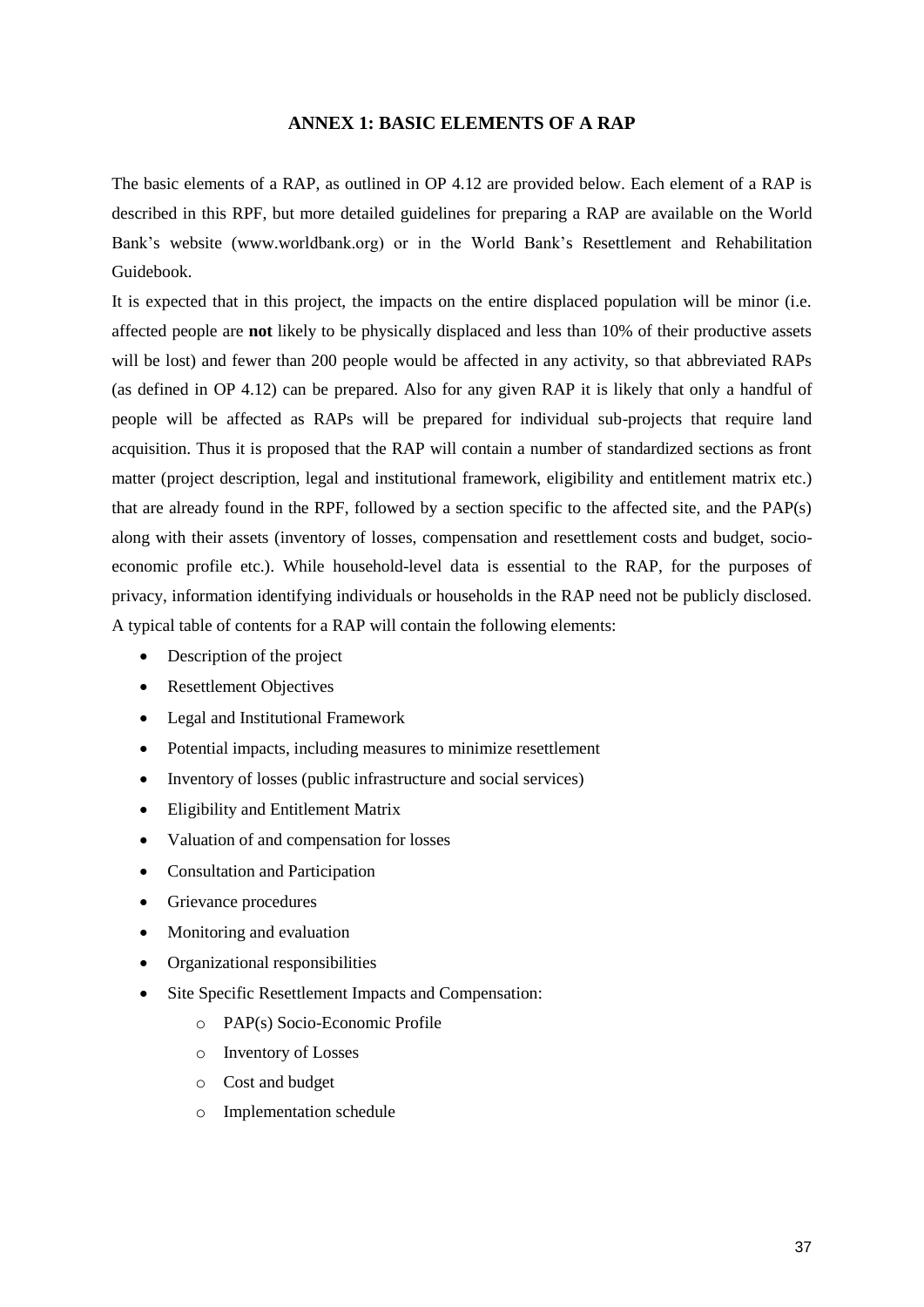## ANNEX 1: BASIC ELEMENTS OF A RAP

The basic elements of a RAP, as outlined in OP 4.12 are provided below. Each element of a RAP is described in this RPF, but more detailed guidelines for preparing a RAP are available on the World Bank's website (www.worldbank.org) or in the World Bank's Resettlement and Rehabilitation Guidebook.

It is expected that in this project, the impacts on the entire displaced population will be minor (i.e. affected people are **not** likely to be physically displaced and less than 10% of their productive assets will be lost) and fewer than 200 people would be affected in any activity, so that abbreviated RAPs (as defined in OP 4.12) can be prepared. Also for any given RAP it is likely that only a handful of people will be affected as RAPs will be prepared for individual sub-projects that require land acquisition. Thus it is proposed that the RAP will contain a number of standardized sections as front matter (project description, legal and institutional framework, eligibility and entitlement matrix etc.) that are already found in the RPF, followed by a section specific to the affected site, and the PAP(s) along with their assets (inventory of losses, compensation and resettlement costs and budget, socio-economic profile etc.). While household-level data is essential to the RAP, for the purposes of privacy, information identifying individuals or households in the RAP need not be publicly disclosed. A typical table of contents for a RAP will contain the following elements:

- Description of the project
- Resettlement Objectives
- Legal and Institutional Framework
- Potential impacts, including measures to minimize resettlement
- Inventory of losses (public infrastructure and social services)
- Eligibility and Entitlement Matrix
- Valuation of and compensation for losses
- Consultation and Participation
- Grievance procedures
- Monitoring and evaluation
- Organizational responsibilities
- Site Specific Resettlement Impacts and Compensation:
  - PAP(s) Socio-Economic Profile
  - Inventory of Losses
  - Cost and budget
  - Implementation schedule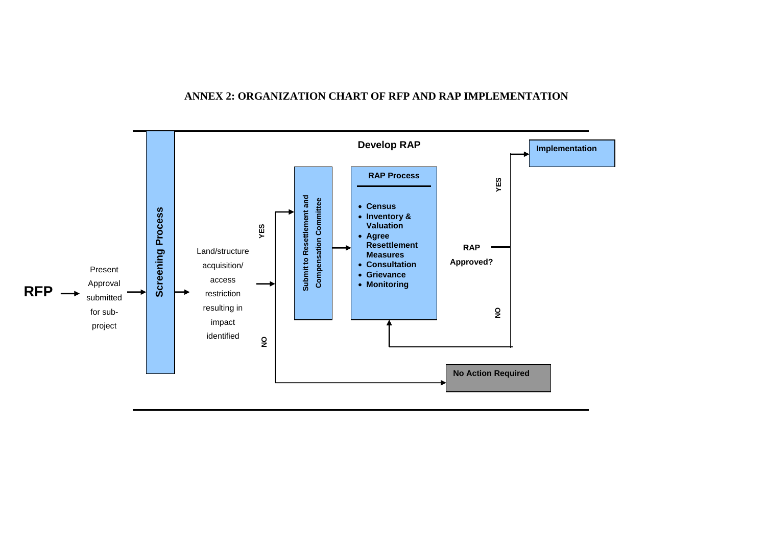# ANNEX 2: ORGANIZATION CHART OF RFP AND RAP IMPLEMENTATION

RFP

Present Approval submitted for sub-project

Screening Process

Land/structure acquisition/ access restriction resulting in impact identified

YES

NO

Submit to Resettlement and Compensation Committee

Develop RAP

RAP Process

- Census
- Inventory & Valuation
- Agree Resettlement Measures
- Consultation
- Grievance
- Monitoring

RAP Approved?

YES

NO

Implementation

No Action Required